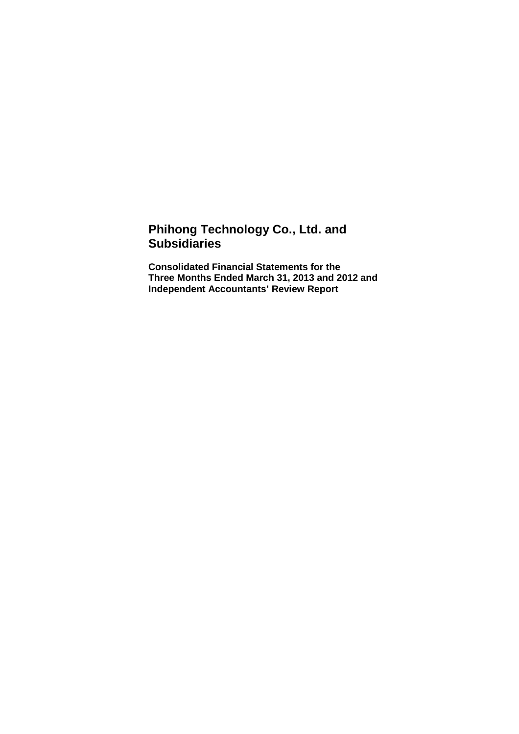# Phihong Technology Co., Ltd. and Subsidiaries

**Consolidated Financial Statements for the Three Months Ended March 31, 2013 and 2012 and Independent Accountants' Review Report**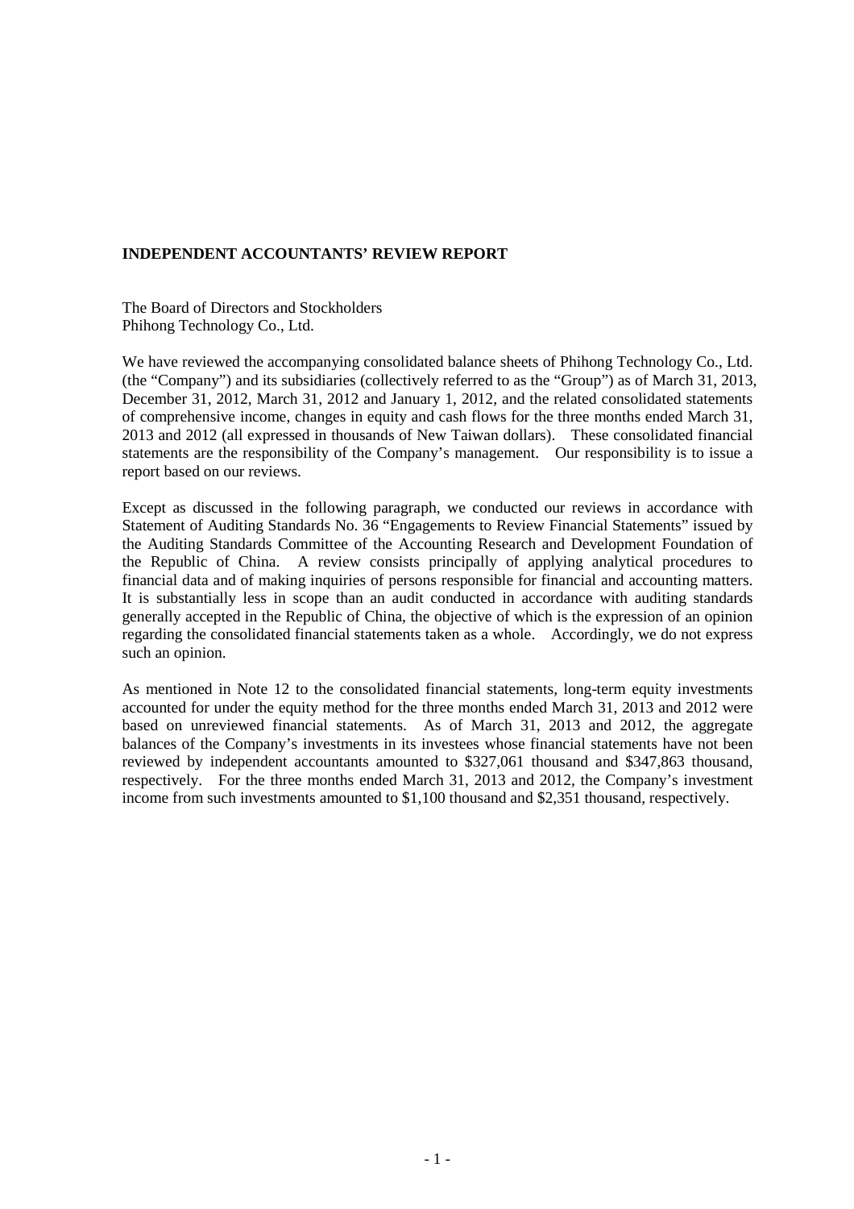**INDEPENDENT ACCOUNTANTS' REVIEW REPORT**

The Board of Directors and Stockholders
Phihong Technology Co., Ltd.

We have reviewed the accompanying consolidated balance sheets of Phihong Technology Co., Ltd. (the "Company") and its subsidiaries (collectively referred to as the "Group") as of March 31, 2013, December 31, 2012, March 31, 2012 and January 1, 2012, and the related consolidated statements of comprehensive income, changes in equity and cash flows for the three months ended March 31, 2013 and 2012 (all expressed in thousands of New Taiwan dollars). These consolidated financial statements are the responsibility of the Company's management. Our responsibility is to issue a report based on our reviews.

Except as discussed in the following paragraph, we conducted our reviews in accordance with Statement of Auditing Standards No. 36 "Engagements to Review Financial Statements" issued by the Auditing Standards Committee of the Accounting Research and Development Foundation of the Republic of China. A review consists principally of applying analytical procedures to financial data and of making inquiries of persons responsible for financial and accounting matters. It is substantially less in scope than an audit conducted in accordance with auditing standards generally accepted in the Republic of China, the objective of which is the expression of an opinion regarding the consolidated financial statements taken as a whole. Accordingly, we do not express such an opinion.

As mentioned in Note 12 to the consolidated financial statements, long-term equity investments accounted for under the equity method for the three months ended March 31, 2013 and 2012 were based on unreviewed financial statements. As of March 31, 2013 and 2012, the aggregate balances of the Company's investments in its investees whose financial statements have not been reviewed by independent accountants amounted to $327,061 thousand and $347,863 thousand, respectively. For the three months ended March 31, 2013 and 2012, the Company's investment income from such investments amounted to $1,100 thousand and $2,351 thousand, respectively.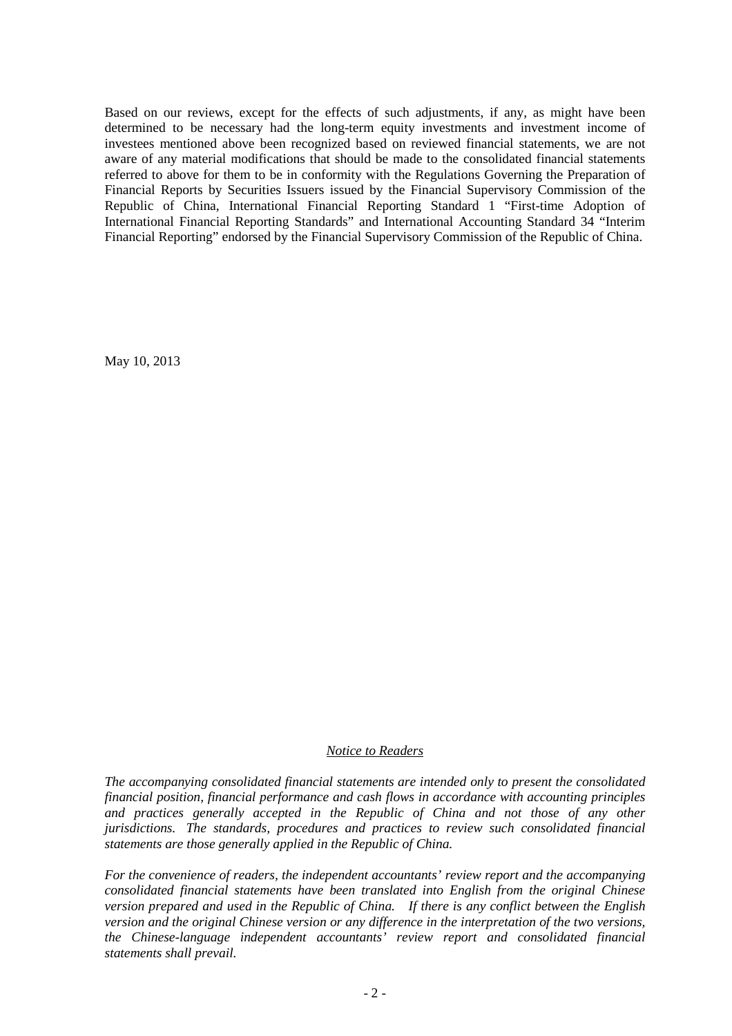Based on our reviews, except for the effects of such adjustments, if any, as might have been determined to be necessary had the long-term equity investments and investment income of investees mentioned above been recognized based on reviewed financial statements, we are not aware of any material modifications that should be made to the consolidated financial statements referred to above for them to be in conformity with the Regulations Governing the Preparation of Financial Reports by Securities Issuers issued by the Financial Supervisory Commission of the Republic of China, International Financial Reporting Standard 1 "First-time Adoption of International Financial Reporting Standards" and International Accounting Standard 34 "Interim Financial Reporting" endorsed by the Financial Supervisory Commission of the Republic of China.

May 10, 2013

*Notice to Readers*

*The accompanying consolidated financial statements are intended only to present the consolidated financial position, financial performance and cash flows in accordance with accounting principles and practices generally accepted in the Republic of China and not those of any other jurisdictions. The standards, procedures and practices to review such consolidated financial statements are those generally applied in the Republic of China.*

*For the convenience of readers, the independent accountants' review report and the accompanying consolidated financial statements have been translated into English from the original Chinese version prepared and used in the Republic of China. If there is any conflict between the English version and the original Chinese version or any difference in the interpretation of the two versions, the Chinese-language independent accountants' review report and consolidated financial statements shall prevail.*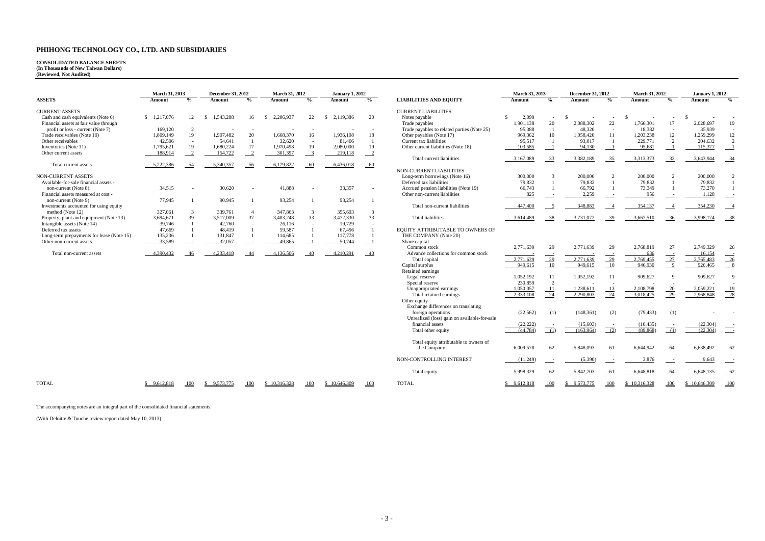# PHIHONG TECHNOLOGY CO., LTD. AND SUBSIDIARIES

**CONSOLIDATED BALANCE SHEETS**
**(In Thousands of New Taiwan Dollars)**
**(Reviewed, Not Audited)**

| ASSETS | March 31, 2013 Amount | % | December 31, 2012 Amount | % | March 31, 2012 Amount | % | January 1, 2012 Amount | % |
|---|---|---|---|---|---|---|---|---|
| CURRENT ASSETS | | | | | | | | |
| Cash and cash equivalents (Note 6) | $ 1,217,076 | 12 | $ 1,543,288 | 16 | $ 2,206,937 | 22 | $ 2,119,386 | 20 |
| Financial assets at fair value through profit or loss - current (Note 7) | 169,120 | 2 | - | - | - | - | - | - |
| Trade receivables (Note 10) | 1,809,149 | 19 | 1,907,482 | 20 | 1,668,370 | 16 | 1,936,108 | 18 |
| Other receivables | 42,506 | - | 54,641 | 1 | 32,620 | - | 81,406 | 1 |
| Inventories (Note 11) | 1,795,621 | 19 | 1,680,224 | 17 | 1,970,498 | 19 | 2,080,000 | 19 |
| Other current assets | 188,914 | 2 | 154,722 | 2 | 301,397 | 3 | 219,118 | 2 |
| Total current assets | 5,222,386 | 54 | 5,340,357 | 56 | 6,179,822 | 60 | 6,436,018 | 60 |
| NON-CURRENT ASSETS | | | | | | | | |
| Available-for-sale financial assets - non-current (Note 8) | 34,515 | - | 30,620 | - | 41,888 | - | 33,357 | - |
| Financial assets measured at cost - non-current (Note 9) | 77,945 | 1 | 90,945 | 1 | 93,254 | 1 | 93,254 | 1 |
| Investments accounted for using equity method (Note 12) | 327,061 | 3 | 339,761 | 4 | 347,863 | 3 | 355,603 | 3 |
| Property, plant and equipment (Note 13) | 3,694,671 | 39 | 3,517,009 | 37 | 3,403,248 | 33 | 3,472,330 | 33 |
| Intangible assets (Note 14) | 39,746 | 1 | 42,760 | - | 26,116 | - | 19,729 | - |
| Deferred tax assets | 47,669 | 1 | 48,419 | 1 | 59,587 | 1 | 67,496 | 1 |
| Long-term prepayments for lease (Note 15) | 135,236 | 1 | 131,847 | 1 | 114,685 | 1 | 117,778 | 1 |
| Other non-current assets | 33,589 | - | 32,057 | - | 49,865 | 1 | 50,744 | 1 |
| Total non-current assets | 4,390,432 | 46 | 4,233,418 | 44 | 4,136,506 | 40 | 4,210,291 | 40 |
| TOTAL | $ 9,612,818 | 100 | $ 9,573,775 | 100 | $ 10,316,328 | 100 | $ 10,646,309 | 100 |

| LIABILITIES AND EQUITY | March 31, 2013 Amount | % | December 31, 2012 Amount | % | March 31, 2012 Amount | % | January 1, 2012 Amount | % |
|---|---|---|---|---|---|---|---|---|
| CURRENT LIABILITIES | | | | | | | | |
| Notes payable | $ 2,099 | - | $ - | - | $ - | - | $ - | - |
| Trade payables | 1,901,138 | 20 | 2,088,302 | 22 | 1,766,301 | 17 | 2,028,697 | 19 |
| Trade payables to related parties (Note 25) | 95,388 | 1 | 48,320 | - | 18,382 | - | 35,939 | - |
| Other payables (Note 17) | 969,362 | 10 | 1,058,420 | 11 | 1,203,238 | 12 | 1,259,299 | 12 |
| Current tax liabilities | 95,517 | 1 | 93,017 | 1 | 229,771 | 2 | 204,632 | 2 |
| Other current liabilities (Note 18) | 103,585 | 1 | 94,130 | 1 | 95,681 | 1 | 115,377 | 1 |
| Total current liabilities | 3,167,089 | 33 | 3,382,189 | 35 | 3,313,373 | 32 | 3,643,944 | 34 |
| NON-CURRENT LIABILITIES | | | | | | | | |
| Long-term borrowings (Note 16) | 300,000 | 3 | 200,000 | 2 | 200,000 | 2 | 200,000 | 2 |
| Deferred tax liabilities | 79,832 | 1 | 79,832 | 1 | 79,832 | 1 | 79,832 | 1 |
| Accrued pension liabilities (Note 19) | 66,743 | 1 | 66,792 | 1 | 73,349 | 1 | 73,270 | 1 |
| Other non-current liabilities | 825 | - | 2,259 | - | 956 | - | 1,128 | - |
| Total non-current liabilities | 447,400 | 5 | 348,883 | 4 | 354,137 | 4 | 354,230 | 4 |
| Total liabilities | 3,614,489 | 38 | 3,731,072 | 39 | 3,667,510 | 36 | 3,998,174 | 38 |
| EQUITY ATTRIBUTABLE TO OWNERS OF THE COMPANY (Note 20) | | | | | | | | |
| Share capital | | | | | | | | |
| Common stock | 2,771,639 | 29 | 2,771,639 | 29 | 2,768,819 | 27 | 2,749,329 | 26 |
| Advance collections for common stock | - | - | - | - | 636 | - | 16,154 | - |
| Total capital | 2,771,639 | 29 | 2,771,639 | 29 | 2,769,455 | 27 | 2,765,483 | 26 |
| Capital surplus | 949,615 | 10 | 949,615 | 10 | 946,930 | 9 | 926,465 | 8 |
| Retained earnings | | | | | | | | |
| Legal reserve | 1,052,192 | 11 | 1,052,192 | 11 | 909,627 | 9 | 909,627 | 9 |
| Special reserve | 230,859 | 2 | - | - | - | - | - | - |
| Unappropriated earnings | 1,050,057 | 11 | 1,238,611 | 13 | 2,108,798 | 20 | 2,059,221 | 19 |
| Total retained earnings | 2,333,108 | 24 | 2,290,803 | 24 | 3,018,425 | 29 | 2,968,848 | 28 |
| Other equity | | | | | | | | |
| Exchange differences on translating foreign operations | (22,562) | (1) | (148,361) | (2) | (79,433) | (1) | - | - |
| Unrealized (loss) gain on available-for-sale financial assets | (22,222) | - | (15,603) | - | (10,435) | - | (22,304) | - |
| Total other equity | (44,784) | (1) | (163,964) | (2) | (89,868) | (1) | (22,304) | - |
| Total equity attributable to owners of the Company | 6,009,578 | 62 | 5,848,093 | 61 | 6,644,942 | 64 | 6,638,492 | 62 |
| NON-CONTROLLING INTEREST | (11,249) | - | (5,390) | - | 3,876 | - | 9,643 | - |
| Total equity | 5,998,329 | 62 | 5,842,703 | 61 | 6,648,818 | 64 | 6,648,135 | 62 |
| TOTAL | $ 9,612,818 | 100 | $ 9,573,775 | 100 | $ 10,316,328 | 100 | $ 10,646,309 | 100 |

The accompanying notes are an integral part of the consolidated financial statements.

(With Deloitte & Touche review report dated May 10, 2013)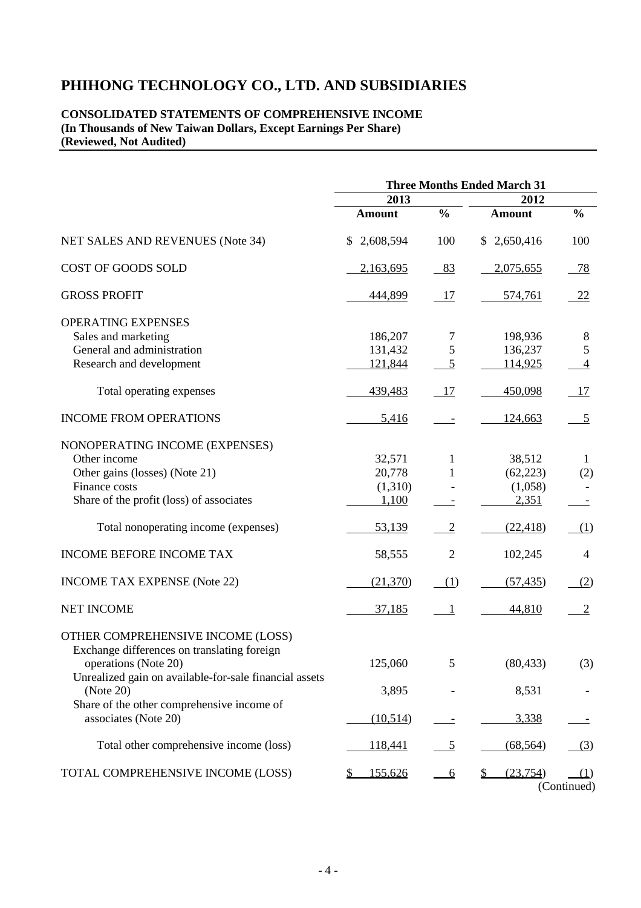# PHIHONG TECHNOLOGY CO., LTD. AND SUBSIDIARIES

**CONSOLIDATED STATEMENTS OF COMPREHENSIVE INCOME**
**(In Thousands of New Taiwan Dollars, Except Earnings Per Share)**
**(Reviewed, Not Audited)**

| | Three Months Ended March 31 | | | |
|---|---|---|---|---|
| | 2013 | | 2012 | |
| | Amount | % | Amount | % |
| NET SALES AND REVENUES (Note 34) | $ 2,608,594 | 100 | $ 2,650,416 | 100 |
| COST OF GOODS SOLD | 2,163,695 | 83 | 2,075,655 | 78 |
| GROSS PROFIT | 444,899 | 17 | 574,761 | 22 |
| OPERATING EXPENSES | | | | |
| Sales and marketing | 186,207 | 7 | 198,936 | 8 |
| General and administration | 131,432 | 5 | 136,237 | 5 |
| Research and development | 121,844 | 5 | 114,925 | 4 |
| Total operating expenses | 439,483 | 17 | 450,098 | 17 |
| INCOME FROM OPERATIONS | 5,416 | - | 124,663 | 5 |
| NONOPERATING INCOME (EXPENSES) | | | | |
| Other income | 32,571 | 1 | 38,512 | 1 |
| Other gains (losses) (Note 21) | 20,778 | 1 | (62,223) | (2) |
| Finance costs | (1,310) | - | (1,058) | - |
| Share of the profit (loss) of associates | 1,100 | - | 2,351 | - |
| Total nonoperating income (expenses) | 53,139 | 2 | (22,418) | (1) |
| INCOME BEFORE INCOME TAX | 58,555 | 2 | 102,245 | 4 |
| INCOME TAX EXPENSE (Note 22) | (21,370) | (1) | (57,435) | (2) |
| NET INCOME | 37,185 | 1 | 44,810 | 2 |
| OTHER COMPREHENSIVE INCOME (LOSS) | | | | |
| Exchange differences on translating foreign operations (Note 20) | 125,060 | 5 | (80,433) | (3) |
| Unrealized gain on available-for-sale financial assets (Note 20) | 3,895 | - | 8,531 | - |
| Share of the other comprehensive income of associates (Note 20) | (10,514) | - | 3,338 | - |
| Total other comprehensive income (loss) | 118,441 | 5 | (68,564) | (3) |
| TOTAL COMPREHENSIVE INCOME (LOSS) | $ 155,626 | 6 | $ (23,754) | (1) |

(Continued)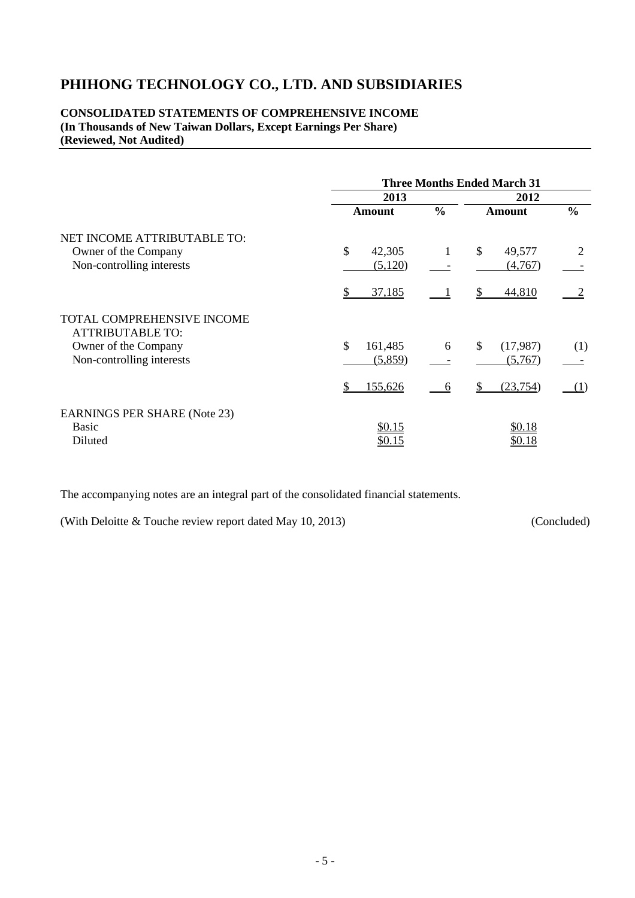# PHIHONG TECHNOLOGY CO., LTD. AND SUBSIDIARIES

**CONSOLIDATED STATEMENTS OF COMPREHENSIVE INCOME**
**(In Thousands of New Taiwan Dollars, Except Earnings Per Share)**
**(Reviewed, Not Audited)**

| | Three Months Ended March 31 | | | |
|---|---|---|---|---|
| | 2013 | | 2012 | |
| | Amount | % | Amount | % |
| NET INCOME ATTRIBUTABLE TO: | | | | |
| Owner of the Company | $ 42,305 | 1 | $ 49,577 | 2 |
| Non-controlling interests | (5,120) | - | (4,767) | - |
| | $ 37,185 | 1 | $ 44,810 | 2 |
| TOTAL COMPREHENSIVE INCOME ATTRIBUTABLE TO: | | | | |
| Owner of the Company | $ 161,485 | 6 | $ (17,987) | (1) |
| Non-controlling interests | (5,859) | - | (5,767) | - |
| | $ 155,626 | 6 | $ (23,754) | (1) |
| EARNINGS PER SHARE (Note 23) | | | | |
| Basic | $0.15 | | $0.18 | |
| Diluted | $0.15 | | $0.18 | |

The accompanying notes are an integral part of the consolidated financial statements.

(With Deloitte & Touche review report dated May 10, 2013) (Concluded)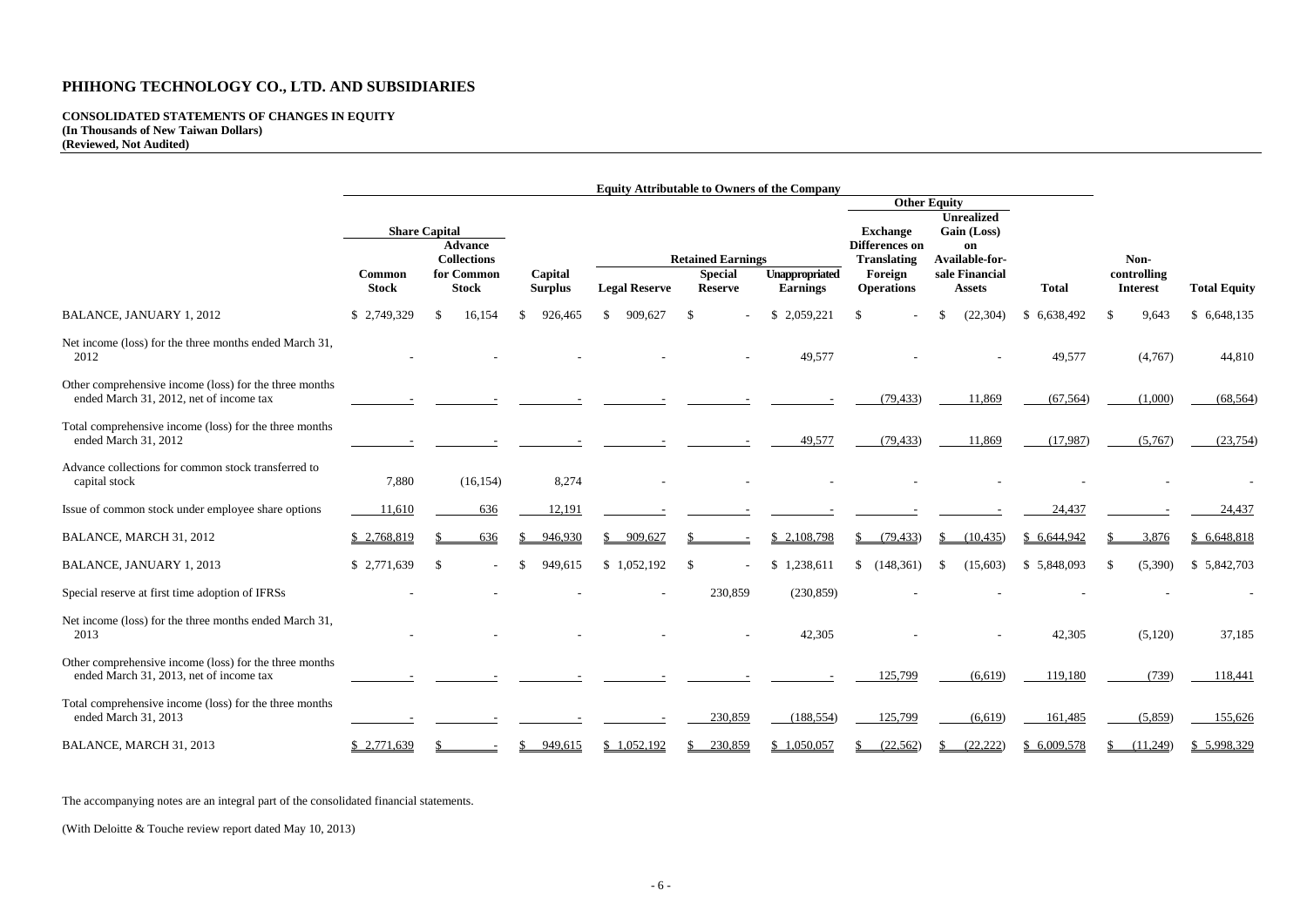# PHIHONG TECHNOLOGY CO., LTD. AND SUBSIDIARIES

**CONSOLIDATED STATEMENTS OF CHANGES IN EQUITY**
**(In Thousands of New Taiwan Dollars)**
**(Reviewed, Not Audited)**

| | Equity Attributable to Owners of the Company | | | | | | | | | Non-controlling Interest | Total Equity |
|---|---|---|---|---|---|---|---|---|---|---|---|
| | Share Capital | | | Retained Earnings | | | Other Equity | | | | |
| | Common Stock | Advance Collections for Common Stock | Capital Surplus | Legal Reserve | Special Reserve | Unappropriated Earnings | Exchange Differences on Translating Foreign Operations | Unrealized Gain (Loss) on Available-for-sale Financial Assets | Total | | |
| BALANCE, JANUARY 1, 2012 | $ 2,749,329 | $ 16,154 | $ 926,465 | $ 909,627 | $ - | $ 2,059,221 | $ - | $ (22,304) | $ 6,638,492 | $ 9,643 | $ 6,648,135 |
| Net income (loss) for the three months ended March 31, 2012 | - | - | - | - | - | 49,577 | - | - | 49,577 | (4,767) | 44,810 |
| Other comprehensive income (loss) for the three months ended March 31, 2012, net of income tax | - | - | - | - | - | - | (79,433) | 11,869 | (67,564) | (1,000) | (68,564) |
| Total comprehensive income (loss) for the three months ended March 31, 2012 | - | - | - | - | - | 49,577 | (79,433) | 11,869 | (17,987) | (5,767) | (23,754) |
| Advance collections for common stock transferred to capital stock | 7,880 | (16,154) | 8,274 | - | - | - | - | - | - | - | - |
| Issue of common stock under employee share options | 11,610 | 636 | 12,191 | - | - | - | - | - | 24,437 | - | 24,437 |
| BALANCE, MARCH 31, 2012 | $ 2,768,819 | $ 636 | $ 946,930 | $ 909,627 | $ - | $ 2,108,798 | $ (79,433) | $ (10,435) | $ 6,644,942 | $ 3,876 | $ 6,648,818 |
| BALANCE, JANUARY 1, 2013 | $ 2,771,639 | $ - | $ 949,615 | $ 1,052,192 | $ - | $ 1,238,611 | $ (148,361) | $ (15,603) | $ 5,848,093 | $ (5,390) | $ 5,842,703 |
| Special reserve at first time adoption of IFRSs | - | - | - | - | 230,859 | (230,859) | - | - | - | - | - |
| Net income (loss) for the three months ended March 31, 2013 | - | - | - | - | - | 42,305 | - | - | 42,305 | (5,120) | 37,185 |
| Other comprehensive income (loss) for the three months ended March 31, 2013, net of income tax | - | - | - | - | - | - | 125,799 | (6,619) | 119,180 | (739) | 118,441 |
| Total comprehensive income (loss) for the three months ended March 31, 2013 | - | - | - | - | 230,859 | (188,554) | 125,799 | (6,619) | 161,485 | (5,859) | 155,626 |
| BALANCE, MARCH 31, 2013 | $ 2,771,639 | $ - | $ 949,615 | $ 1,052,192 | $ 230,859 | $ 1,050,057 | $ (22,562) | $ (22,222) | $ 6,009,578 | $ (11,249) | $ 5,998,329 |

The accompanying notes are an integral part of the consolidated financial statements.

(With Deloitte & Touche review report dated May 10, 2013)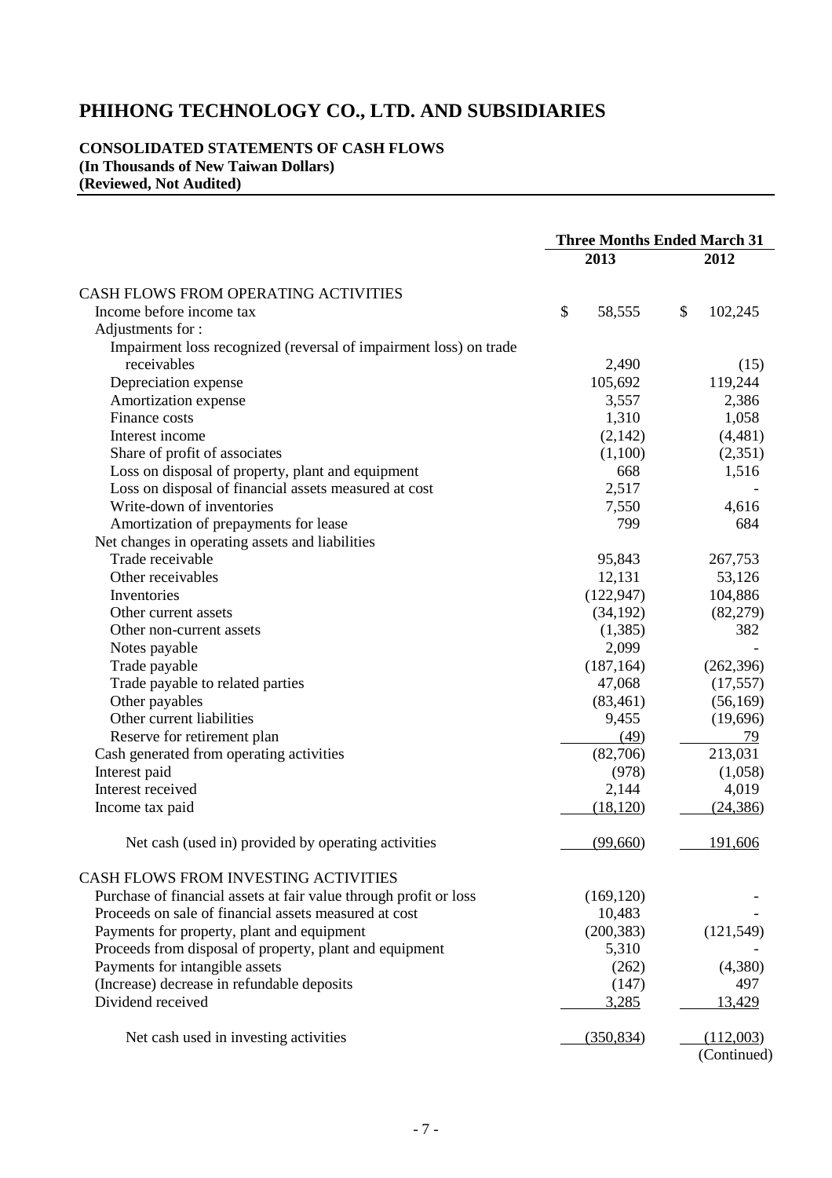# PHIHONG TECHNOLOGY CO., LTD. AND SUBSIDIARIES

**CONSOLIDATED STATEMENTS OF CASH FLOWS**
**(In Thousands of New Taiwan Dollars)**
**(Reviewed, Not Audited)**

| | Three Months Ended March 31 | |
|---|---|---|
| | 2013 | 2012 |
| CASH FLOWS FROM OPERATING ACTIVITIES | | |
| Income before income tax | $ 58,555 | $ 102,245 |
| Adjustments for : | | |
| Impairment loss recognized (reversal of impairment loss) on trade receivables | 2,490 | (15) |
| Depreciation expense | 105,692 | 119,244 |
| Amortization expense | 3,557 | 2,386 |
| Finance costs | 1,310 | 1,058 |
| Interest income | (2,142) | (4,481) |
| Share of profit of associates | (1,100) | (2,351) |
| Loss on disposal of property, plant and equipment | 668 | 1,516 |
| Loss on disposal of financial assets measured at cost | 2,517 | - |
| Write-down of inventories | 7,550 | 4,616 |
| Amortization of prepayments for lease | 799 | 684 |
| Net changes in operating assets and liabilities | | |
| Trade receivable | 95,843 | 267,753 |
| Other receivables | 12,131 | 53,126 |
| Inventories | (122,947) | 104,886 |
| Other current assets | (34,192) | (82,279) |
| Other non-current assets | (1,385) | 382 |
| Notes payable | 2,099 | - |
| Trade payable | (187,164) | (262,396) |
| Trade payable to related parties | 47,068 | (17,557) |
| Other payables | (83,461) | (56,169) |
| Other current liabilities | 9,455 | (19,696) |
| Reserve for retirement plan | (49) | 79 |
| Cash generated from operating activities | (82,706) | 213,031 |
| Interest paid | (978) | (1,058) |
| Interest received | 2,144 | 4,019 |
| Income tax paid | (18,120) | (24,386) |
| Net cash (used in) provided by operating activities | (99,660) | 191,606 |
| CASH FLOWS FROM INVESTING ACTIVITIES | | |
| Purchase of financial assets at fair value through profit or loss | (169,120) | - |
| Proceeds on sale of financial assets measured at cost | 10,483 | - |
| Payments for property, plant and equipment | (200,383) | (121,549) |
| Proceeds from disposal of property, plant and equipment | 5,310 | - |
| Payments for intangible assets | (262) | (4,380) |
| (Increase) decrease in refundable deposits | (147) | 497 |
| Dividend received | 3,285 | 13,429 |
| Net cash used in investing activities | (350,834) | (112,003) |

(Continued)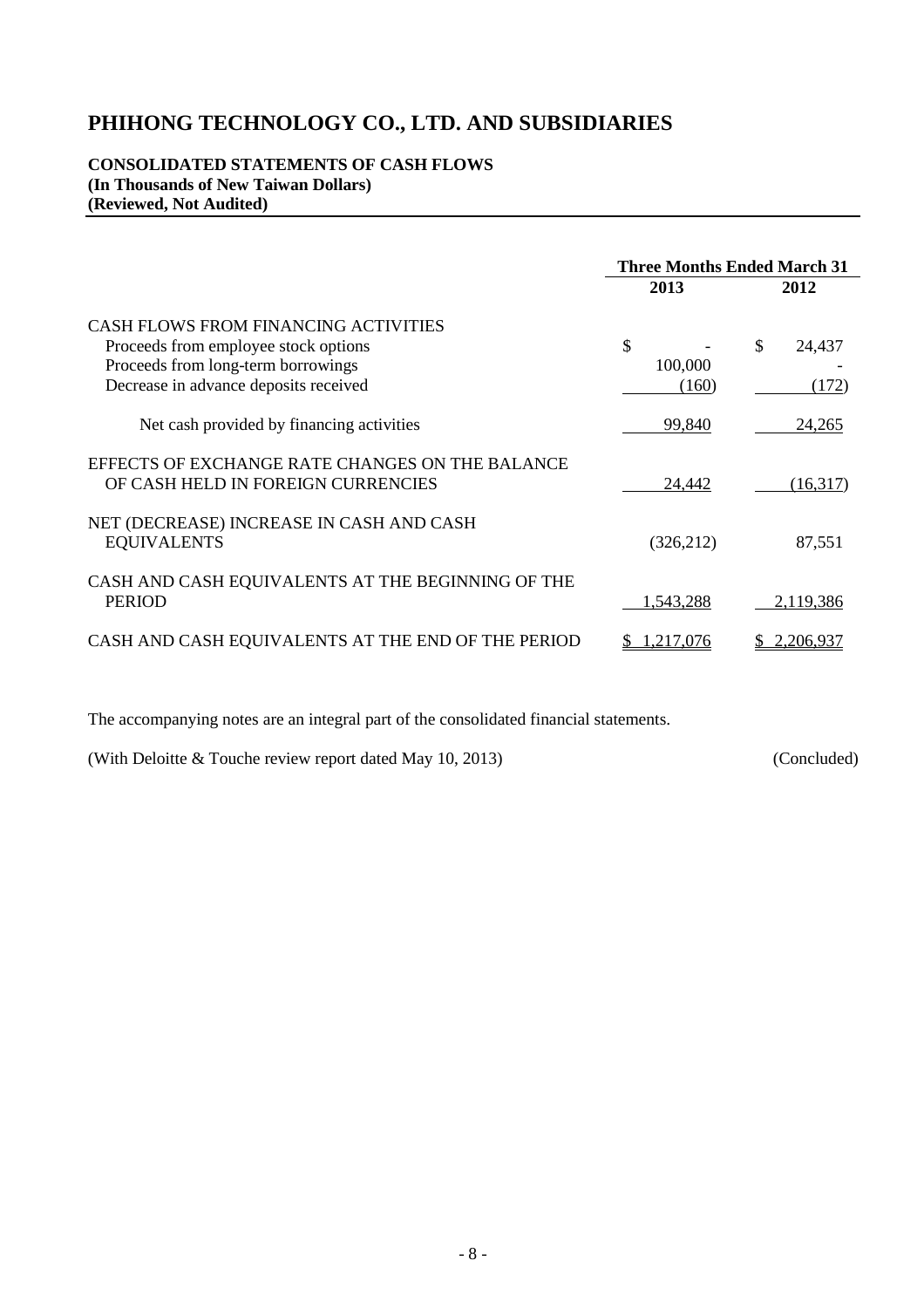# PHIHONG TECHNOLOGY CO., LTD. AND SUBSIDIARIES

**CONSOLIDATED STATEMENTS OF CASH FLOWS**
**(In Thousands of New Taiwan Dollars)**
**(Reviewed, Not Audited)**

| | Three Months Ended March 31 | |
|---|---|---|
| | **2013** | **2012** |
| CASH FLOWS FROM FINANCING ACTIVITIES | | |
| Proceeds from employee stock options | $ - | $ 24,437 |
| Proceeds from long-term borrowings | 100,000 | - |
| Decrease in advance deposits received | (160) | (172) |
| Net cash provided by financing activities | 99,840 | 24,265 |
| EFFECTS OF EXCHANGE RATE CHANGES ON THE BALANCE OF CASH HELD IN FOREIGN CURRENCIES | 24,442 | (16,317) |
| NET (DECREASE) INCREASE IN CASH AND CASH EQUIVALENTS | (326,212) | 87,551 |
| CASH AND CASH EQUIVALENTS AT THE BEGINNING OF THE PERIOD | 1,543,288 | 2,119,386 |
| CASH AND CASH EQUIVALENTS AT THE END OF THE PERIOD | $ 1,217,076 | $ 2,206,937 |

The accompanying notes are an integral part of the consolidated financial statements.

(With Deloitte & Touche review report dated May 10, 2013) (Concluded)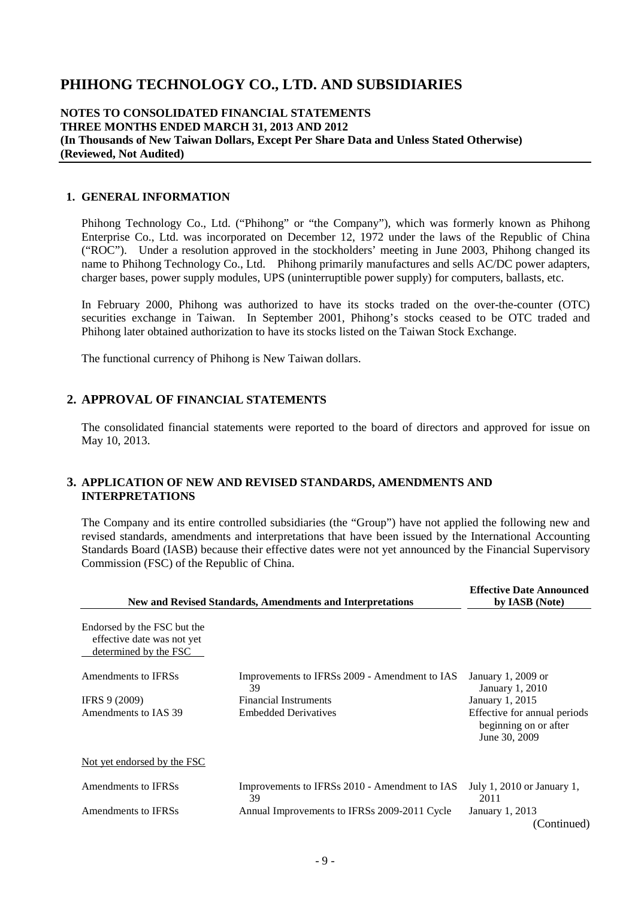# PHIHONG TECHNOLOGY CO., LTD. AND SUBSIDIARIES

**NOTES TO CONSOLIDATED FINANCIAL STATEMENTS**
**THREE MONTHS ENDED MARCH 31, 2013 AND 2012**
**(In Thousands of New Taiwan Dollars, Except Per Share Data and Unless Stated Otherwise)**
**(Reviewed, Not Audited)**

## 1. GENERAL INFORMATION

Phihong Technology Co., Ltd. ("Phihong" or "the Company"), which was formerly known as Phihong Enterprise Co., Ltd. was incorporated on December 12, 1972 under the laws of the Republic of China ("ROC"). Under a resolution approved in the stockholders' meeting in June 2003, Phihong changed its name to Phihong Technology Co., Ltd. Phihong primarily manufactures and sells AC/DC power adapters, charger bases, power supply modules, UPS (uninterruptible power supply) for computers, ballasts, etc.

In February 2000, Phihong was authorized to have its stocks traded on the over-the-counter (OTC) securities exchange in Taiwan. In September 2001, Phihong's stocks ceased to be OTC traded and Phihong later obtained authorization to have its stocks listed on the Taiwan Stock Exchange.

The functional currency of Phihong is New Taiwan dollars.

## 2. APPROVAL OF FINANCIAL STATEMENTS

The consolidated financial statements were reported to the board of directors and approved for issue on May 10, 2013.

## 3. APPLICATION OF NEW AND REVISED STANDARDS, AMENDMENTS AND INTERPRETATIONS

The Company and its entire controlled subsidiaries (the "Group") have not applied the following new and revised standards, amendments and interpretations that have been issued by the International Accounting Standards Board (IASB) because their effective dates were not yet announced by the Financial Supervisory Commission (FSC) of the Republic of China.

| New and Revised Standards, Amendments and Interpretations | | Effective Date Announced by IASB (Note) |
|---|---|---|
| Endorsed by the FSC but the effective date was not yet determined by the FSC | | |
| Amendments to IFRSs | Improvements to IFRSs 2009 - Amendment to IAS 39 | January 1, 2009 or January 1, 2010 |
| IFRS 9 (2009) | Financial Instruments | January 1, 2015 |
| Amendments to IAS 39 | Embedded Derivatives | Effective for annual periods beginning on or after June 30, 2009 |
| Not yet endorsed by the FSC | | |
| Amendments to IFRSs | Improvements to IFRSs 2010 - Amendment to IAS 39 | July 1, 2010 or January 1, 2011 |
| Amendments to IFRSs | Annual Improvements to IFRSs 2009-2011 Cycle | January 1, 2013 |

(Continued)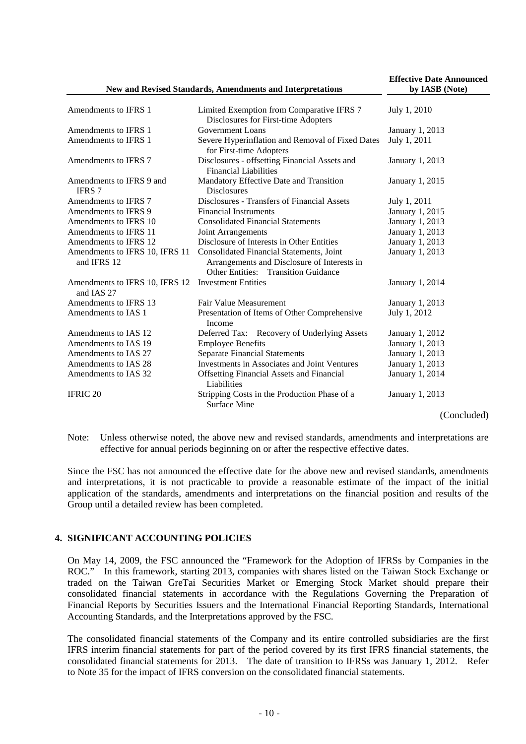| New and Revised Standards, Amendments and Interpretations | | Effective Date Announced by IASB (Note) |
|---|---|---|
| Amendments to IFRS 1 | Limited Exemption from Comparative IFRS 7 Disclosures for First-time Adopters | July 1, 2010 |
| Amendments to IFRS 1 | Government Loans | January 1, 2013 |
| Amendments to IFRS 1 | Severe Hyperinflation and Removal of Fixed Dates for First-time Adopters | July 1, 2011 |
| Amendments to IFRS 7 | Disclosures - offsetting Financial Assets and Financial Liabilities | January 1, 2013 |
| Amendments to IFRS 9 and IFRS 7 | Mandatory Effective Date and Transition Disclosures | January 1, 2015 |
| Amendments to IFRS 7 | Disclosures - Transfers of Financial Assets | July 1, 2011 |
| Amendments to IFRS 9 | Financial Instruments | January 1, 2015 |
| Amendments to IFRS 10 | Consolidated Financial Statements | January 1, 2013 |
| Amendments to IFRS 11 | Joint Arrangements | January 1, 2013 |
| Amendments to IFRS 12 | Disclosure of Interests in Other Entities | January 1, 2013 |
| Amendments to IFRS 10, IFRS 11 and IFRS 12 | Consolidated Financial Statements, Joint Arrangements and Disclosure of Interests in Other Entities: Transition Guidance | January 1, 2013 |
| Amendments to IFRS 10, IFRS 12 and IAS 27 | Investment Entities | January 1, 2014 |
| Amendments to IFRS 13 | Fair Value Measurement | January 1, 2013 |
| Amendments to IAS 1 | Presentation of Items of Other Comprehensive Income | July 1, 2012 |
| Amendments to IAS 12 | Deferred Tax: Recovery of Underlying Assets | January 1, 2012 |
| Amendments to IAS 19 | Employee Benefits | January 1, 2013 |
| Amendments to IAS 27 | Separate Financial Statements | January 1, 2013 |
| Amendments to IAS 28 | Investments in Associates and Joint Ventures | January 1, 2013 |
| Amendments to IAS 32 | Offsetting Financial Assets and Financial Liabilities | January 1, 2014 |
| IFRIC 20 | Stripping Costs in the Production Phase of a Surface Mine | January 1, 2013 |

(Concluded)

Note: Unless otherwise noted, the above new and revised standards, amendments and interpretations are effective for annual periods beginning on or after the respective effective dates.

Since the FSC has not announced the effective date for the above new and revised standards, amendments and interpretations, it is not practicable to provide a reasonable estimate of the impact of the initial application of the standards, amendments and interpretations on the financial position and results of the Group until a detailed review has been completed.

## 4. SIGNIFICANT ACCOUNTING POLICIES

On May 14, 2009, the FSC announced the "Framework for the Adoption of IFRSs by Companies in the ROC." In this framework, starting 2013, companies with shares listed on the Taiwan Stock Exchange or traded on the Taiwan GreTai Securities Market or Emerging Stock Market should prepare their consolidated financial statements in accordance with the Regulations Governing the Preparation of Financial Reports by Securities Issuers and the International Financial Reporting Standards, International Accounting Standards, and the Interpretations approved by the FSC.

The consolidated financial statements of the Company and its entire controlled subsidiaries are the first IFRS interim financial statements for part of the period covered by its first IFRS financial statements, the consolidated financial statements for 2013. The date of transition to IFRSs was January 1, 2012. Refer to Note 35 for the impact of IFRS conversion on the consolidated financial statements.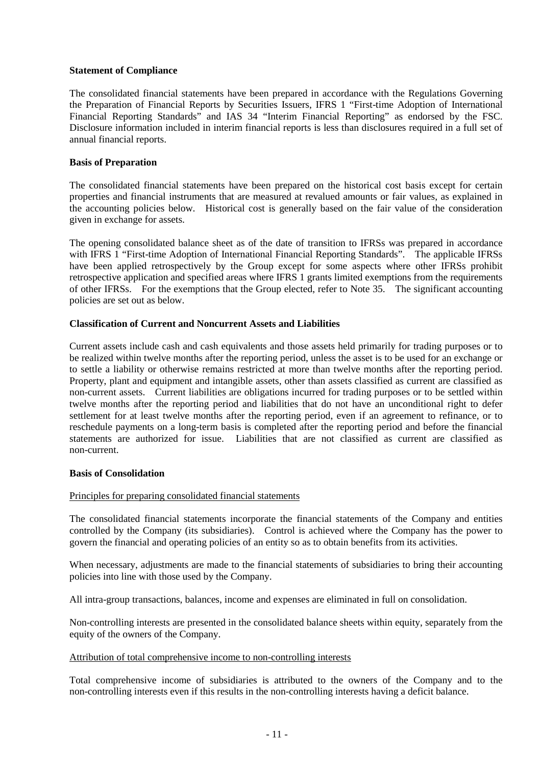**Statement of Compliance**

The consolidated financial statements have been prepared in accordance with the Regulations Governing the Preparation of Financial Reports by Securities Issuers, IFRS 1 "First-time Adoption of International Financial Reporting Standards" and IAS 34 "Interim Financial Reporting" as endorsed by the FSC. Disclosure information included in interim financial reports is less than disclosures required in a full set of annual financial reports.

**Basis of Preparation**

The consolidated financial statements have been prepared on the historical cost basis except for certain properties and financial instruments that are measured at revalued amounts or fair values, as explained in the accounting policies below. Historical cost is generally based on the fair value of the consideration given in exchange for assets.

The opening consolidated balance sheet as of the date of transition to IFRSs was prepared in accordance with IFRS 1 "First-time Adoption of International Financial Reporting Standards". The applicable IFRSs have been applied retrospectively by the Group except for some aspects where other IFRSs prohibit retrospective application and specified areas where IFRS 1 grants limited exemptions from the requirements of other IFRSs. For the exemptions that the Group elected, refer to Note 35. The significant accounting policies are set out as below.

**Classification of Current and Noncurrent Assets and Liabilities**

Current assets include cash and cash equivalents and those assets held primarily for trading purposes or to be realized within twelve months after the reporting period, unless the asset is to be used for an exchange or to settle a liability or otherwise remains restricted at more than twelve months after the reporting period. Property, plant and equipment and intangible assets, other than assets classified as current are classified as non-current assets. Current liabilities are obligations incurred for trading purposes or to be settled within twelve months after the reporting period and liabilities that do not have an unconditional right to defer settlement for at least twelve months after the reporting period, even if an agreement to refinance, or to reschedule payments on a long-term basis is completed after the reporting period and before the financial statements are authorized for issue. Liabilities that are not classified as current are classified as non-current.

**Basis of Consolidation**

Principles for preparing consolidated financial statements

The consolidated financial statements incorporate the financial statements of the Company and entities controlled by the Company (its subsidiaries). Control is achieved where the Company has the power to govern the financial and operating policies of an entity so as to obtain benefits from its activities.

When necessary, adjustments are made to the financial statements of subsidiaries to bring their accounting policies into line with those used by the Company.

All intra-group transactions, balances, income and expenses are eliminated in full on consolidation.

Non-controlling interests are presented in the consolidated balance sheets within equity, separately from the equity of the owners of the Company.

Attribution of total comprehensive income to non-controlling interests

Total comprehensive income of subsidiaries is attributed to the owners of the Company and to the non-controlling interests even if this results in the non-controlling interests having a deficit balance.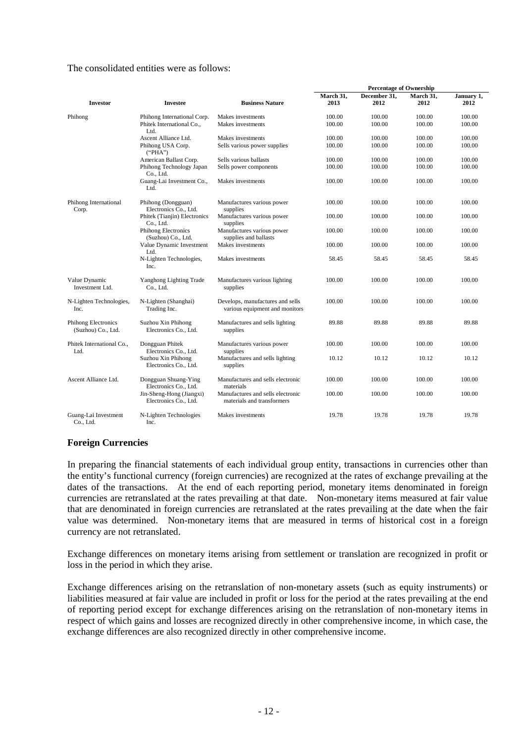The consolidated entities were as follows:

| Investor | Investee | Business Nature | Percentage of Ownership | | | |
|---|---|---|---|---|---|---|
| | | | March 31, 2013 | December 31, 2012 | March 31, 2012 | January 1, 2012 |
| Phihong | Phihong International Corp. | Makes investments | 100.00 | 100.00 | 100.00 | 100.00 |
| | Phitek International Co., Ltd. | Makes investments | 100.00 | 100.00 | 100.00 | 100.00 |
| | Ascent Alliance Ltd. | Makes investments | 100.00 | 100.00 | 100.00 | 100.00 |
| | Phihong USA Corp. ("PHA") | Sells various power supplies | 100.00 | 100.00 | 100.00 | 100.00 |
| | American Ballast Corp. | Sells various ballasts | 100.00 | 100.00 | 100.00 | 100.00 |
| | Phihong Technology Japan Co., Ltd. | Sells power components | 100.00 | 100.00 | 100.00 | 100.00 |
| | Guang-Lai Investment Co., Ltd. | Makes investments | 100.00 | 100.00 | 100.00 | 100.00 |
| Phihong International Corp. | Phihong (Dongguan) Electronics Co., Ltd. | Manufactures various power supplies | 100.00 | 100.00 | 100.00 | 100.00 |
| | Phitek (Tianjin) Electronics Co., Ltd. | Manufactures various power supplies | 100.00 | 100.00 | 100.00 | 100.00 |
| | Phihong Electronics (Suzhou) Co., Ltd. | Manufactures various power supplies and ballasts | 100.00 | 100.00 | 100.00 | 100.00 |
| | Value Dynamic Investment Ltd. | Makes investments | 100.00 | 100.00 | 100.00 | 100.00 |
| | N-Lighten Technologies, Inc. | Makes investments | 58.45 | 58.45 | 58.45 | 58.45 |
| Value Dynamic Investment Ltd. | Yanghong Lighting Trade Co., Ltd. | Manufactures various lighting supplies | 100.00 | 100.00 | 100.00 | 100.00 |
| N-Lighten Technologies, Inc. | N-Lighten (Shanghai) Trading Inc. | Develops, manufactures and sells various equipment and monitors | 100.00 | 100.00 | 100.00 | 100.00 |
| Phihong Electronics (Suzhou) Co., Ltd. | Suzhou Xin Phihong Electronics Co., Ltd. | Manufactures and sells lighting supplies | 89.88 | 89.88 | 89.88 | 89.88 |
| Phitek International Co., Ltd. | Dongguan Phitek Electronics Co., Ltd. | Manufactures various power supplies | 100.00 | 100.00 | 100.00 | 100.00 |
| | Suzhou Xin Phihong Electronics Co., Ltd. | Manufactures and sells lighting supplies | 10.12 | 10.12 | 10.12 | 10.12 |
| Ascent Alliance Ltd. | Dongguan Shuang-Ying Electronics Co., Ltd. | Manufactures and sells electronic materials | 100.00 | 100.00 | 100.00 | 100.00 |
| | Jin-Sheng-Hong (Jiangxi) Electronics Co., Ltd. | Manufactures and sells electronic materials and transformers | 100.00 | 100.00 | 100.00 | 100.00 |
| Guang-Lai Investment Co., Ltd. | N-Lighten Technologies Inc. | Makes investments | 19.78 | 19.78 | 19.78 | 19.78 |

## Foreign Currencies

In preparing the financial statements of each individual group entity, transactions in currencies other than the entity's functional currency (foreign currencies) are recognized at the rates of exchange prevailing at the dates of the transactions. At the end of each reporting period, monetary items denominated in foreign currencies are retranslated at the rates prevailing at that date. Non-monetary items measured at fair value that are denominated in foreign currencies are retranslated at the rates prevailing at the date when the fair value was determined. Non-monetary items that are measured in terms of historical cost in a foreign currency are not retranslated.

Exchange differences on monetary items arising from settlement or translation are recognized in profit or loss in the period in which they arise.

Exchange differences arising on the retranslation of non-monetary assets (such as equity instruments) or liabilities measured at fair value are included in profit or loss for the period at the rates prevailing at the end of reporting period except for exchange differences arising on the retranslation of non-monetary items in respect of which gains and losses are recognized directly in other comprehensive income, in which case, the exchange differences are also recognized directly in other comprehensive income.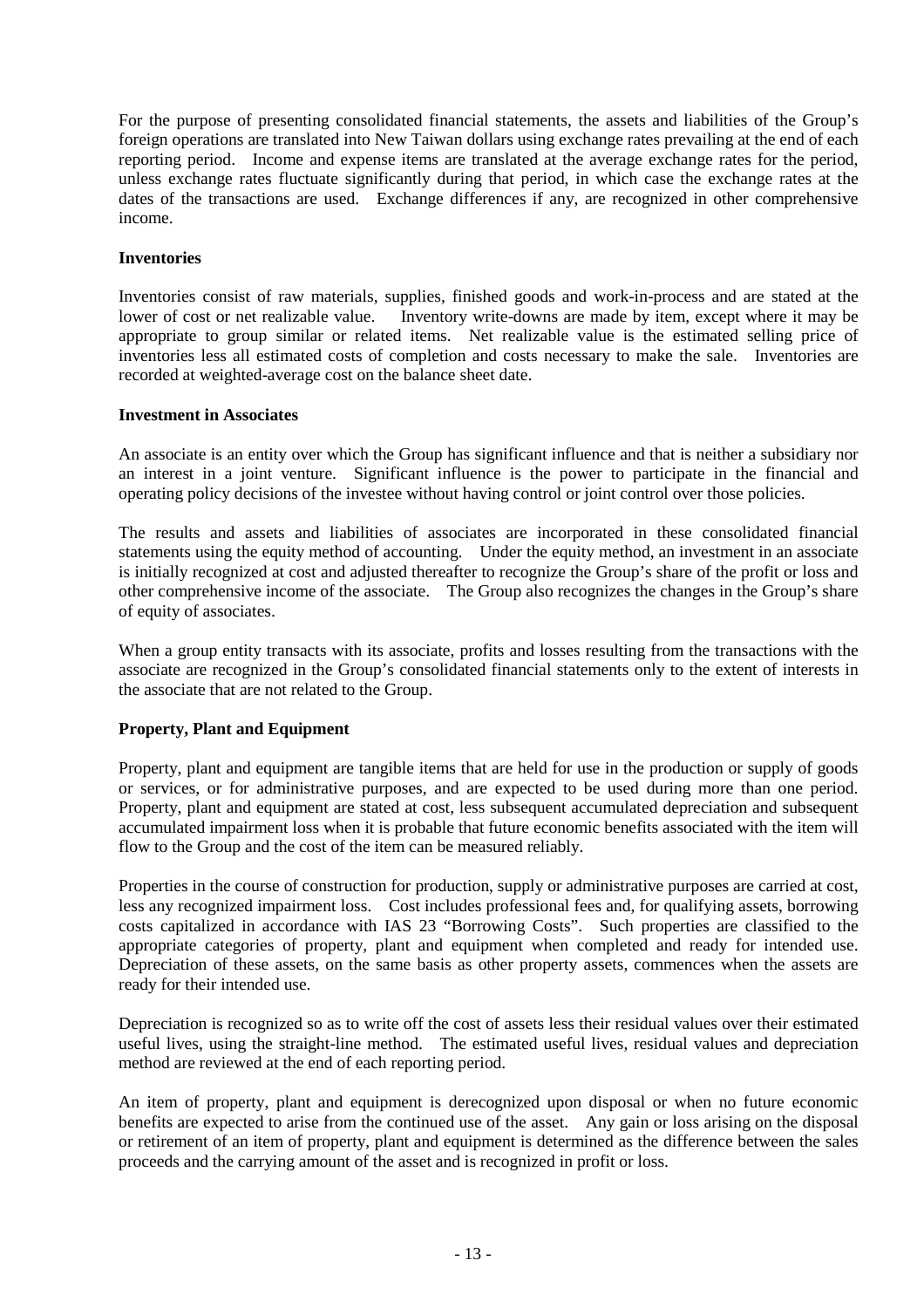For the purpose of presenting consolidated financial statements, the assets and liabilities of the Group's foreign operations are translated into New Taiwan dollars using exchange rates prevailing at the end of each reporting period. Income and expense items are translated at the average exchange rates for the period, unless exchange rates fluctuate significantly during that period, in which case the exchange rates at the dates of the transactions are used. Exchange differences if any, are recognized in other comprehensive income.

**Inventories**

Inventories consist of raw materials, supplies, finished goods and work-in-process and are stated at the lower of cost or net realizable value. Inventory write-downs are made by item, except where it may be appropriate to group similar or related items. Net realizable value is the estimated selling price of inventories less all estimated costs of completion and costs necessary to make the sale. Inventories are recorded at weighted-average cost on the balance sheet date.

**Investment in Associates**

An associate is an entity over which the Group has significant influence and that is neither a subsidiary nor an interest in a joint venture. Significant influence is the power to participate in the financial and operating policy decisions of the investee without having control or joint control over those policies.

The results and assets and liabilities of associates are incorporated in these consolidated financial statements using the equity method of accounting. Under the equity method, an investment in an associate is initially recognized at cost and adjusted thereafter to recognize the Group's share of the profit or loss and other comprehensive income of the associate. The Group also recognizes the changes in the Group's share of equity of associates.

When a group entity transacts with its associate, profits and losses resulting from the transactions with the associate are recognized in the Group's consolidated financial statements only to the extent of interests in the associate that are not related to the Group.

**Property, Plant and Equipment**

Property, plant and equipment are tangible items that are held for use in the production or supply of goods or services, or for administrative purposes, and are expected to be used during more than one period. Property, plant and equipment are stated at cost, less subsequent accumulated depreciation and subsequent accumulated impairment loss when it is probable that future economic benefits associated with the item will flow to the Group and the cost of the item can be measured reliably.

Properties in the course of construction for production, supply or administrative purposes are carried at cost, less any recognized impairment loss. Cost includes professional fees and, for qualifying assets, borrowing costs capitalized in accordance with IAS 23 "Borrowing Costs". Such properties are classified to the appropriate categories of property, plant and equipment when completed and ready for intended use. Depreciation of these assets, on the same basis as other property assets, commences when the assets are ready for their intended use.

Depreciation is recognized so as to write off the cost of assets less their residual values over their estimated useful lives, using the straight-line method. The estimated useful lives, residual values and depreciation method are reviewed at the end of each reporting period.

An item of property, plant and equipment is derecognized upon disposal or when no future economic benefits are expected to arise from the continued use of the asset. Any gain or loss arising on the disposal or retirement of an item of property, plant and equipment is determined as the difference between the sales proceeds and the carrying amount of the asset and is recognized in profit or loss.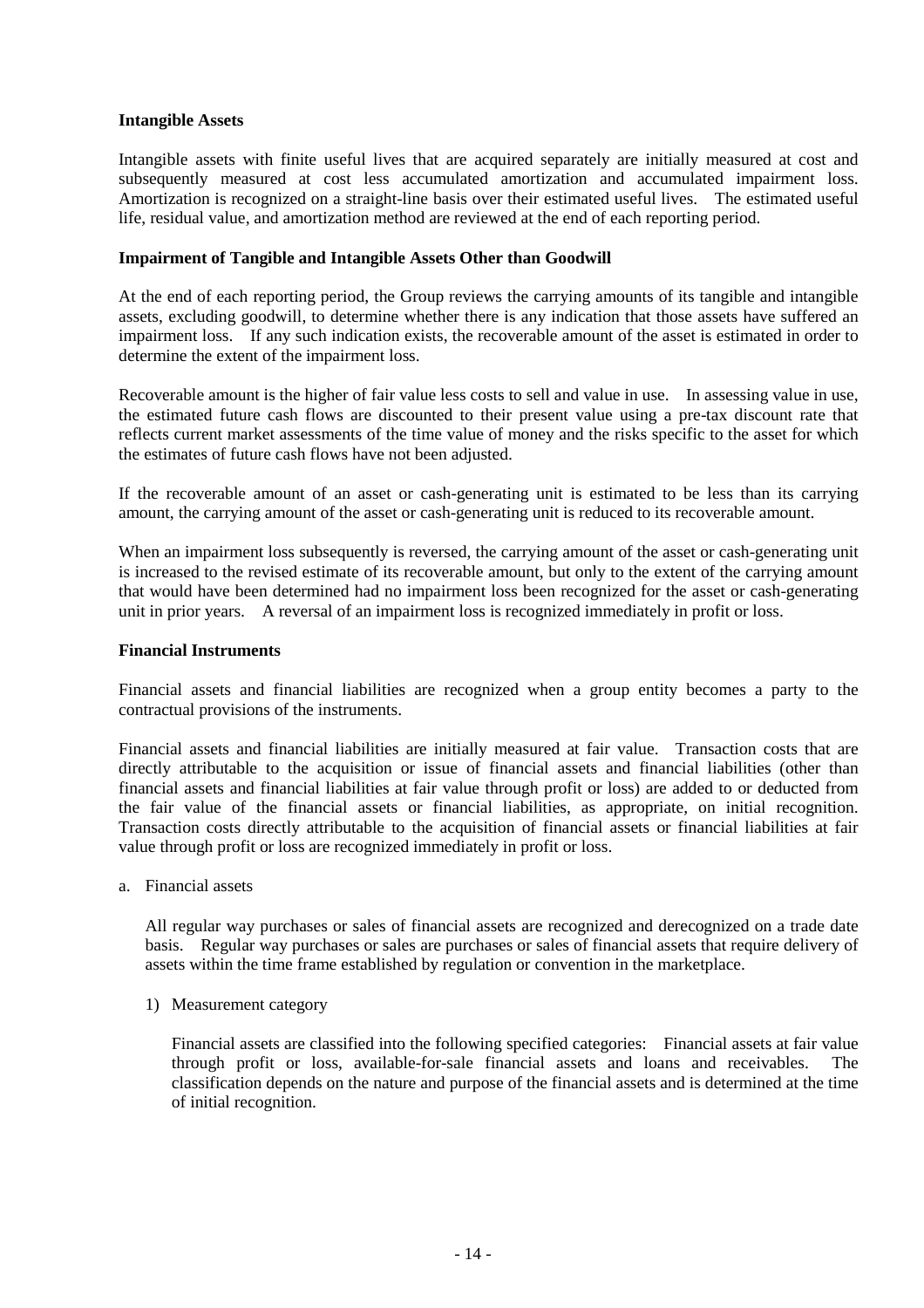**Intangible Assets**

Intangible assets with finite useful lives that are acquired separately are initially measured at cost and subsequently measured at cost less accumulated amortization and accumulated impairment loss. Amortization is recognized on a straight-line basis over their estimated useful lives. The estimated useful life, residual value, and amortization method are reviewed at the end of each reporting period.

**Impairment of Tangible and Intangible Assets Other than Goodwill**

At the end of each reporting period, the Group reviews the carrying amounts of its tangible and intangible assets, excluding goodwill, to determine whether there is any indication that those assets have suffered an impairment loss. If any such indication exists, the recoverable amount of the asset is estimated in order to determine the extent of the impairment loss.

Recoverable amount is the higher of fair value less costs to sell and value in use. In assessing value in use, the estimated future cash flows are discounted to their present value using a pre-tax discount rate that reflects current market assessments of the time value of money and the risks specific to the asset for which the estimates of future cash flows have not been adjusted.

If the recoverable amount of an asset or cash-generating unit is estimated to be less than its carrying amount, the carrying amount of the asset or cash-generating unit is reduced to its recoverable amount.

When an impairment loss subsequently is reversed, the carrying amount of the asset or cash-generating unit is increased to the revised estimate of its recoverable amount, but only to the extent of the carrying amount that would have been determined had no impairment loss been recognized for the asset or cash-generating unit in prior years. A reversal of an impairment loss is recognized immediately in profit or loss.

**Financial Instruments**

Financial assets and financial liabilities are recognized when a group entity becomes a party to the contractual provisions of the instruments.

Financial assets and financial liabilities are initially measured at fair value. Transaction costs that are directly attributable to the acquisition or issue of financial assets and financial liabilities (other than financial assets and financial liabilities at fair value through profit or loss) are added to or deducted from the fair value of the financial assets or financial liabilities, as appropriate, on initial recognition. Transaction costs directly attributable to the acquisition of financial assets or financial liabilities at fair value through profit or loss are recognized immediately in profit or loss.

a. Financial assets

   All regular way purchases or sales of financial assets are recognized and derecognized on a trade date basis. Regular way purchases or sales are purchases or sales of financial assets that require delivery of assets within the time frame established by regulation or convention in the marketplace.

   1) Measurement category

      Financial assets are classified into the following specified categories: Financial assets at fair value through profit or loss, available-for-sale financial assets and loans and receivables. The classification depends on the nature and purpose of the financial assets and is determined at the time of initial recognition.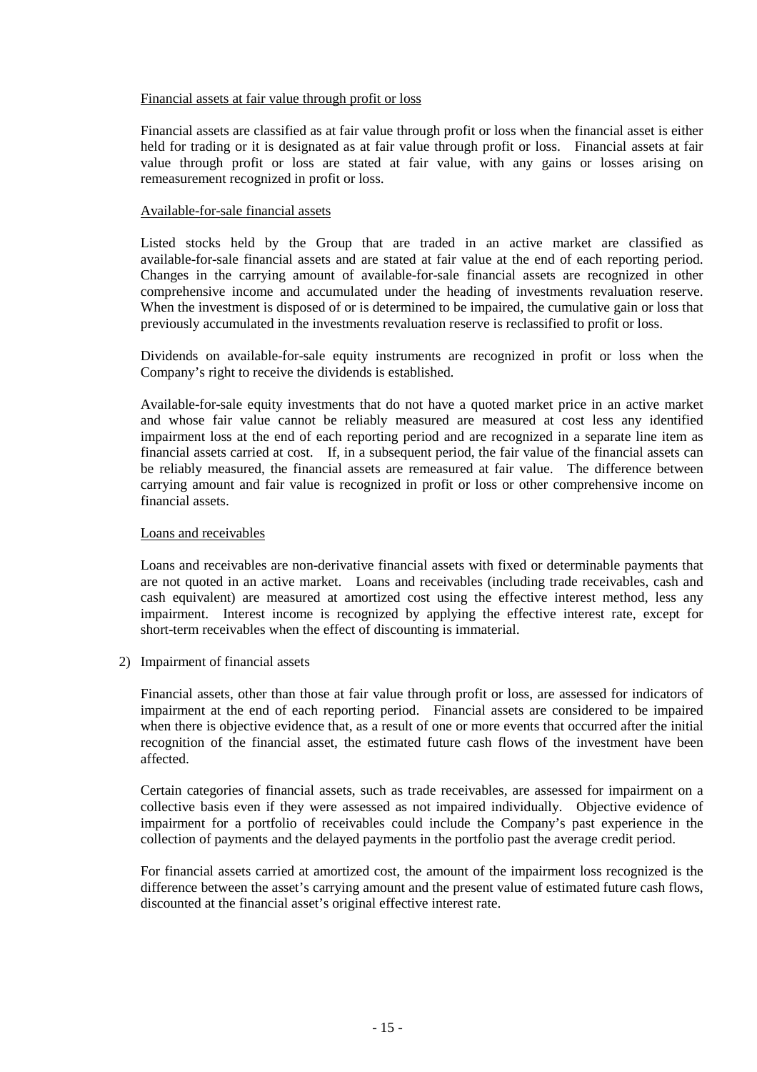Financial assets at fair value through profit or loss

Financial assets are classified as at fair value through profit or loss when the financial asset is either held for trading or it is designated as at fair value through profit or loss. Financial assets at fair value through profit or loss are stated at fair value, with any gains or losses arising on remeasurement recognized in profit or loss.

Available-for-sale financial assets

Listed stocks held by the Group that are traded in an active market are classified as available-for-sale financial assets and are stated at fair value at the end of each reporting period. Changes in the carrying amount of available-for-sale financial assets are recognized in other comprehensive income and accumulated under the heading of investments revaluation reserve. When the investment is disposed of or is determined to be impaired, the cumulative gain or loss that previously accumulated in the investments revaluation reserve is reclassified to profit or loss.

Dividends on available-for-sale equity instruments are recognized in profit or loss when the Company's right to receive the dividends is established.

Available-for-sale equity investments that do not have a quoted market price in an active market and whose fair value cannot be reliably measured are measured at cost less any identified impairment loss at the end of each reporting period and are recognized in a separate line item as financial assets carried at cost. If, in a subsequent period, the fair value of the financial assets can be reliably measured, the financial assets are remeasured at fair value. The difference between carrying amount and fair value is recognized in profit or loss or other comprehensive income on financial assets.

Loans and receivables

Loans and receivables are non-derivative financial assets with fixed or determinable payments that are not quoted in an active market. Loans and receivables (including trade receivables, cash and cash equivalent) are measured at amortized cost using the effective interest method, less any impairment. Interest income is recognized by applying the effective interest rate, except for short-term receivables when the effect of discounting is immaterial.

2) Impairment of financial assets

Financial assets, other than those at fair value through profit or loss, are assessed for indicators of impairment at the end of each reporting period. Financial assets are considered to be impaired when there is objective evidence that, as a result of one or more events that occurred after the initial recognition of the financial asset, the estimated future cash flows of the investment have been affected.

Certain categories of financial assets, such as trade receivables, are assessed for impairment on a collective basis even if they were assessed as not impaired individually. Objective evidence of impairment for a portfolio of receivables could include the Company's past experience in the collection of payments and the delayed payments in the portfolio past the average credit period.

For financial assets carried at amortized cost, the amount of the impairment loss recognized is the difference between the asset's carrying amount and the present value of estimated future cash flows, discounted at the financial asset's original effective interest rate.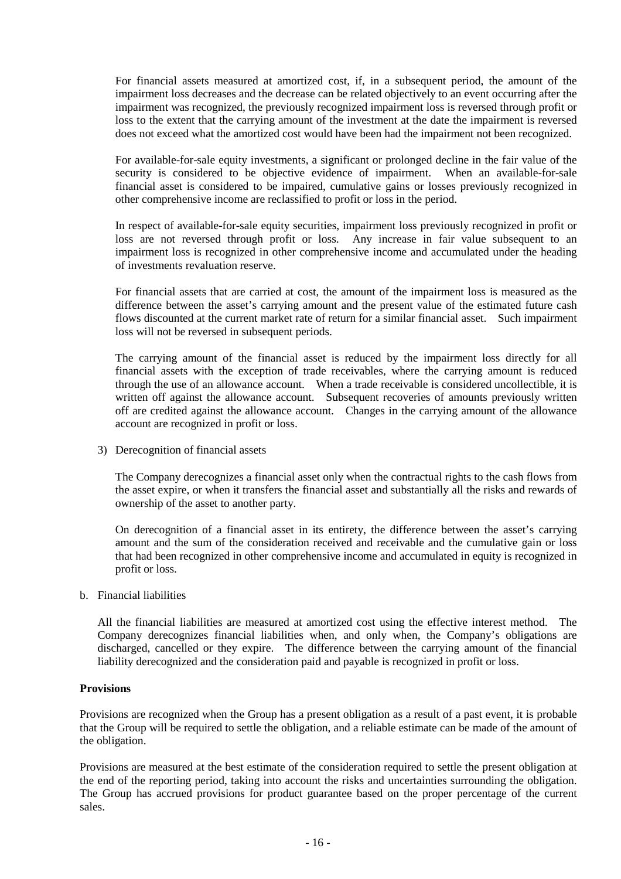For financial assets measured at amortized cost, if, in a subsequent period, the amount of the impairment loss decreases and the decrease can be related objectively to an event occurring after the impairment was recognized, the previously recognized impairment loss is reversed through profit or loss to the extent that the carrying amount of the investment at the date the impairment is reversed does not exceed what the amortized cost would have been had the impairment not been recognized.

For available-for-sale equity investments, a significant or prolonged decline in the fair value of the security is considered to be objective evidence of impairment. When an available-for-sale financial asset is considered to be impaired, cumulative gains or losses previously recognized in other comprehensive income are reclassified to profit or loss in the period.

In respect of available-for-sale equity securities, impairment loss previously recognized in profit or loss are not reversed through profit or loss. Any increase in fair value subsequent to an impairment loss is recognized in other comprehensive income and accumulated under the heading of investments revaluation reserve.

For financial assets that are carried at cost, the amount of the impairment loss is measured as the difference between the asset's carrying amount and the present value of the estimated future cash flows discounted at the current market rate of return for a similar financial asset. Such impairment loss will not be reversed in subsequent periods.

The carrying amount of the financial asset is reduced by the impairment loss directly for all financial assets with the exception of trade receivables, where the carrying amount is reduced through the use of an allowance account. When a trade receivable is considered uncollectible, it is written off against the allowance account. Subsequent recoveries of amounts previously written off are credited against the allowance account. Changes in the carrying amount of the allowance account are recognized in profit or loss.

3) Derecognition of financial assets

The Company derecognizes a financial asset only when the contractual rights to the cash flows from the asset expire, or when it transfers the financial asset and substantially all the risks and rewards of ownership of the asset to another party.

On derecognition of a financial asset in its entirety, the difference between the asset's carrying amount and the sum of the consideration received and receivable and the cumulative gain or loss that had been recognized in other comprehensive income and accumulated in equity is recognized in profit or loss.

b. Financial liabilities

All the financial liabilities are measured at amortized cost using the effective interest method. The Company derecognizes financial liabilities when, and only when, the Company's obligations are discharged, cancelled or they expire. The difference between the carrying amount of the financial liability derecognized and the consideration paid and payable is recognized in profit or loss.

**Provisions**

Provisions are recognized when the Group has a present obligation as a result of a past event, it is probable that the Group will be required to settle the obligation, and a reliable estimate can be made of the amount of the obligation.

Provisions are measured at the best estimate of the consideration required to settle the present obligation at the end of the reporting period, taking into account the risks and uncertainties surrounding the obligation. The Group has accrued provisions for product guarantee based on the proper percentage of the current sales.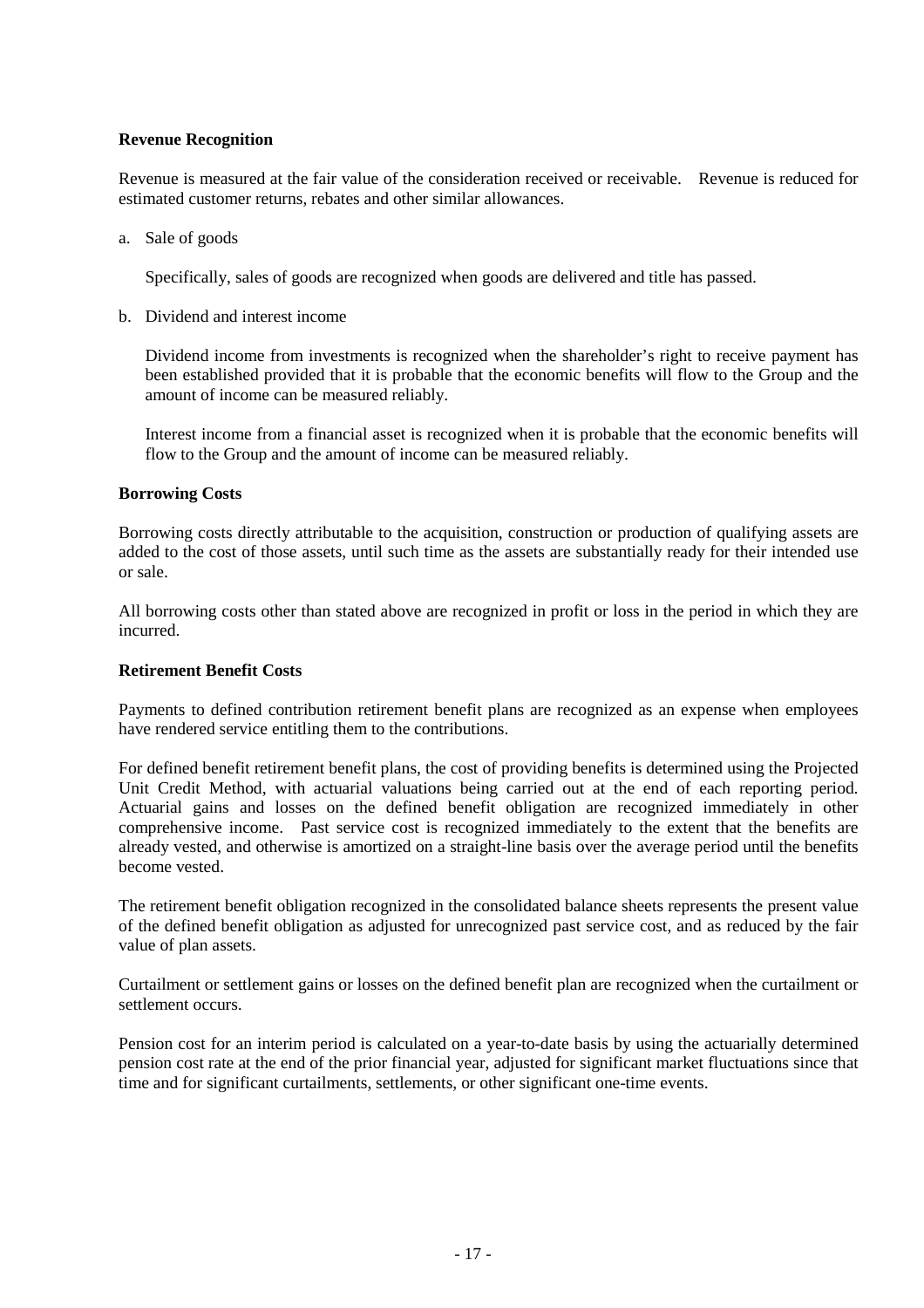**Revenue Recognition**

Revenue is measured at the fair value of the consideration received or receivable. Revenue is reduced for estimated customer returns, rebates and other similar allowances.

a. Sale of goods

   Specifically, sales of goods are recognized when goods are delivered and title has passed.

b. Dividend and interest income

   Dividend income from investments is recognized when the shareholder's right to receive payment has been established provided that it is probable that the economic benefits will flow to the Group and the amount of income can be measured reliably.

   Interest income from a financial asset is recognized when it is probable that the economic benefits will flow to the Group and the amount of income can be measured reliably.

**Borrowing Costs**

Borrowing costs directly attributable to the acquisition, construction or production of qualifying assets are added to the cost of those assets, until such time as the assets are substantially ready for their intended use or sale.

All borrowing costs other than stated above are recognized in profit or loss in the period in which they are incurred.

**Retirement Benefit Costs**

Payments to defined contribution retirement benefit plans are recognized as an expense when employees have rendered service entitling them to the contributions.

For defined benefit retirement benefit plans, the cost of providing benefits is determined using the Projected Unit Credit Method, with actuarial valuations being carried out at the end of each reporting period. Actuarial gains and losses on the defined benefit obligation are recognized immediately in other comprehensive income. Past service cost is recognized immediately to the extent that the benefits are already vested, and otherwise is amortized on a straight-line basis over the average period until the benefits become vested.

The retirement benefit obligation recognized in the consolidated balance sheets represents the present value of the defined benefit obligation as adjusted for unrecognized past service cost, and as reduced by the fair value of plan assets.

Curtailment or settlement gains or losses on the defined benefit plan are recognized when the curtailment or settlement occurs.

Pension cost for an interim period is calculated on a year-to-date basis by using the actuarially determined pension cost rate at the end of the prior financial year, adjusted for significant market fluctuations since that time and for significant curtailments, settlements, or other significant one-time events.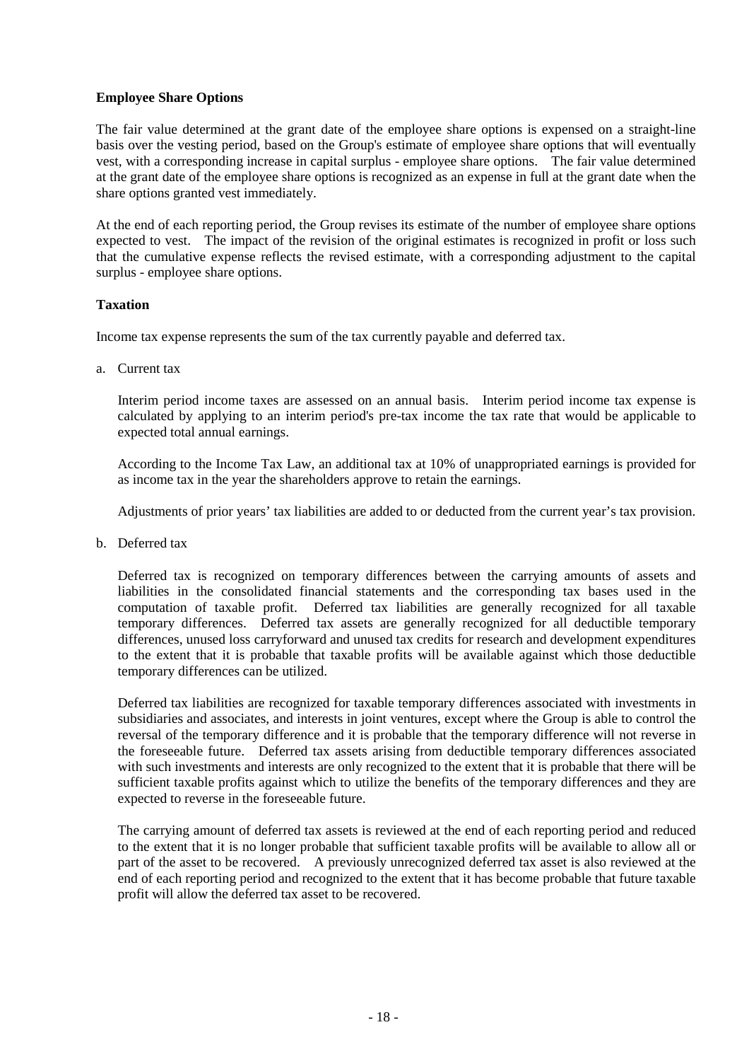**Employee Share Options**

The fair value determined at the grant date of the employee share options is expensed on a straight-line basis over the vesting period, based on the Group's estimate of employee share options that will eventually vest, with a corresponding increase in capital surplus - employee share options. The fair value determined at the grant date of the employee share options is recognized as an expense in full at the grant date when the share options granted vest immediately.

At the end of each reporting period, the Group revises its estimate of the number of employee share options expected to vest. The impact of the revision of the original estimates is recognized in profit or loss such that the cumulative expense reflects the revised estimate, with a corresponding adjustment to the capital surplus - employee share options.

**Taxation**

Income tax expense represents the sum of the tax currently payable and deferred tax.

a. Current tax

   Interim period income taxes are assessed on an annual basis. Interim period income tax expense is calculated by applying to an interim period's pre-tax income the tax rate that would be applicable to expected total annual earnings.

   According to the Income Tax Law, an additional tax at 10% of unappropriated earnings is provided for as income tax in the year the shareholders approve to retain the earnings.

   Adjustments of prior years' tax liabilities are added to or deducted from the current year's tax provision.

b. Deferred tax

   Deferred tax is recognized on temporary differences between the carrying amounts of assets and liabilities in the consolidated financial statements and the corresponding tax bases used in the computation of taxable profit. Deferred tax liabilities are generally recognized for all taxable temporary differences. Deferred tax assets are generally recognized for all deductible temporary differences, unused loss carryforward and unused tax credits for research and development expenditures to the extent that it is probable that taxable profits will be available against which those deductible temporary differences can be utilized.

   Deferred tax liabilities are recognized for taxable temporary differences associated with investments in subsidiaries and associates, and interests in joint ventures, except where the Group is able to control the reversal of the temporary difference and it is probable that the temporary difference will not reverse in the foreseeable future. Deferred tax assets arising from deductible temporary differences associated with such investments and interests are only recognized to the extent that it is probable that there will be sufficient taxable profits against which to utilize the benefits of the temporary differences and they are expected to reverse in the foreseeable future.

   The carrying amount of deferred tax assets is reviewed at the end of each reporting period and reduced to the extent that it is no longer probable that sufficient taxable profits will be available to allow all or part of the asset to be recovered. A previously unrecognized deferred tax asset is also reviewed at the end of each reporting period and recognized to the extent that it has become probable that future taxable profit will allow the deferred tax asset to be recovered.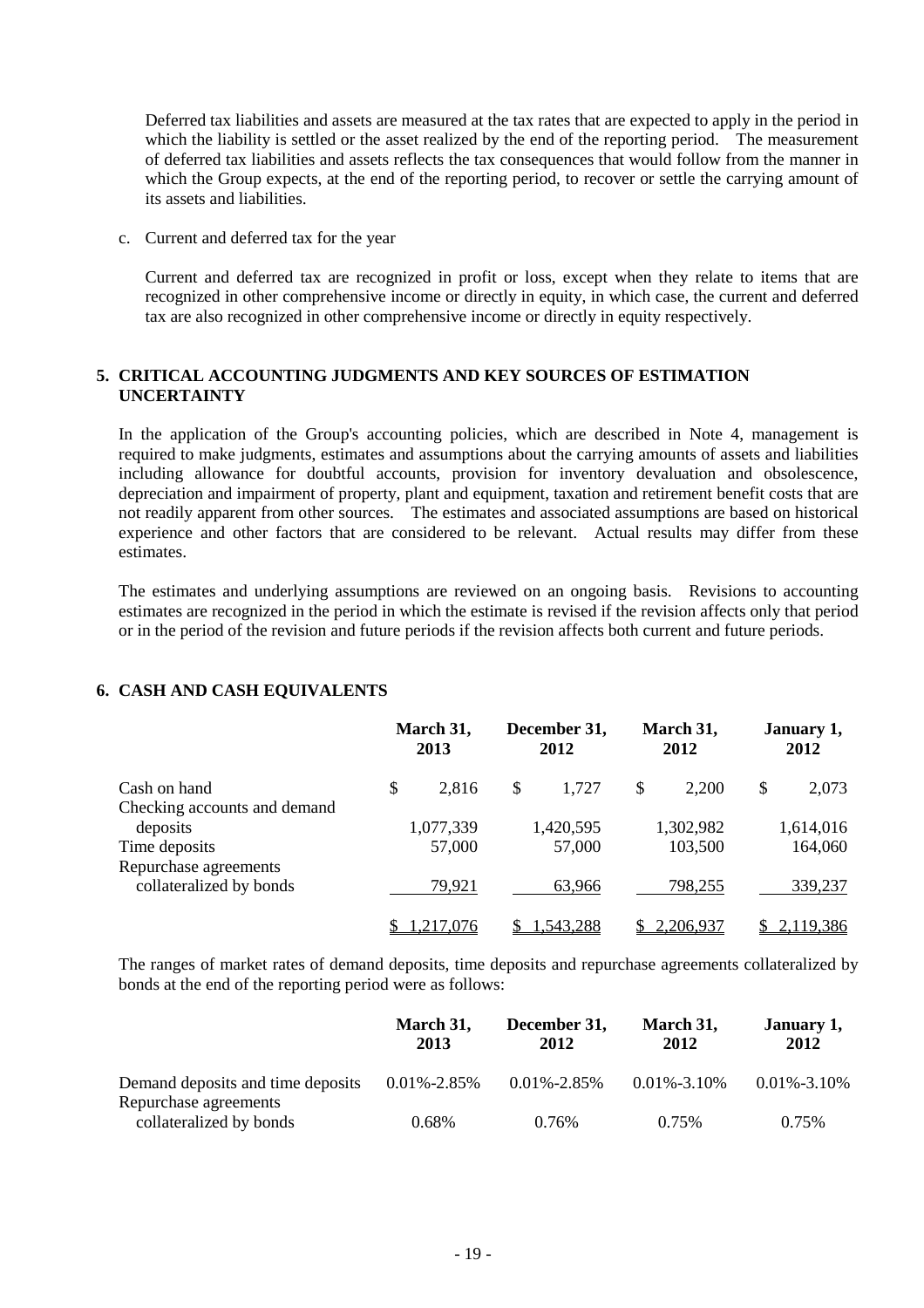Deferred tax liabilities and assets are measured at the tax rates that are expected to apply in the period in which the liability is settled or the asset realized by the end of the reporting period. The measurement of deferred tax liabilities and assets reflects the tax consequences that would follow from the manner in which the Group expects, at the end of the reporting period, to recover or settle the carrying amount of its assets and liabilities.

c. Current and deferred tax for the year

Current and deferred tax are recognized in profit or loss, except when they relate to items that are recognized in other comprehensive income or directly in equity, in which case, the current and deferred tax are also recognized in other comprehensive income or directly in equity respectively.

## 5. CRITICAL ACCOUNTING JUDGMENTS AND KEY SOURCES OF ESTIMATION UNCERTAINTY

In the application of the Group's accounting policies, which are described in Note 4, management is required to make judgments, estimates and assumptions about the carrying amounts of assets and liabilities including allowance for doubtful accounts, provision for inventory devaluation and obsolescence, depreciation and impairment of property, plant and equipment, taxation and retirement benefit costs that are not readily apparent from other sources. The estimates and associated assumptions are based on historical experience and other factors that are considered to be relevant. Actual results may differ from these estimates.

The estimates and underlying assumptions are reviewed on an ongoing basis. Revisions to accounting estimates are recognized in the period in which the estimate is revised if the revision affects only that period or in the period of the revision and future periods if the revision affects both current and future periods.

## 6. CASH AND CASH EQUIVALENTS

| | March 31, 2013 | December 31, 2012 | March 31, 2012 | January 1, 2012 |
|---|---|---|---|---|
| Cash on hand | $ 2,816 | $ 1,727 | $ 2,200 | $ 2,073 |
| Checking accounts and demand deposits | 1,077,339 | 1,420,595 | 1,302,982 | 1,614,016 |
| Time deposits | 57,000 | 57,000 | 103,500 | 164,060 |
| Repurchase agreements collateralized by bonds | 79,921 | 63,966 | 798,255 | 339,237 |
| | $ 1,217,076 | $ 1,543,288 | $ 2,206,937 | $ 2,119,386 |

The ranges of market rates of demand deposits, time deposits and repurchase agreements collateralized by bonds at the end of the reporting period were as follows:

| | March 31, 2013 | December 31, 2012 | March 31, 2012 | January 1, 2012 |
|---|---|---|---|---|
| Demand deposits and time deposits | 0.01%-2.85% | 0.01%-2.85% | 0.01%-3.10% | 0.01%-3.10% |
| Repurchase agreements collateralized by bonds | 0.68% | 0.76% | 0.75% | 0.75% |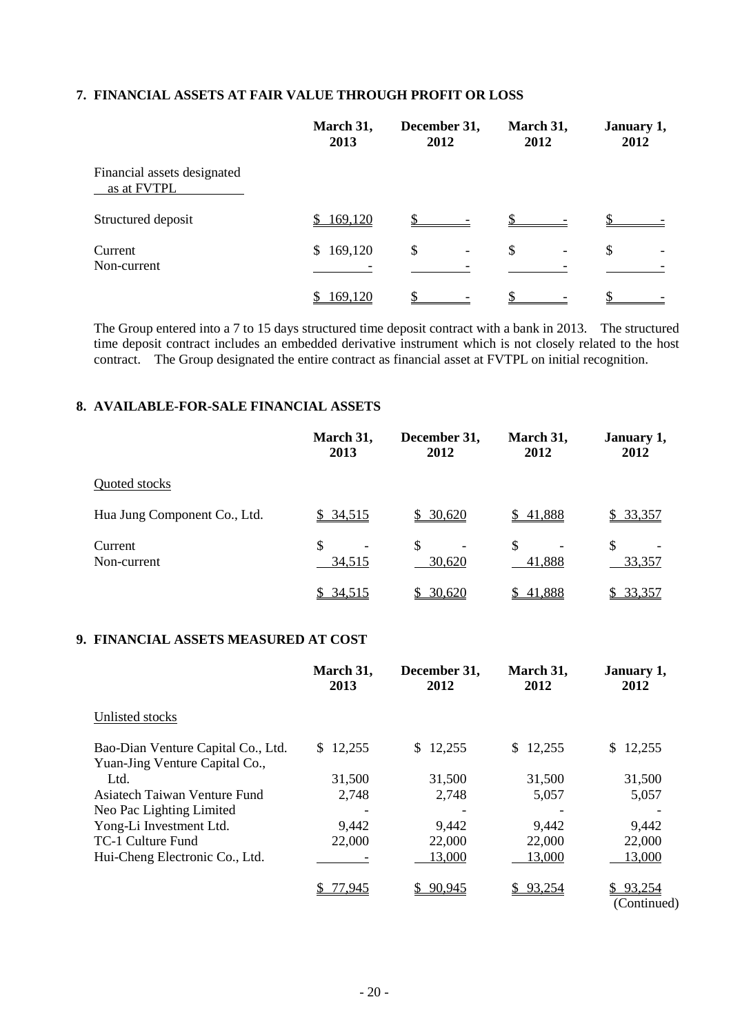## 7. FINANCIAL ASSETS AT FAIR VALUE THROUGH PROFIT OR LOSS

| | March 31, 2013 | December 31, 2012 | March 31, 2012 | January 1, 2012 |
|---|---|---|---|---|
| Financial assets designated as at FVTPL | | | | |
| Structured deposit | $ 169,120 | $ - | $ - | $ - |
| Current | $ 169,120 | $ - | $ - | $ - |
| Non-current | - | - | - | - |
| | $ 169,120 | $ - | $ - | $ - |

The Group entered into a 7 to 15 days structured time deposit contract with a bank in 2013. The structured time deposit contract includes an embedded derivative instrument which is not closely related to the host contract. The Group designated the entire contract as financial asset at FVTPL on initial recognition.

## 8. AVAILABLE-FOR-SALE FINANCIAL ASSETS

| | March 31, 2013 | December 31, 2012 | March 31, 2012 | January 1, 2012 |
|---|---|---|---|---|
| Quoted stocks | | | | |
| Hua Jung Component Co., Ltd. | $ 34,515 | $ 30,620 | $ 41,888 | $ 33,357 |
| Current | $ - | $ - | $ - | $ - |
| Non-current | 34,515 | 30,620 | 41,888 | 33,357 |
| | $ 34,515 | $ 30,620 | $ 41,888 | $ 33,357 |

## 9. FINANCIAL ASSETS MEASURED AT COST

| | March 31, 2013 | December 31, 2012 | March 31, 2012 | January 1, 2012 |
|---|---|---|---|---|
| Unlisted stocks | | | | |
| Bao-Dian Venture Capital Co., Ltd. | $ 12,255 | $ 12,255 | $ 12,255 | $ 12,255 |
| Yuan-Jing Venture Capital Co., Ltd. | 31,500 | 31,500 | 31,500 | 31,500 |
| Asiatech Taiwan Venture Fund | 2,748 | 2,748 | 5,057 | 5,057 |
| Neo Pac Lighting Limited | - | - | - | - |
| Yong-Li Investment Ltd. | 9,442 | 9,442 | 9,442 | 9,442 |
| TC-1 Culture Fund | 22,000 | 22,000 | 22,000 | 22,000 |
| Hui-Cheng Electronic Co., Ltd. | - | 13,000 | 13,000 | 13,000 |
| | $ 77,945 | $ 90,945 | $ 93,254 | $ 93,254 |

(Continued)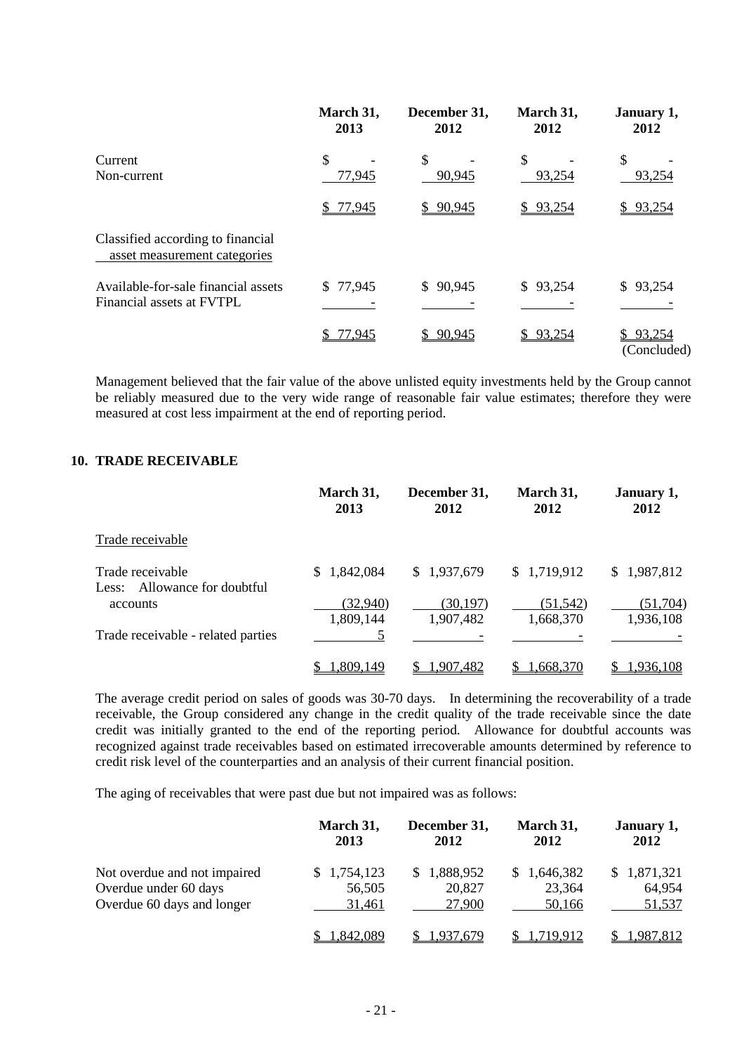| | March 31, 2013 | December 31, 2012 | March 31, 2012 | January 1, 2012 |
|---|---|---|---|---|
| Current | $ - | $ - | $ - | $ - |
| Non-current | 77,945 | 90,945 | 93,254 | 93,254 |
| | $ 77,945 | $ 90,945 | $ 93,254 | $ 93,254 |
| Classified according to financial asset measurement categories | | | | |
| Available-for-sale financial assets | $ 77,945 | $ 90,945 | $ 93,254 | $ 93,254 |
| Financial assets at FVTPL | - | - | - | - |
| | $ 77,945 | $ 90,945 | $ 93,254 | $ 93,254 |

(Concluded)

Management believed that the fair value of the above unlisted equity investments held by the Group cannot be reliably measured due to the very wide range of reasonable fair value estimates; therefore they were measured at cost less impairment at the end of reporting period.

## 10. TRADE RECEIVABLE

| | March 31, 2013 | December 31, 2012 | March 31, 2012 | January 1, 2012 |
|---|---|---|---|---|
| Trade receivable | | | | |
| Trade receivable | $ 1,842,084 | $ 1,937,679 | $ 1,719,912 | $ 1,987,812 |
| Less: Allowance for doubtful accounts | (32,940) | (30,197) | (51,542) | (51,704) |
| | 1,809,144 | 1,907,482 | 1,668,370 | 1,936,108 |
| Trade receivable - related parties | 5 | - | - | - |
| | $ 1,809,149 | $ 1,907,482 | $ 1,668,370 | $ 1,936,108 |

The average credit period on sales of goods was 30-70 days. In determining the recoverability of a trade receivable, the Group considered any change in the credit quality of the trade receivable since the date credit was initially granted to the end of the reporting period. Allowance for doubtful accounts was recognized against trade receivables based on estimated irrecoverable amounts determined by reference to credit risk level of the counterparties and an analysis of their current financial position.

The aging of receivables that were past due but not impaired was as follows:

| | March 31, 2013 | December 31, 2012 | March 31, 2012 | January 1, 2012 |
|---|---|---|---|---|
| Not overdue and not impaired | $ 1,754,123 | $ 1,888,952 | $ 1,646,382 | $ 1,871,321 |
| Overdue under 60 days | 56,505 | 20,827 | 23,364 | 64,954 |
| Overdue 60 days and longer | 31,461 | 27,900 | 50,166 | 51,537 |
| | $ 1,842,089 | $ 1,937,679 | $ 1,719,912 | $ 1,987,812 |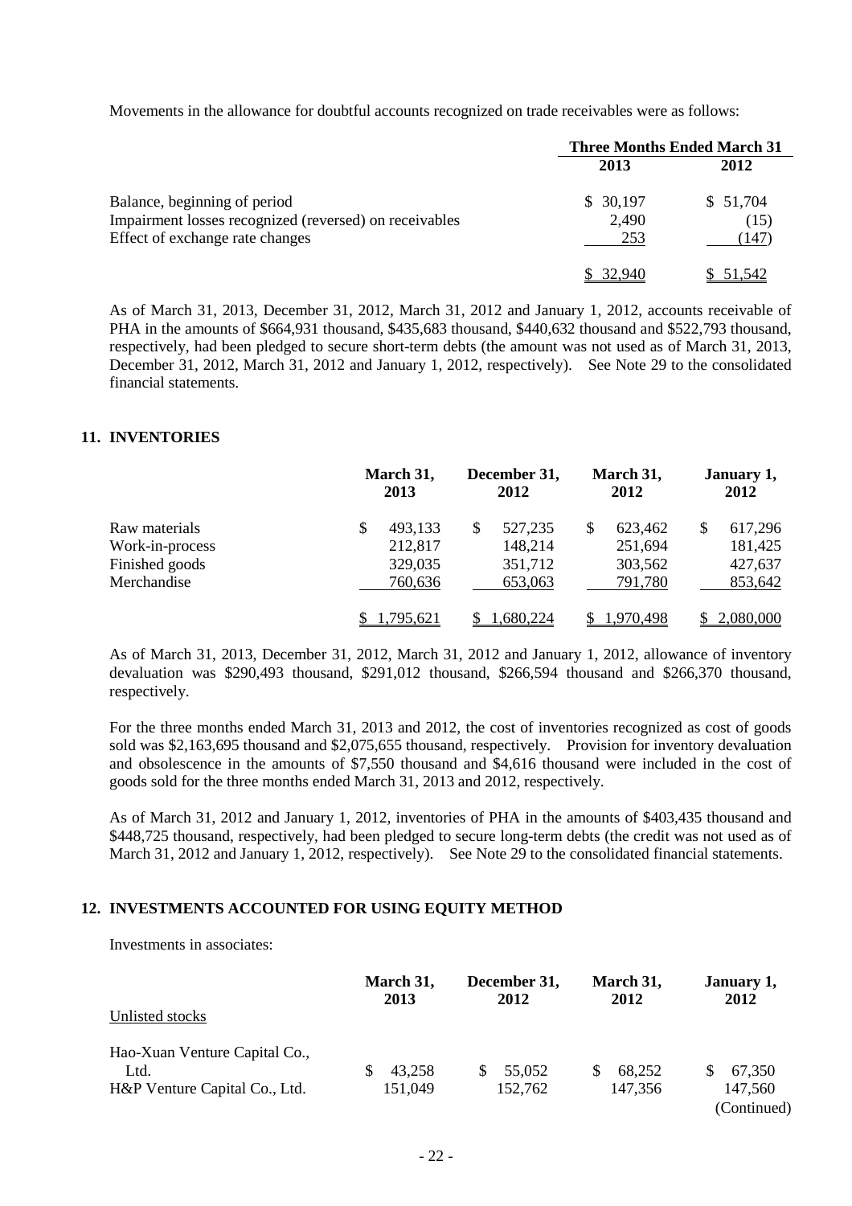Movements in the allowance for doubtful accounts recognized on trade receivables were as follows:

| | Three Months Ended March 31 | |
|---|---|---|
| | 2013 | 2012 |
| Balance, beginning of period | $ 30,197 | $ 51,704 |
| Impairment losses recognized (reversed) on receivables | 2,490 | (15) |
| Effect of exchange rate changes | 253 | (147) |
| | $ 32,940 | $ 51,542 |

As of March 31, 2013, December 31, 2012, March 31, 2012 and January 1, 2012, accounts receivable of PHA in the amounts of $664,931 thousand, $435,683 thousand, $440,632 thousand and $522,793 thousand, respectively, had been pledged to secure short-term debts (the amount was not used as of March 31, 2013, December 31, 2012, March 31, 2012 and January 1, 2012, respectively). See Note 29 to the consolidated financial statements.

## 11. INVENTORIES

| | March 31, 2013 | December 31, 2012 | March 31, 2012 | January 1, 2012 |
|---|---|---|---|---|
| Raw materials | $ 493,133 | $ 527,235 | $ 623,462 | $ 617,296 |
| Work-in-process | 212,817 | 148,214 | 251,694 | 181,425 |
| Finished goods | 329,035 | 351,712 | 303,562 | 427,637 |
| Merchandise | 760,636 | 653,063 | 791,780 | 853,642 |
| | $ 1,795,621 | $ 1,680,224 | $ 1,970,498 | $ 2,080,000 |

As of March 31, 2013, December 31, 2012, March 31, 2012 and January 1, 2012, allowance of inventory devaluation was $290,493 thousand, $291,012 thousand, $266,594 thousand and $266,370 thousand, respectively.

For the three months ended March 31, 2013 and 2012, the cost of inventories recognized as cost of goods sold was $2,163,695 thousand and $2,075,655 thousand, respectively. Provision for inventory devaluation and obsolescence in the amounts of $7,550 thousand and $4,616 thousand were included in the cost of goods sold for the three months ended March 31, 2013 and 2012, respectively.

As of March 31, 2012 and January 1, 2012, inventories of PHA in the amounts of $403,435 thousand and $448,725 thousand, respectively, had been pledged to secure long-term debts (the credit was not used as of March 31, 2012 and January 1, 2012, respectively). See Note 29 to the consolidated financial statements.

## 12. INVESTMENTS ACCOUNTED FOR USING EQUITY METHOD

Investments in associates:

| Unlisted stocks | March 31, 2013 | December 31, 2012 | March 31, 2012 | January 1, 2012 |
|---|---|---|---|---|
| Hao-Xuan Venture Capital Co., Ltd. | $ 43,258 | $ 55,052 | $ 68,252 | $ 67,350 |
| H&P Venture Capital Co., Ltd. | 151,049 | 152,762 | 147,356 | 147,560 |

(Continued)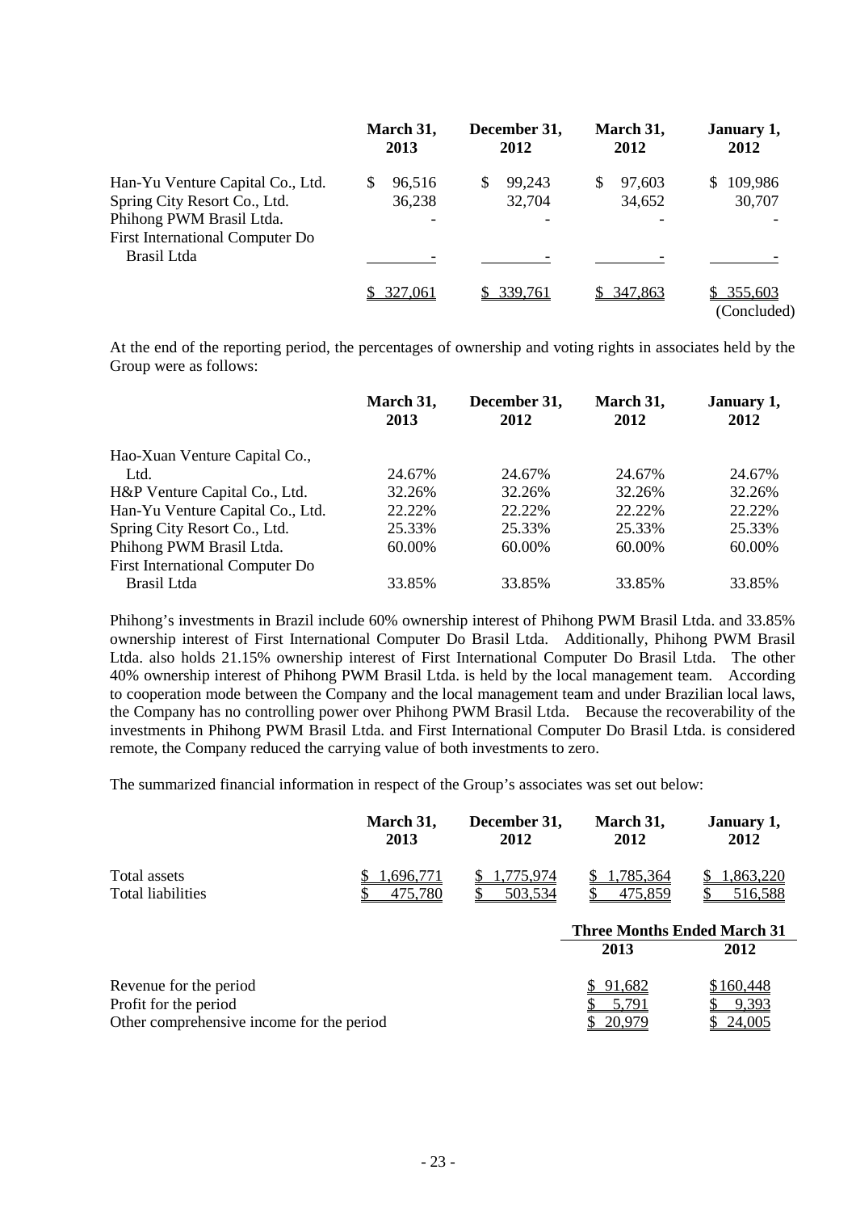| | March 31, 2013 | December 31, 2012 | March 31, 2012 | January 1, 2012 |
|---|---|---|---|---|
| Han-Yu Venture Capital Co., Ltd. | $ 96,516 | $ 99,243 | $ 97,603 | $ 109,986 |
| Spring City Resort Co., Ltd. | 36,238 | 32,704 | 34,652 | 30,707 |
| Phihong PWM Brasil Ltda. | - | - | - | - |
| First International Computer Do Brasil Ltda | - | - | - | - |
| | $ 327,061 | $ 339,761 | $ 347,863 | $ 355,603 |

(Concluded)

At the end of the reporting period, the percentages of ownership and voting rights in associates held by the Group were as follows:

| | March 31, 2013 | December 31, 2012 | March 31, 2012 | January 1, 2012 |
|---|---|---|---|---|
| Hao-Xuan Venture Capital Co., Ltd. | 24.67% | 24.67% | 24.67% | 24.67% |
| H&P Venture Capital Co., Ltd. | 32.26% | 32.26% | 32.26% | 32.26% |
| Han-Yu Venture Capital Co., Ltd. | 22.22% | 22.22% | 22.22% | 22.22% |
| Spring City Resort Co., Ltd. | 25.33% | 25.33% | 25.33% | 25.33% |
| Phihong PWM Brasil Ltda. | 60.00% | 60.00% | 60.00% | 60.00% |
| First International Computer Do Brasil Ltda | 33.85% | 33.85% | 33.85% | 33.85% |

Phihong's investments in Brazil include 60% ownership interest of Phihong PWM Brasil Ltda. and 33.85% ownership interest of First International Computer Do Brasil Ltda. Additionally, Phihong PWM Brasil Ltda. also holds 21.15% ownership interest of First International Computer Do Brasil Ltda. The other 40% ownership interest of Phihong PWM Brasil Ltda. is held by the local management team. According to cooperation mode between the Company and the local management team and under Brazilian local laws, the Company has no controlling power over Phihong PWM Brasil Ltda. Because the recoverability of the investments in Phihong PWM Brasil Ltda. and First International Computer Do Brasil Ltda. is considered remote, the Company reduced the carrying value of both investments to zero.

The summarized financial information in respect of the Group's associates was set out below:

| | March 31, 2013 | December 31, 2012 | March 31, 2012 | January 1, 2012 |
|---|---|---|---|---|
| Total assets | $ 1,696,771 | $ 1,775,974 | $ 1,785,364 | $ 1,863,220 |
| Total liabilities | $ 475,780 | $ 503,534 | $ 475,859 | $ 516,588 |

| | Three Months Ended March 31 | |
|---|---|---|
| | 2013 | 2012 |
| Revenue for the period | $ 91,682 | $160,448 |
| Profit for the period | $ 5,791 | $ 9,393 |
| Other comprehensive income for the period | $ 20,979 | $ 24,005 |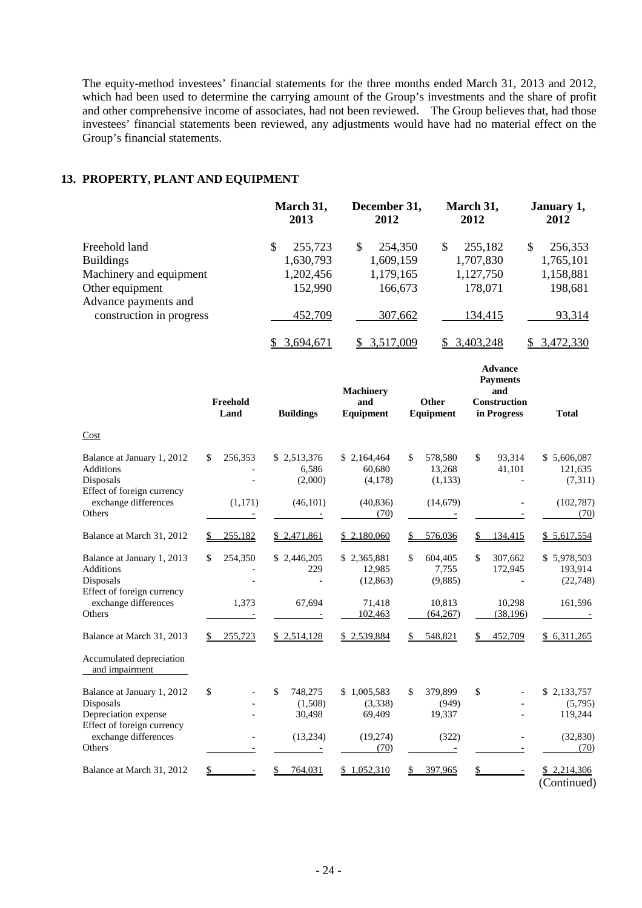The equity-method investees' financial statements for the three months ended March 31, 2013 and 2012, which had been used to determine the carrying amount of the Group's investments and the share of profit and other comprehensive income of associates, had not been reviewed. The Group believes that, had those investees' financial statements been reviewed, any adjustments would have had no material effect on the Group's financial statements.

## 13. PROPERTY, PLANT AND EQUIPMENT

| | March 31, 2013 | December 31, 2012 | March 31, 2012 | January 1, 2012 |
|---|---|---|---|---|
| Freehold land | $ 255,723 | $ 254,350 | $ 255,182 | $ 256,353 |
| Buildings | 1,630,793 | 1,609,159 | 1,707,830 | 1,765,101 |
| Machinery and equipment | 1,202,456 | 1,179,165 | 1,127,750 | 1,158,881 |
| Other equipment | 152,990 | 166,673 | 178,071 | 198,681 |
| Advance payments and construction in progress | 452,709 | 307,662 | 134,415 | 93,314 |
| | $ 3,694,671 | $ 3,517,009 | $ 3,403,248 | $ 3,472,330 |

| | Freehold Land | Buildings | Machinery and Equipment | Other Equipment | Advance Payments and Construction in Progress | Total |
|---|---|---|---|---|---|---|
| Cost | | | | | | |
| Balance at January 1, 2012 | $ 256,353 | $ 2,513,376 | $ 2,164,464 | $ 578,580 | $ 93,314 | $ 5,606,087 |
| Additions | - | 6,586 | 60,680 | 13,268 | 41,101 | 121,635 |
| Disposals | - | (2,000) | (4,178) | (1,133) | - | (7,311) |
| Effect of foreign currency exchange differences | (1,171) | (46,101) | (40,836) | (14,679) | - | (102,787) |
| Others | - | - | (70) | - | - | (70) |
| Balance at March 31, 2012 | $ 255,182 | $ 2,471,861 | $ 2,180,060 | $ 576,036 | $ 134,415 | $ 5,617,554 |
| Balance at January 1, 2013 | $ 254,350 | $ 2,446,205 | $ 2,365,881 | $ 604,405 | $ 307,662 | $ 5,978,503 |
| Additions | - | 229 | 12,985 | 7,755 | 172,945 | 193,914 |
| Disposals | - | - | (12,863) | (9,885) | - | (22,748) |
| Effect of foreign currency exchange differences | 1,373 | 67,694 | 71,418 | 10,813 | 10,298 | 161,596 |
| Others | - | - | 102,463 | (64,267) | (38,196) | - |
| Balance at March 31, 2013 | $ 255,723 | $ 2,514,128 | $ 2,539,884 | $ 548,821 | $ 452,709 | $ 6,311,265 |
| Accumulated depreciation and impairment | | | | | | |
| Balance at January 1, 2012 | $ - | $ 748,275 | $ 1,005,583 | $ 379,899 | $ - | $ 2,133,757 |
| Disposals | - | (1,508) | (3,338) | (949) | - | (5,795) |
| Depreciation expense | - | 30,498 | 69,409 | 19,337 | - | 119,244 |
| Effect of foreign currency exchange differences | - | (13,234) | (19,274) | (322) | - | (32,830) |
| Others | - | - | (70) | - | - | (70) |
| Balance at March 31, 2012 | $ - | $ 764,031 | $ 1,052,310 | $ 397,965 | $ - | $ 2,214,306 |

(Continued)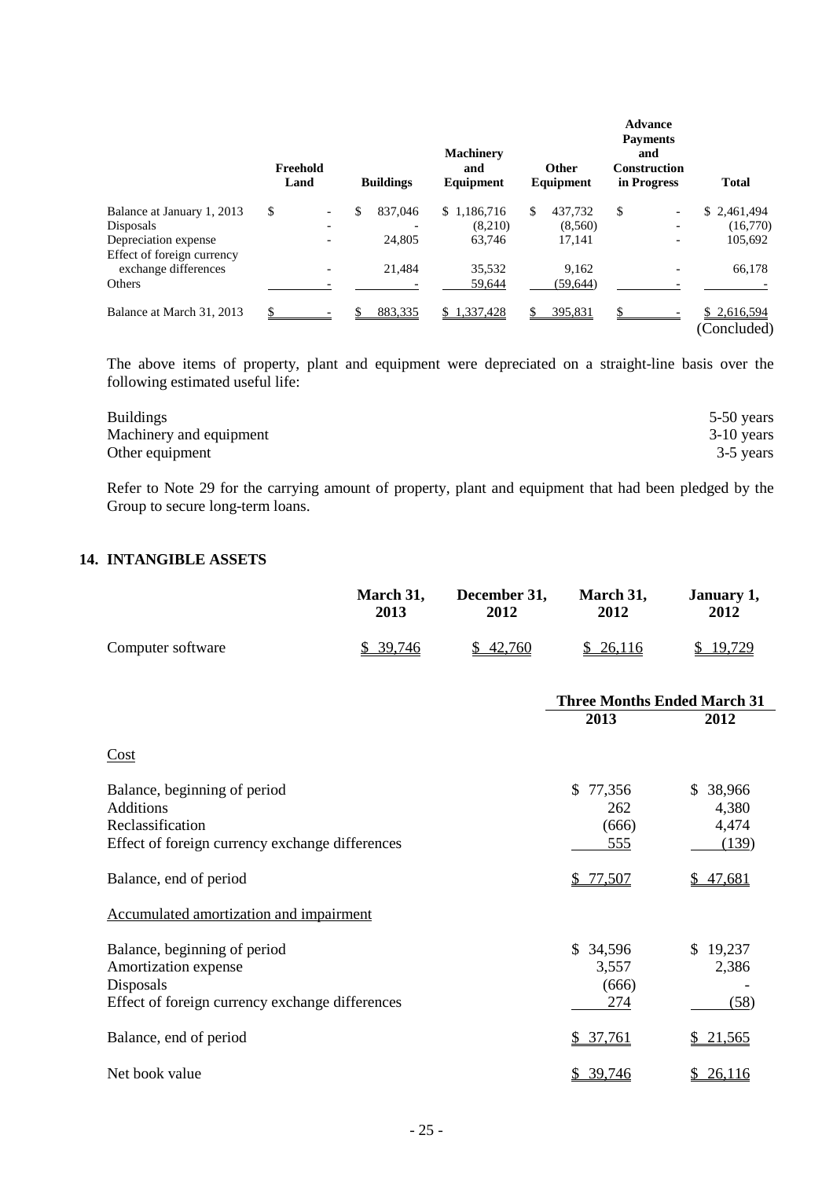| | Freehold Land | Buildings | Machinery and Equipment | Other Equipment | Advance Payments and Construction in Progress | Total |
|---|---|---|---|---|---|---|
| Balance at January 1, 2013 | $ - | $ 837,046 | $ 1,186,716 | $ 437,732 | $ - | $ 2,461,494 |
| Disposals | - | - | (8,210) | (8,560) | - | (16,770) |
| Depreciation expense | - | 24,805 | 63,746 | 17,141 | - | 105,692 |
| Effect of foreign currency exchange differences | - | 21,484 | 35,532 | 9,162 | - | 66,178 |
| Others | - | - | 59,644 | (59,644) | - | - |
| Balance at March 31, 2013 | $ - | $ 883,335 | $ 1,337,428 | $ 395,831 | $ - | $ 2,616,594 |

(Concluded)

The above items of property, plant and equipment were depreciated on a straight-line basis over the following estimated useful life:

| | |
|---|---|
| Buildings | 5-50 years |
| Machinery and equipment | 3-10 years |
| Other equipment | 3-5 years |

Refer to Note 29 for the carrying amount of property, plant and equipment that had been pledged by the Group to secure long-term loans.

## 14. INTANGIBLE ASSETS

| | March 31, 2013 | December 31, 2012 | March 31, 2012 | January 1, 2012 |
|---|---|---|---|---|
| Computer software | $ 39,746 | $ 42,760 | $ 26,116 | $ 19,729 |

| | Three Months Ended March 31 | |
|---|---|---|
| | 2013 | 2012 |
| Cost | | |
| Balance, beginning of period | $ 77,356 | $ 38,966 |
| Additions | 262 | 4,380 |
| Reclassification | (666) | 4,474 |
| Effect of foreign currency exchange differences | 555 | (139) |
| Balance, end of period | $ 77,507 | $ 47,681 |
| Accumulated amortization and impairment | | |
| Balance, beginning of period | $ 34,596 | $ 19,237 |
| Amortization expense | 3,557 | 2,386 |
| Disposals | (666) | - |
| Effect of foreign currency exchange differences | 274 | (58) |
| Balance, end of period | $ 37,761 | $ 21,565 |
| Net book value | $ 39,746 | $ 26,116 |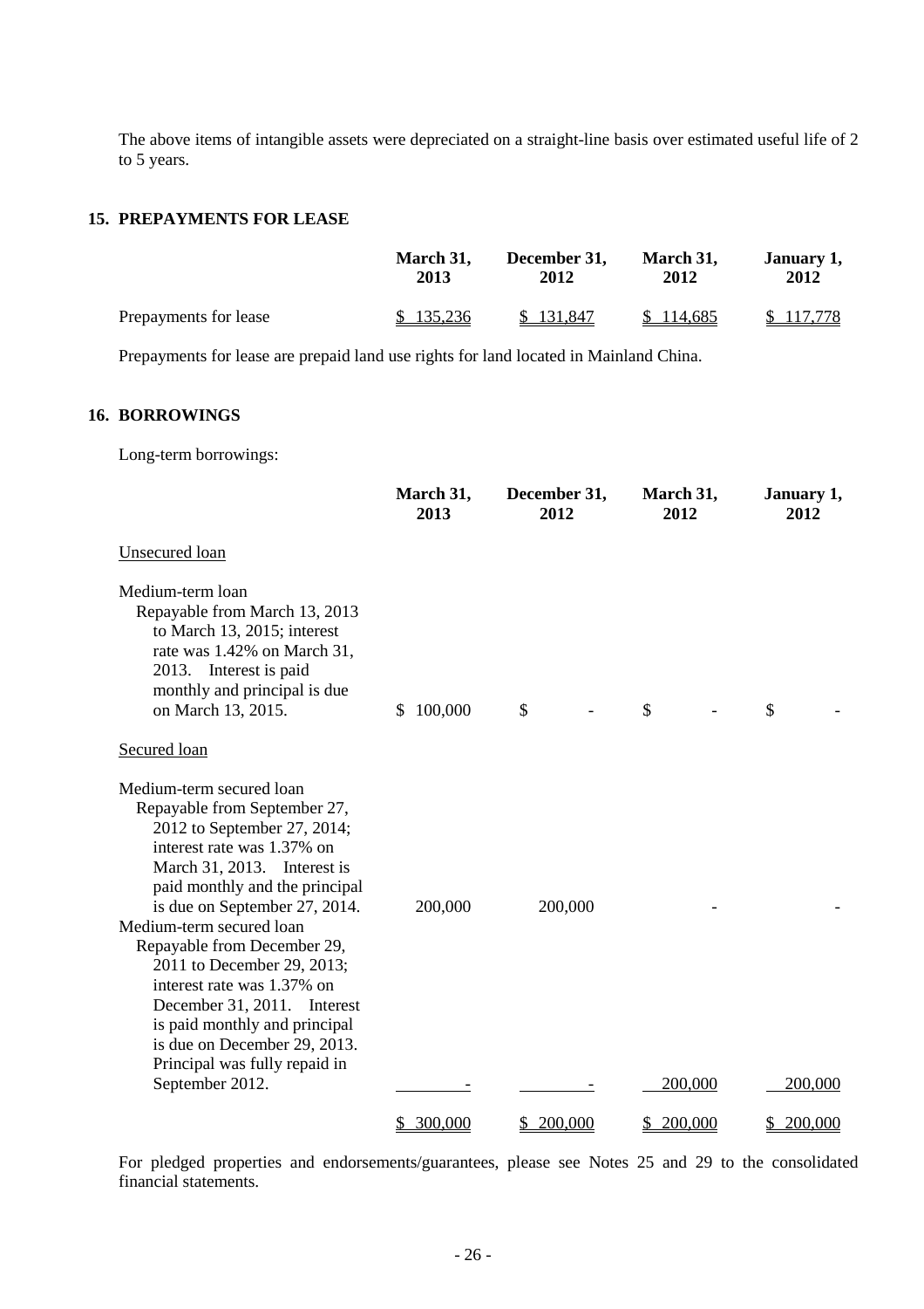The above items of intangible assets were depreciated on a straight-line basis over estimated useful life of 2 to 5 years.

## 15. PREPAYMENTS FOR LEASE

| | March 31, 2013 | December 31, 2012 | March 31, 2012 | January 1, 2012 |
|---|---|---|---|---|
| Prepayments for lease | $ 135,236 | $ 131,847 | $ 114,685 | $ 117,778 |

Prepayments for lease are prepaid land use rights for land located in Mainland China.

## 16. BORROWINGS

Long-term borrowings:

| | March 31, 2013 | December 31, 2012 | March 31, 2012 | January 1, 2012 |
|---|---|---|---|---|
| Unsecured loan | | | | |
| Medium-term loan Repayable from March 13, 2013 to March 13, 2015; interest rate was 1.42% on March 31, 2013. Interest is paid monthly and principal is due on March 13, 2015. | $ 100,000 | $ - | $ - | $ - |
| Secured loan | | | | |
| Medium-term secured loan Repayable from September 27, 2012 to September 27, 2014; interest rate was 1.37% on March 31, 2013. Interest is paid monthly and the principal is due on September 27, 2014. | 200,000 | 200,000 | - | - |
| Medium-term secured loan Repayable from December 29, 2011 to December 29, 2013; interest rate was 1.37% on December 31, 2011. Interest is paid monthly and principal is due on December 29, 2013. Principal was fully repaid in September 2012. | - | - | 200,000 | 200,000 |
| | $ 300,000 | $ 200,000 | $ 200,000 | $ 200,000 |

For pledged properties and endorsements/guarantees, please see Notes 25 and 29 to the consolidated financial statements.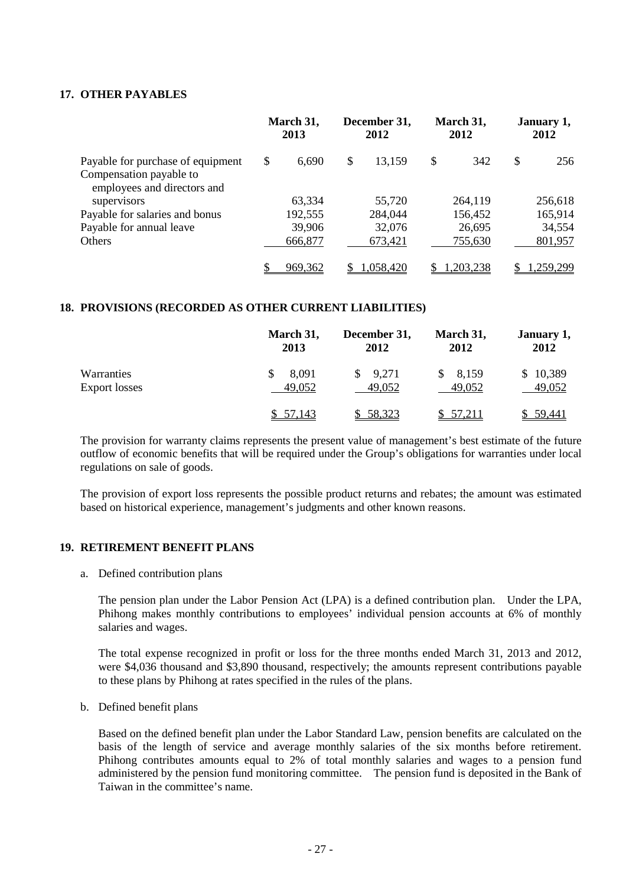## 17. OTHER PAYABLES

| | March 31, 2013 | December 31, 2012 | March 31, 2012 | January 1, 2012 |
|---|---|---|---|---|
| Payable for purchase of equipment | $ 6,690 | $ 13,159 | $ 342 | $ 256 |
| Compensation payable to employees and directors and supervisors | 63,334 | 55,720 | 264,119 | 256,618 |
| Payable for salaries and bonus | 192,555 | 284,044 | 156,452 | 165,914 |
| Payable for annual leave | 39,906 | 32,076 | 26,695 | 34,554 |
| Others | 666,877 | 673,421 | 755,630 | 801,957 |
| | $ 969,362 | $ 1,058,420 | $ 1,203,238 | $ 1,259,299 |

## 18. PROVISIONS (RECORDED AS OTHER CURRENT LIABILITIES)

| | March 31, 2013 | December 31, 2012 | March 31, 2012 | January 1, 2012 |
|---|---|---|---|---|
| Warranties | $ 8,091 | $ 9,271 | $ 8,159 | $ 10,389 |
| Export losses | 49,052 | 49,052 | 49,052 | 49,052 |
| | $ 57,143 | $ 58,323 | $ 57,211 | $ 59,441 |

The provision for warranty claims represents the present value of management's best estimate of the future outflow of economic benefits that will be required under the Group's obligations for warranties under local regulations on sale of goods.

The provision of export loss represents the possible product returns and rebates; the amount was estimated based on historical experience, management's judgments and other known reasons.

## 19. RETIREMENT BENEFIT PLANS

a. Defined contribution plans

The pension plan under the Labor Pension Act (LPA) is a defined contribution plan. Under the LPA, Phihong makes monthly contributions to employees' individual pension accounts at 6% of monthly salaries and wages.

The total expense recognized in profit or loss for the three months ended March 31, 2013 and 2012, were $4,036 thousand and $3,890 thousand, respectively; the amounts represent contributions payable to these plans by Phihong at rates specified in the rules of the plans.

b. Defined benefit plans

Based on the defined benefit plan under the Labor Standard Law, pension benefits are calculated on the basis of the length of service and average monthly salaries of the six months before retirement. Phihong contributes amounts equal to 2% of total monthly salaries and wages to a pension fund administered by the pension fund monitoring committee. The pension fund is deposited in the Bank of Taiwan in the committee's name.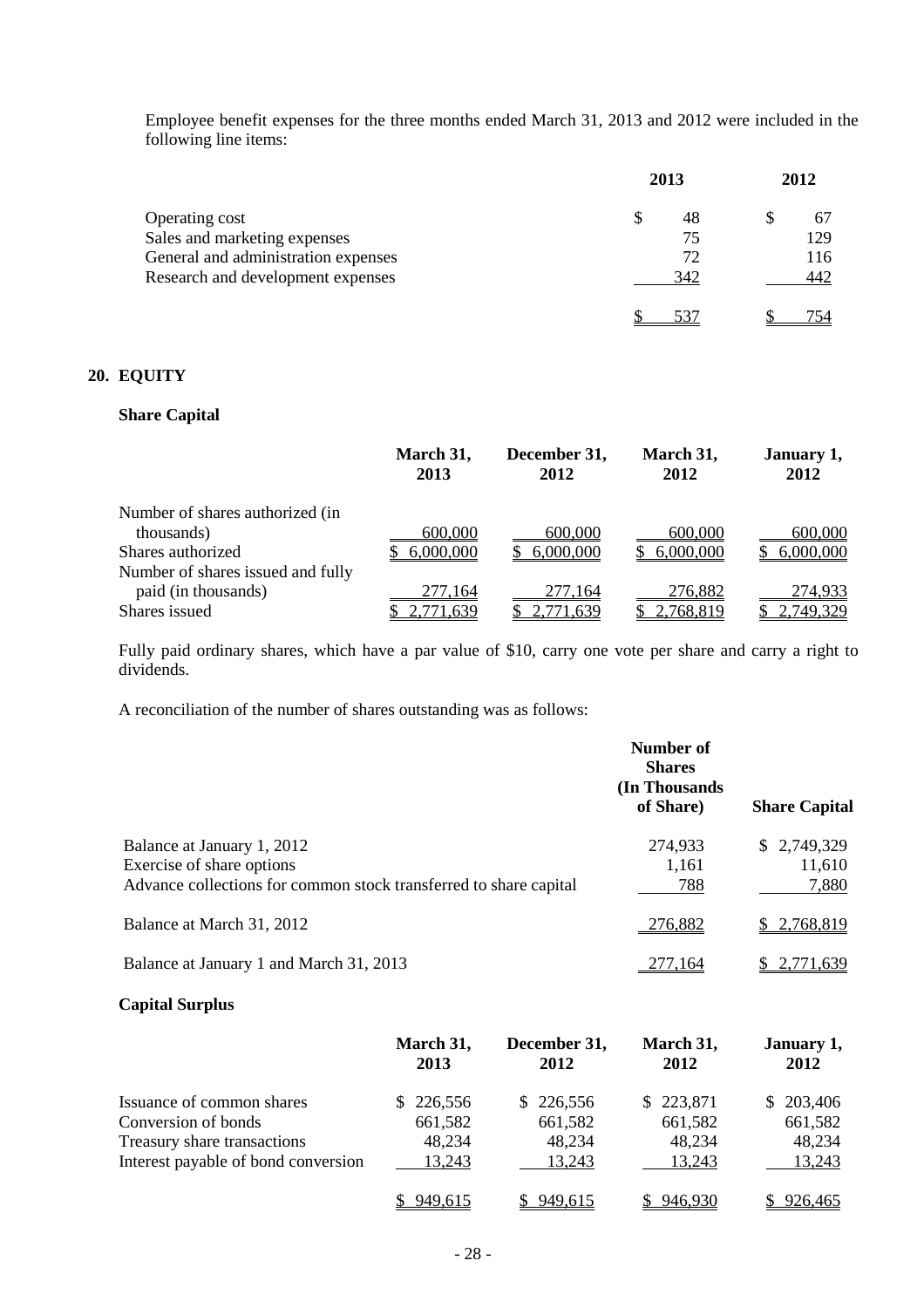Employee benefit expenses for the three months ended March 31, 2013 and 2012 were included in the following line items:

| | 2013 | 2012 |
|---|---|---|
| Operating cost | $ 48 | $ 67 |
| Sales and marketing expenses | 75 | 129 |
| General and administration expenses | 72 | 116 |
| Research and development expenses | 342 | 442 |
| | $ 537 | $ 754 |

## 20. EQUITY

### Share Capital

| | March 31, 2013 | December 31, 2012 | March 31, 2012 | January 1, 2012 |
|---|---|---|---|---|
| Number of shares authorized (in thousands) | 600,000 | 600,000 | 600,000 | 600,000 |
| Shares authorized | $ 6,000,000 | $ 6,000,000 | $ 6,000,000 | $ 6,000,000 |
| Number of shares issued and fully paid (in thousands) | 277,164 | 277,164 | 276,882 | 274,933 |
| Shares issued | $ 2,771,639 | $ 2,771,639 | $ 2,768,819 | $ 2,749,329 |

Fully paid ordinary shares, which have a par value of $10, carry one vote per share and carry a right to dividends.

A reconciliation of the number of shares outstanding was as follows:

| | Number of Shares (In Thousands of Share) | Share Capital |
|---|---|---|
| Balance at January 1, 2012 | 274,933 | $ 2,749,329 |
| Exercise of share options | 1,161 | 11,610 |
| Advance collections for common stock transferred to share capital | 788 | 7,880 |
| Balance at March 31, 2012 | 276,882 | $ 2,768,819 |
| Balance at January 1 and March 31, 2013 | 277,164 | $ 2,771,639 |

### Capital Surplus

| | March 31, 2013 | December 31, 2012 | March 31, 2012 | January 1, 2012 |
|---|---|---|---|---|
| Issuance of common shares | $ 226,556 | $ 226,556 | $ 223,871 | $ 203,406 |
| Conversion of bonds | 661,582 | 661,582 | 661,582 | 661,582 |
| Treasury share transactions | 48,234 | 48,234 | 48,234 | 48,234 |
| Interest payable of bond conversion | 13,243 | 13,243 | 13,243 | 13,243 |
| | $ 949,615 | $ 949,615 | $ 946,930 | $ 926,465 |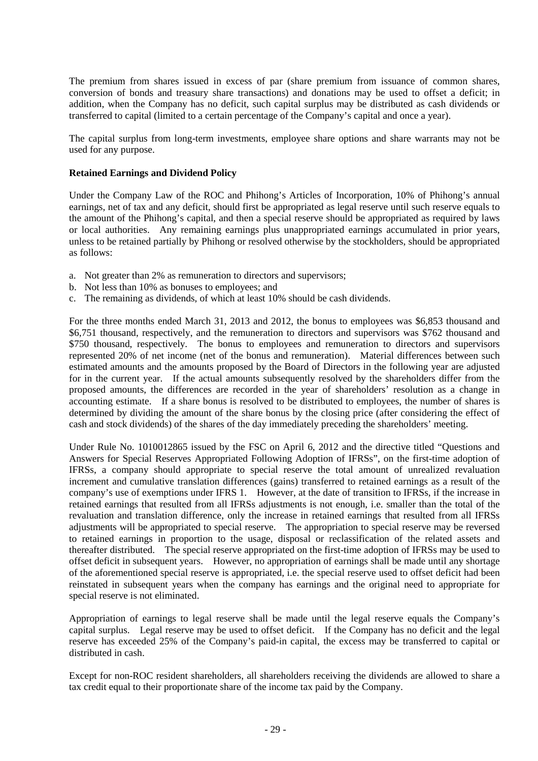The premium from shares issued in excess of par (share premium from issuance of common shares, conversion of bonds and treasury share transactions) and donations may be used to offset a deficit; in addition, when the Company has no deficit, such capital surplus may be distributed as cash dividends or transferred to capital (limited to a certain percentage of the Company's capital and once a year).

The capital surplus from long-term investments, employee share options and share warrants may not be used for any purpose.

**Retained Earnings and Dividend Policy**

Under the Company Law of the ROC and Phihong's Articles of Incorporation, 10% of Phihong's annual earnings, net of tax and any deficit, should first be appropriated as legal reserve until such reserve equals to the amount of the Phihong's capital, and then a special reserve should be appropriated as required by laws or local authorities. Any remaining earnings plus unappropriated earnings accumulated in prior years, unless to be retained partially by Phihong or resolved otherwise by the stockholders, should be appropriated as follows:

a. Not greater than 2% as remuneration to directors and supervisors;
b. Not less than 10% as bonuses to employees; and
c. The remaining as dividends, of which at least 10% should be cash dividends.

For the three months ended March 31, 2013 and 2012, the bonus to employees was $6,853 thousand and $6,751 thousand, respectively, and the remuneration to directors and supervisors was $762 thousand and $750 thousand, respectively. The bonus to employees and remuneration to directors and supervisors represented 20% of net income (net of the bonus and remuneration). Material differences between such estimated amounts and the amounts proposed by the Board of Directors in the following year are adjusted for in the current year. If the actual amounts subsequently resolved by the shareholders differ from the proposed amounts, the differences are recorded in the year of shareholders' resolution as a change in accounting estimate. If a share bonus is resolved to be distributed to employees, the number of shares is determined by dividing the amount of the share bonus by the closing price (after considering the effect of cash and stock dividends) of the shares of the day immediately preceding the shareholders' meeting.

Under Rule No. 1010012865 issued by the FSC on April 6, 2012 and the directive titled "Questions and Answers for Special Reserves Appropriated Following Adoption of IFRSs", on the first-time adoption of IFRSs, a company should appropriate to special reserve the total amount of unrealized revaluation increment and cumulative translation differences (gains) transferred to retained earnings as a result of the company's use of exemptions under IFRS 1. However, at the date of transition to IFRSs, if the increase in retained earnings that resulted from all IFRSs adjustments is not enough, i.e. smaller than the total of the revaluation and translation difference, only the increase in retained earnings that resulted from all IFRSs adjustments will be appropriated to special reserve. The appropriation to special reserve may be reversed to retained earnings in proportion to the usage, disposal or reclassification of the related assets and thereafter distributed. The special reserve appropriated on the first-time adoption of IFRSs may be used to offset deficit in subsequent years. However, no appropriation of earnings shall be made until any shortage of the aforementioned special reserve is appropriated, i.e. the special reserve used to offset deficit had been reinstated in subsequent years when the company has earnings and the original need to appropriate for special reserve is not eliminated.

Appropriation of earnings to legal reserve shall be made until the legal reserve equals the Company's capital surplus. Legal reserve may be used to offset deficit. If the Company has no deficit and the legal reserve has exceeded 25% of the Company's paid-in capital, the excess may be transferred to capital or distributed in cash.

Except for non-ROC resident shareholders, all shareholders receiving the dividends are allowed to share a tax credit equal to their proportionate share of the income tax paid by the Company.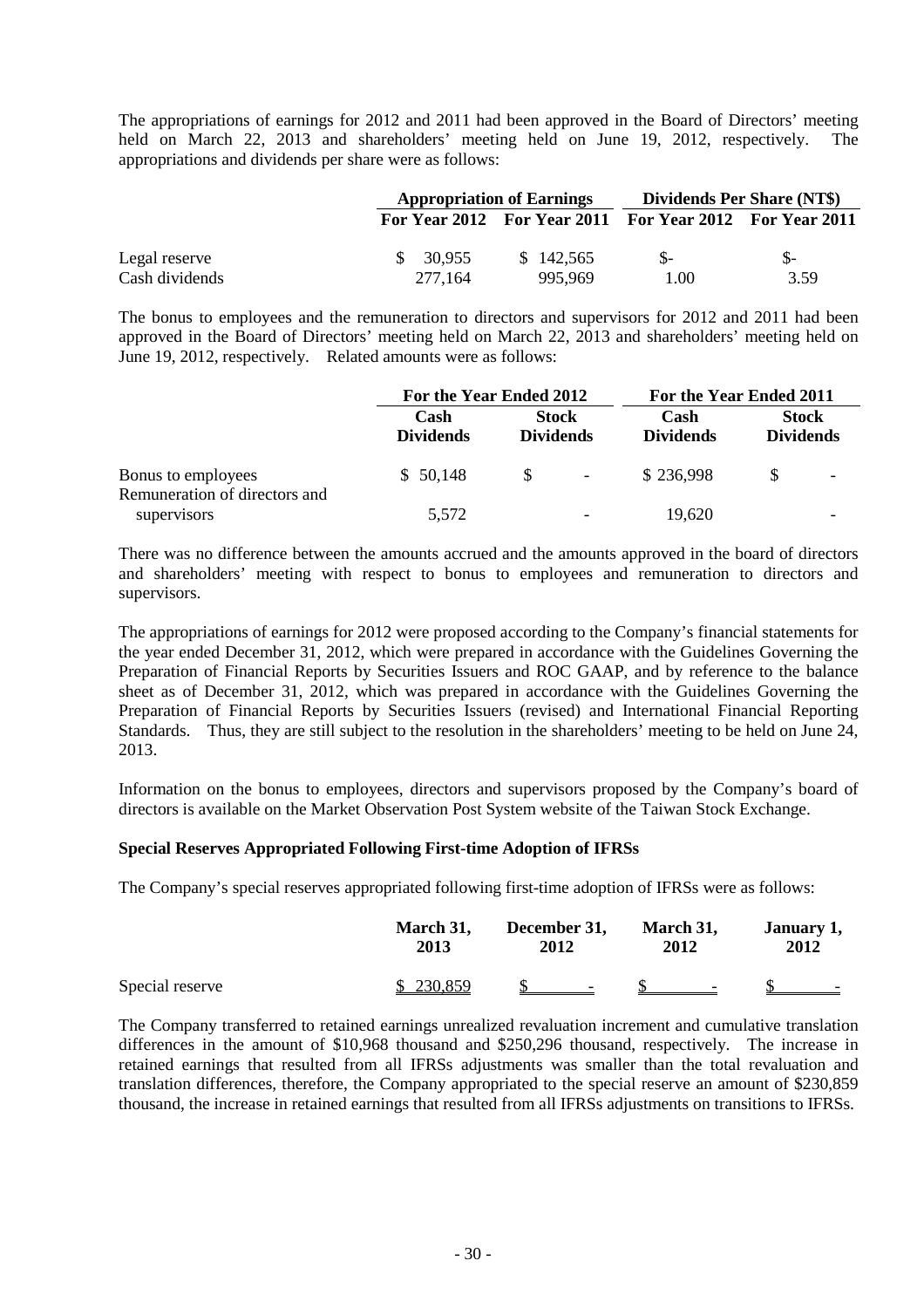The appropriations of earnings for 2012 and 2011 had been approved in the Board of Directors' meeting held on March 22, 2013 and shareholders' meeting held on June 19, 2012, respectively. The appropriations and dividends per share were as follows:

| | Appropriation of Earnings | | Dividends Per Share (NT$) | |
|---|---|---|---|---|
| | For Year 2012 | For Year 2011 | For Year 2012 | For Year 2011 |
| Legal reserve | $ 30,955 | $ 142,565 | $- | $- |
| Cash dividends | 277,164 | 995,969 | 1.00 | 3.59 |

The bonus to employees and the remuneration to directors and supervisors for 2012 and 2011 had been approved in the Board of Directors' meeting held on March 22, 2013 and shareholders' meeting held on June 19, 2012, respectively. Related amounts were as follows:

| | For the Year Ended 2012 | | For the Year Ended 2011 | |
|---|---|---|---|---|
| | Cash Dividends | Stock Dividends | Cash Dividends | Stock Dividends |
| Bonus to employees | $ 50,148 | $ - | $ 236,998 | $ - |
| Remuneration of directors and supervisors | 5,572 | - | 19,620 | - |

There was no difference between the amounts accrued and the amounts approved in the board of directors and shareholders' meeting with respect to bonus to employees and remuneration to directors and supervisors.

The appropriations of earnings for 2012 were proposed according to the Company's financial statements for the year ended December 31, 2012, which were prepared in accordance with the Guidelines Governing the Preparation of Financial Reports by Securities Issuers and ROC GAAP, and by reference to the balance sheet as of December 31, 2012, which was prepared in accordance with the Guidelines Governing the Preparation of Financial Reports by Securities Issuers (revised) and International Financial Reporting Standards. Thus, they are still subject to the resolution in the shareholders' meeting to be held on June 24, 2013.

Information on the bonus to employees, directors and supervisors proposed by the Company's board of directors is available on the Market Observation Post System website of the Taiwan Stock Exchange.

**Special Reserves Appropriated Following First-time Adoption of IFRSs**

The Company's special reserves appropriated following first-time adoption of IFRSs were as follows:

| | March 31, 2013 | December 31, 2012 | March 31, 2012 | January 1, 2012 |
|---|---|---|---|---|
| Special reserve | $ 230,859 | $ - | $ - | $ - |

The Company transferred to retained earnings unrealized revaluation increment and cumulative translation differences in the amount of $10,968 thousand and $250,296 thousand, respectively. The increase in retained earnings that resulted from all IFRSs adjustments was smaller than the total revaluation and translation differences, therefore, the Company appropriated to the special reserve an amount of $230,859 thousand, the increase in retained earnings that resulted from all IFRSs adjustments on transitions to IFRSs.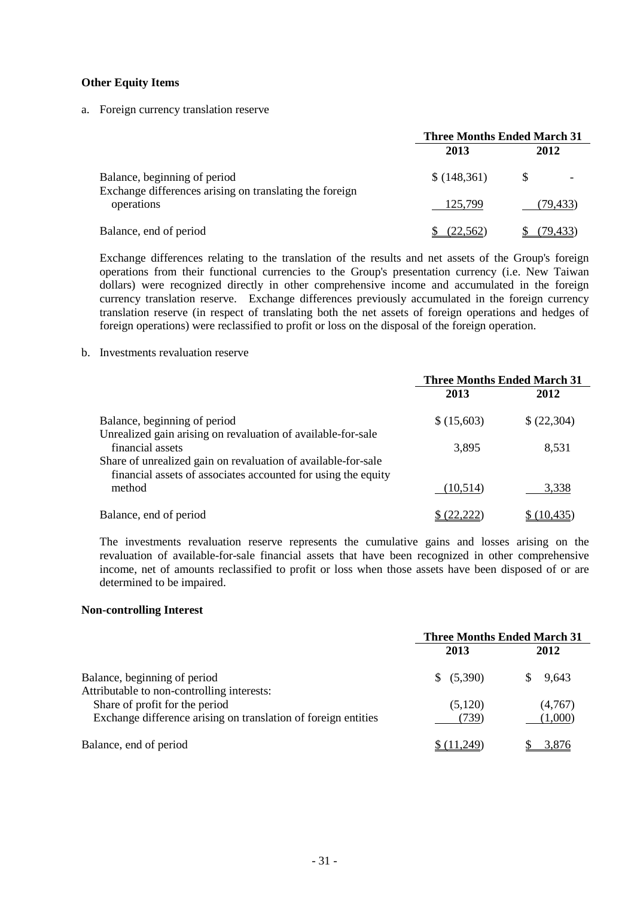**Other Equity Items**

a. Foreign currency translation reserve

| | Three Months Ended March 31 | |
|---|---|---|
| | 2013 | 2012 |
| Balance, beginning of period | $ (148,361) | $ - |
| Exchange differences arising on translating the foreign operations | 125,799 | (79,433) |
| Balance, end of period | $ (22,562) | $ (79,433) |

Exchange differences relating to the translation of the results and net assets of the Group's foreign operations from their functional currencies to the Group's presentation currency (i.e. New Taiwan dollars) were recognized directly in other comprehensive income and accumulated in the foreign currency translation reserve. Exchange differences previously accumulated in the foreign currency translation reserve (in respect of translating both the net assets of foreign operations and hedges of foreign operations) were reclassified to profit or loss on the disposal of the foreign operation.

b. Investments revaluation reserve

| | Three Months Ended March 31 | |
|---|---|---|
| | 2013 | 2012 |
| Balance, beginning of period | $ (15,603) | $ (22,304) |
| Unrealized gain arising on revaluation of available-for-sale financial assets | 3,895 | 8,531 |
| Share of unrealized gain on revaluation of available-for-sale financial assets of associates accounted for using the equity method | (10,514) | 3,338 |
| Balance, end of period | $ (22,222) | $ (10,435) |

The investments revaluation reserve represents the cumulative gains and losses arising on the revaluation of available-for-sale financial assets that have been recognized in other comprehensive income, net of amounts reclassified to profit or loss when those assets have been disposed of or are determined to be impaired.

**Non-controlling Interest**

| | Three Months Ended March 31 | |
|---|---|---|
| | 2013 | 2012 |
| Balance, beginning of period | $ (5,390) | $ 9,643 |
| Attributable to non-controlling interests: | | |
| Share of profit for the period | (5,120) | (4,767) |
| Exchange difference arising on translation of foreign entities | (739) | (1,000) |
| Balance, end of period | $ (11,249) | $ 3,876 |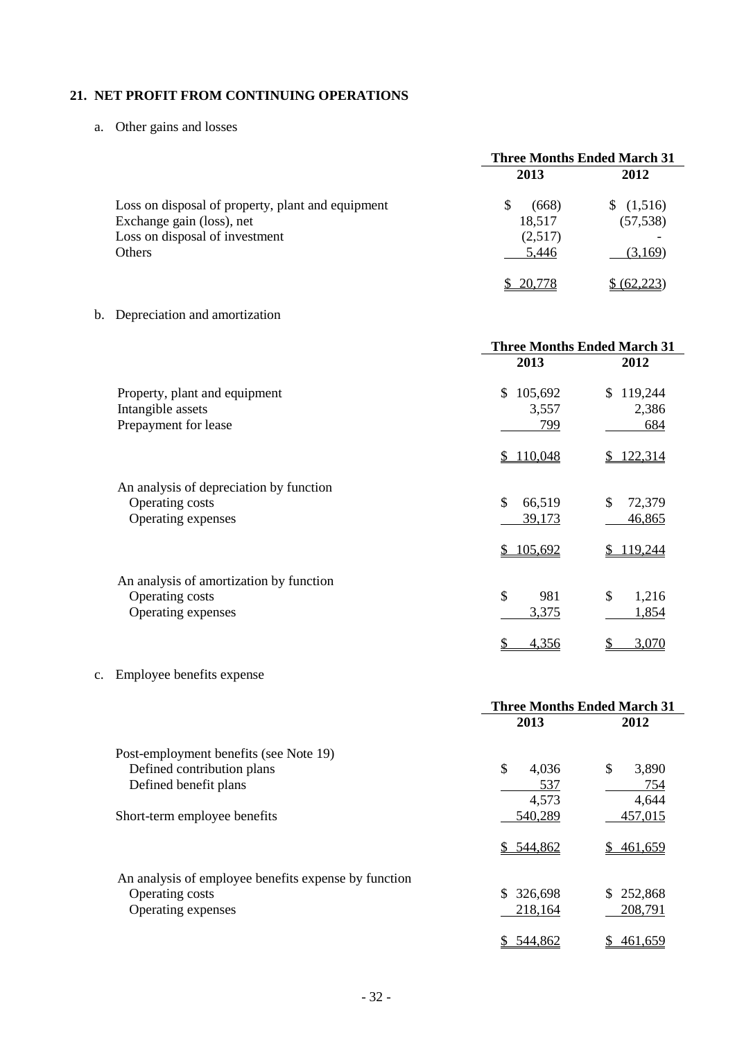## 21. NET PROFIT FROM CONTINUING OPERATIONS

a. Other gains and losses

| | Three Months Ended March 31 | |
|---|---|---|
| | 2013 | 2012 |
| Loss on disposal of property, plant and equipment | $ (668) | $ (1,516) |
| Exchange gain (loss), net | 18,517 | (57,538) |
| Loss on disposal of investment | (2,517) | - |
| Others | 5,446 | (3,169) |
| | $ 20,778 | $ (62,223) |

b. Depreciation and amortization

| | Three Months Ended March 31 | |
|---|---|---|
| | 2013 | 2012 |
| Property, plant and equipment | $ 105,692 | $ 119,244 |
| Intangible assets | 3,557 | 2,386 |
| Prepayment for lease | 799 | 684 |
| | $ 110,048 | $ 122,314 |
| An analysis of depreciation by function | | |
| Operating costs | $ 66,519 | $ 72,379 |
| Operating expenses | 39,173 | 46,865 |
| | $ 105,692 | $ 119,244 |
| An analysis of amortization by function | | |
| Operating costs | $ 981 | $ 1,216 |
| Operating expenses | 3,375 | 1,854 |
| | $ 4,356 | $ 3,070 |

c. Employee benefits expense

| | Three Months Ended March 31 | |
|---|---|---|
| | 2013 | 2012 |
| Post-employment benefits (see Note 19) | | |
| Defined contribution plans | $ 4,036 | $ 3,890 |
| Defined benefit plans | 537 | 754 |
| | 4,573 | 4,644 |
| Short-term employee benefits | 540,289 | 457,015 |
| | $ 544,862 | $ 461,659 |
| An analysis of employee benefits expense by function | | |
| Operating costs | $ 326,698 | $ 252,868 |
| Operating expenses | 218,164 | 208,791 |
| | $ 544,862 | $ 461,659 |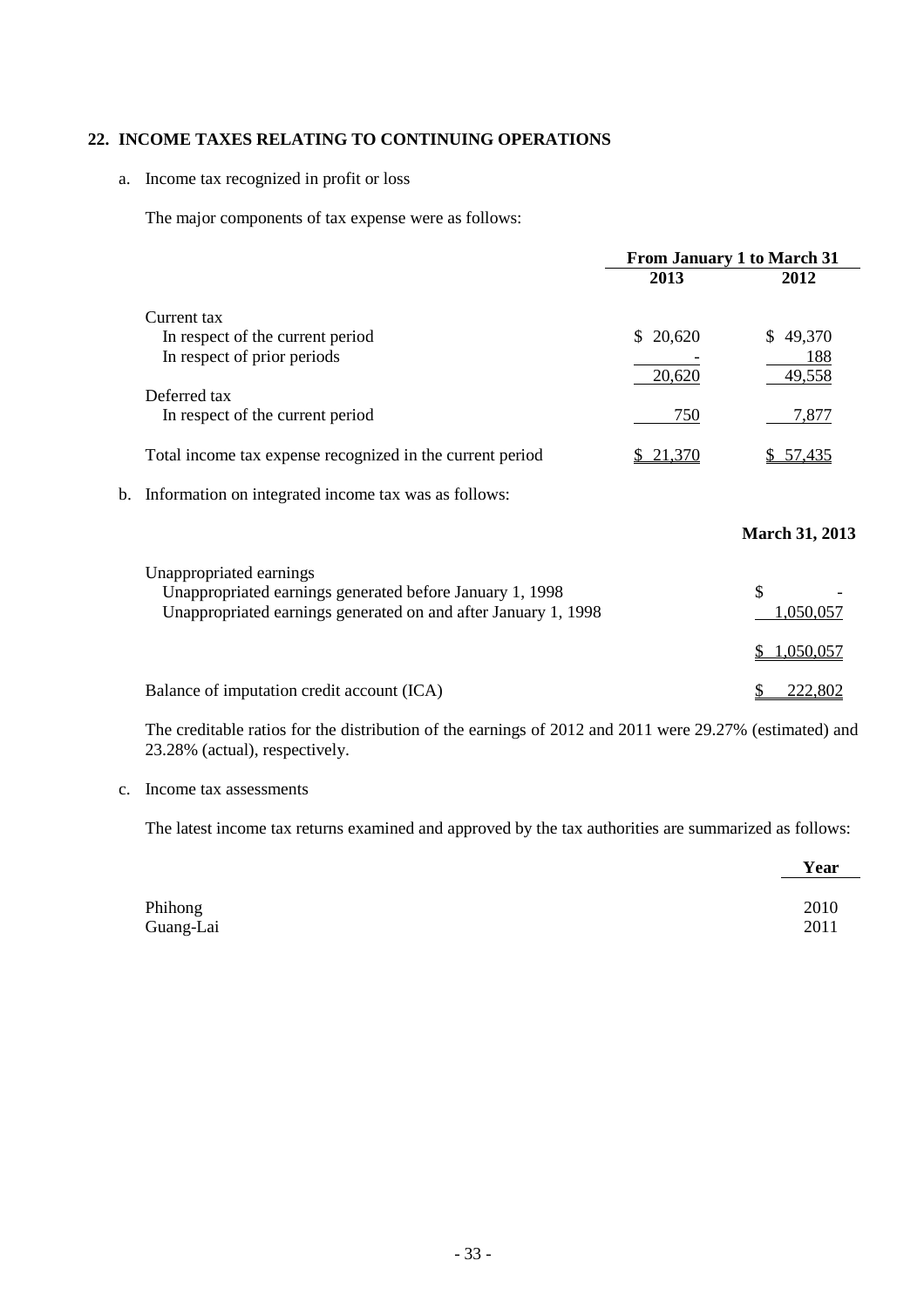## 22. INCOME TAXES RELATING TO CONTINUING OPERATIONS

a. Income tax recognized in profit or loss

The major components of tax expense were as follows:

| | From January 1 to March 31 | |
|---|---|---|
| | 2013 | 2012 |
| Current tax | | |
| In respect of the current period | $ 20,620 | $ 49,370 |
| In respect of prior periods | - | 188 |
| | 20,620 | 49,558 |
| Deferred tax | | |
| In respect of the current period | 750 | 7,877 |
| Total income tax expense recognized in the current period | $ 21,370 | $ 57,435 |

b. Information on integrated income tax was as follows:

| | March 31, 2013 |
|---|---|
| Unappropriated earnings | |
| Unappropriated earnings generated before January 1, 1998 | $ - |
| Unappropriated earnings generated on and after January 1, 1998 | 1,050,057 |
| | $ 1,050,057 |
| Balance of imputation credit account (ICA) | $ 222,802 |

The creditable ratios for the distribution of the earnings of 2012 and 2011 were 29.27% (estimated) and 23.28% (actual), respectively.

c. Income tax assessments

The latest income tax returns examined and approved by the tax authorities are summarized as follows:

| | Year |
|---|---|
| Phihong | 2010 |
| Guang-Lai | 2011 |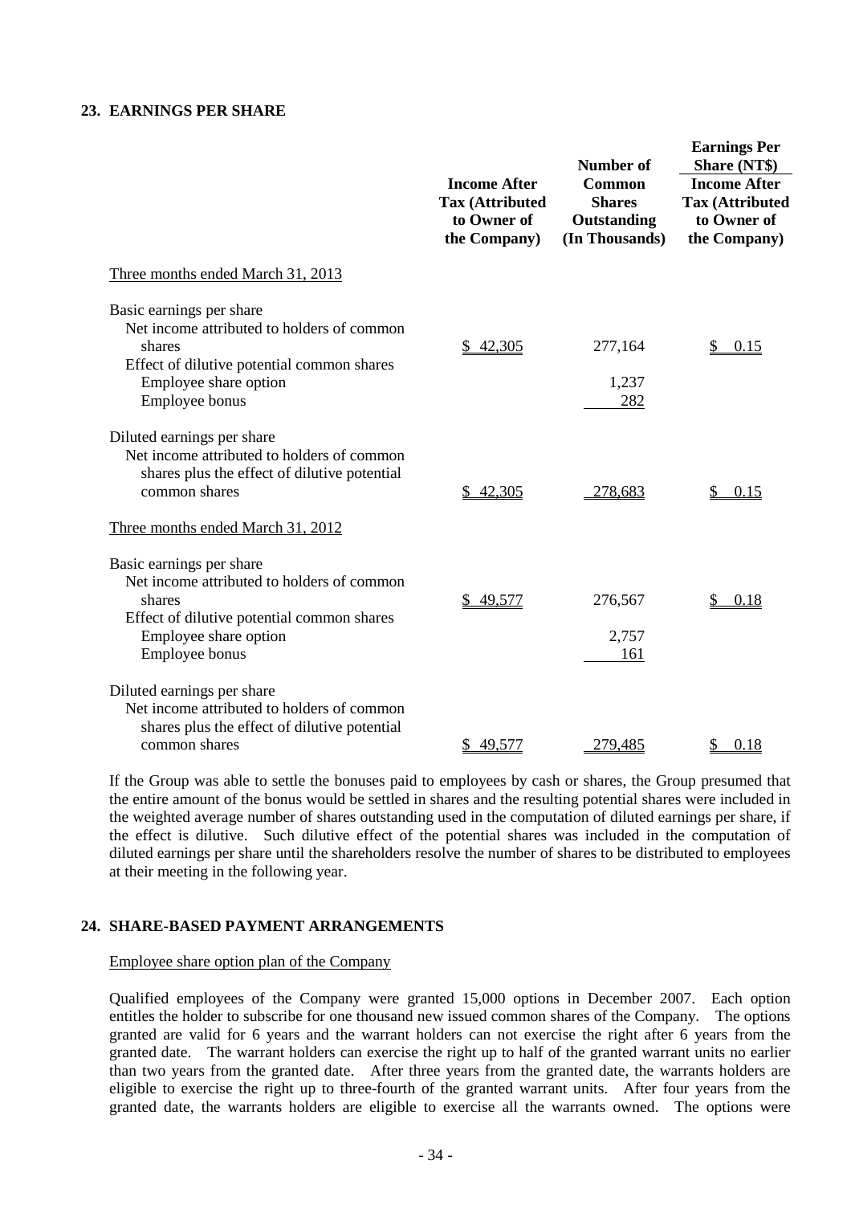## 23. EARNINGS PER SHARE

| | Income After Tax (Attributed to Owner of the Company) | Number of Common Shares Outstanding (In Thousands) | Earnings Per Share (NT$) Income After Tax (Attributed to Owner of the Company) |
|---|---|---|---|
| Three months ended March 31, 2013 | | | |
| Basic earnings per share | | | |
| Net income attributed to holders of common shares | $ 42,305 | 277,164 | $ 0.15 |
| Effect of dilutive potential common shares | | | |
| Employee share option | | 1,237 | |
| Employee bonus | | 282 | |
| Diluted earnings per share | | | |
| Net income attributed to holders of common shares plus the effect of dilutive potential common shares | $ 42,305 | 278,683 | $ 0.15 |
| Three months ended March 31, 2012 | | | |
| Basic earnings per share | | | |
| Net income attributed to holders of common shares | $ 49,577 | 276,567 | $ 0.18 |
| Effect of dilutive potential common shares | | | |
| Employee share option | | 2,757 | |
| Employee bonus | | 161 | |
| Diluted earnings per share | | | |
| Net income attributed to holders of common shares plus the effect of dilutive potential common shares | $ 49,577 | 279,485 | $ 0.18 |

If the Group was able to settle the bonuses paid to employees by cash or shares, the Group presumed that the entire amount of the bonus would be settled in shares and the resulting potential shares were included in the weighted average number of shares outstanding used in the computation of diluted earnings per share, if the effect is dilutive. Such dilutive effect of the potential shares was included in the computation of diluted earnings per share until the shareholders resolve the number of shares to be distributed to employees at their meeting in the following year.

## 24. SHARE-BASED PAYMENT ARRANGEMENTS

Employee share option plan of the Company

Qualified employees of the Company were granted 15,000 options in December 2007. Each option entitles the holder to subscribe for one thousand new issued common shares of the Company. The options granted are valid for 6 years and the warrant holders can not exercise the right after 6 years from the granted date. The warrant holders can exercise the right up to half of the granted warrant units no earlier than two years from the granted date. After three years from the granted date, the warrants holders are eligible to exercise the right up to three-fourth of the granted warrant units. After four years from the granted date, the warrants holders are eligible to exercise all the warrants owned. The options were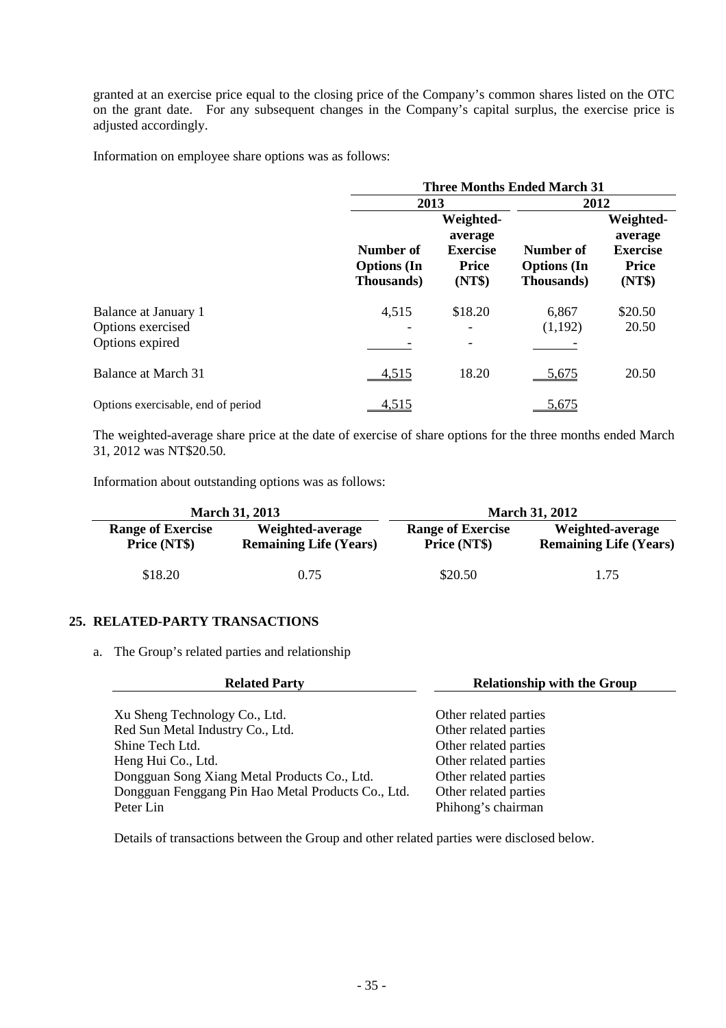granted at an exercise price equal to the closing price of the Company's common shares listed on the OTC on the grant date. For any subsequent changes in the Company's capital surplus, the exercise price is adjusted accordingly.

Information on employee share options was as follows:

| | Three Months Ended March 31 | | | |
|---|---|---|---|---|
| | 2013 | | 2012 | |
| | Number of Options (In Thousands) | Weighted-average Exercise Price (NT$) | Number of Options (In Thousands) | Weighted-average Exercise Price (NT$) |
| Balance at January 1 | 4,515 | $18.20 | 6,867 | $20.50 |
| Options exercised | - | - | (1,192) | 20.50 |
| Options expired | - | - | - | |
| Balance at March 31 | 4,515 | 18.20 | 5,675 | 20.50 |
| Options exercisable, end of period | 4,515 | | 5,675 | |

The weighted-average share price at the date of exercise of share options for the three months ended March 31, 2012 was NT$20.50.

Information about outstanding options was as follows:

| March 31, 2013 | | March 31, 2012 | |
|---|---|---|---|
| Range of Exercise Price (NT$) | Weighted-average Remaining Life (Years) | Range of Exercise Price (NT$) | Weighted-average Remaining Life (Years) |
| $18.20 | 0.75 | $20.50 | 1.75 |

## 25. RELATED-PARTY TRANSACTIONS

a. The Group's related parties and relationship

| Related Party | Relationship with the Group |
|---|---|
| Xu Sheng Technology Co., Ltd. | Other related parties |
| Red Sun Metal Industry Co., Ltd. | Other related parties |
| Shine Tech Ltd. | Other related parties |
| Heng Hui Co., Ltd. | Other related parties |
| Dongguan Song Xiang Metal Products Co., Ltd. | Other related parties |
| Dongguan Fenggang Pin Hao Metal Products Co., Ltd. | Other related parties |
| Peter Lin | Phihong's chairman |

Details of transactions between the Group and other related parties were disclosed below.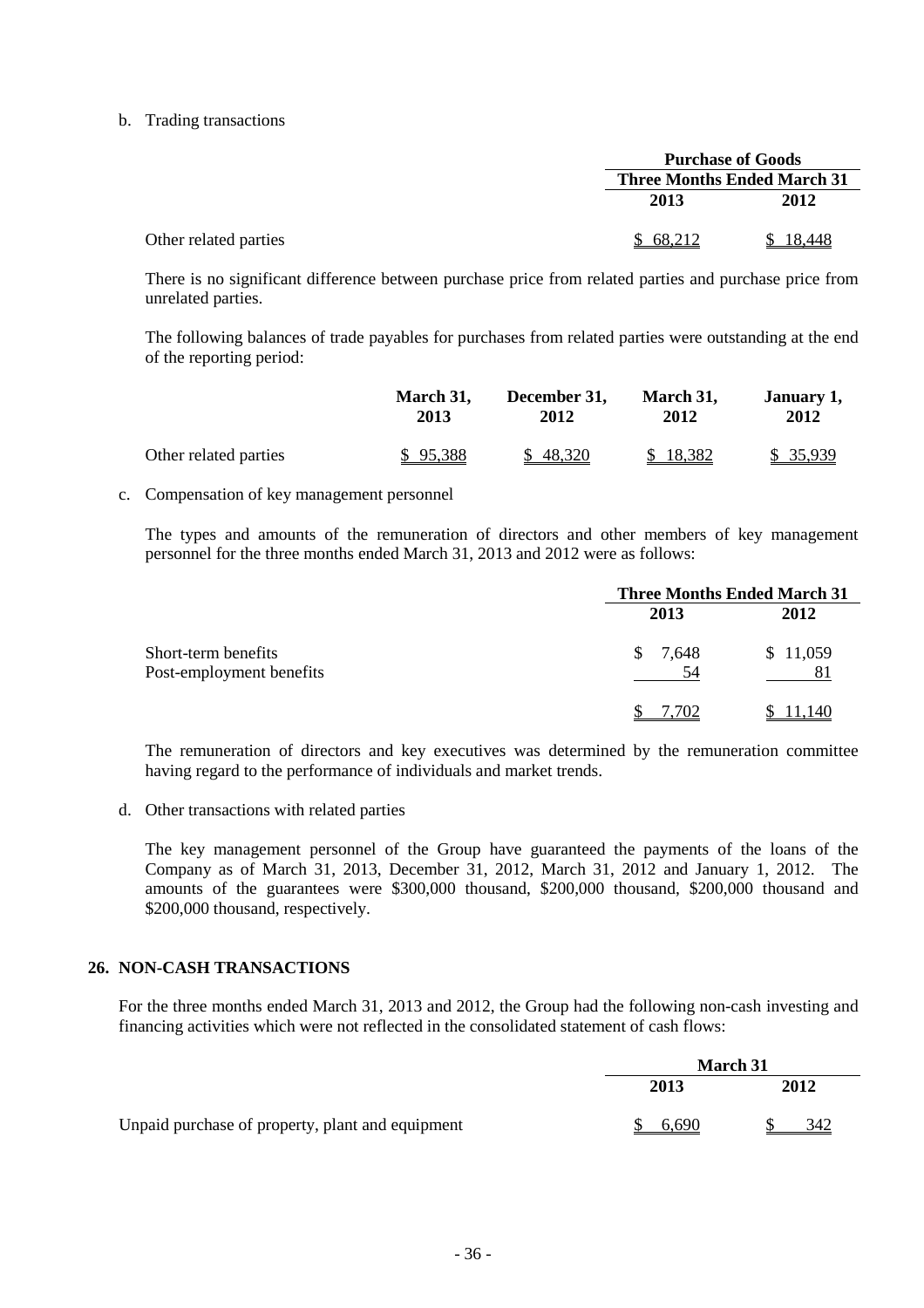b. Trading transactions

| | Purchase of Goods | |
|---|---|---|
| | Three Months Ended March 31 | |
| | 2013 | 2012 |
| Other related parties | $ 68,212 | $ 18,448 |

There is no significant difference between purchase price from related parties and purchase price from unrelated parties.

The following balances of trade payables for purchases from related parties were outstanding at the end of the reporting period:

| | March 31, 2013 | December 31, 2012 | March 31, 2012 | January 1, 2012 |
|---|---|---|---|---|
| Other related parties | $ 95,388 | $ 48,320 | $ 18,382 | $ 35,939 |

c. Compensation of key management personnel

The types and amounts of the remuneration of directors and other members of key management personnel for the three months ended March 31, 2013 and 2012 were as follows:

| | Three Months Ended March 31 | |
|---|---|---|
| | 2013 | 2012 |
| Short-term benefits | $ 7,648 | $ 11,059 |
| Post-employment benefits | 54 | 81 |
| | $ 7,702 | $ 11,140 |

The remuneration of directors and key executives was determined by the remuneration committee having regard to the performance of individuals and market trends.

d. Other transactions with related parties

The key management personnel of the Group have guaranteed the payments of the loans of the Company as of March 31, 2013, December 31, 2012, March 31, 2012 and January 1, 2012. The amounts of the guarantees were $300,000 thousand, $200,000 thousand, $200,000 thousand and $200,000 thousand, respectively.

## 26. NON-CASH TRANSACTIONS

For the three months ended March 31, 2013 and 2012, the Group had the following non-cash investing and financing activities which were not reflected in the consolidated statement of cash flows:

| | March 31 | |
|---|---|---|
| | 2013 | 2012 |
| Unpaid purchase of property, plant and equipment | $ 6,690 | $ 342 |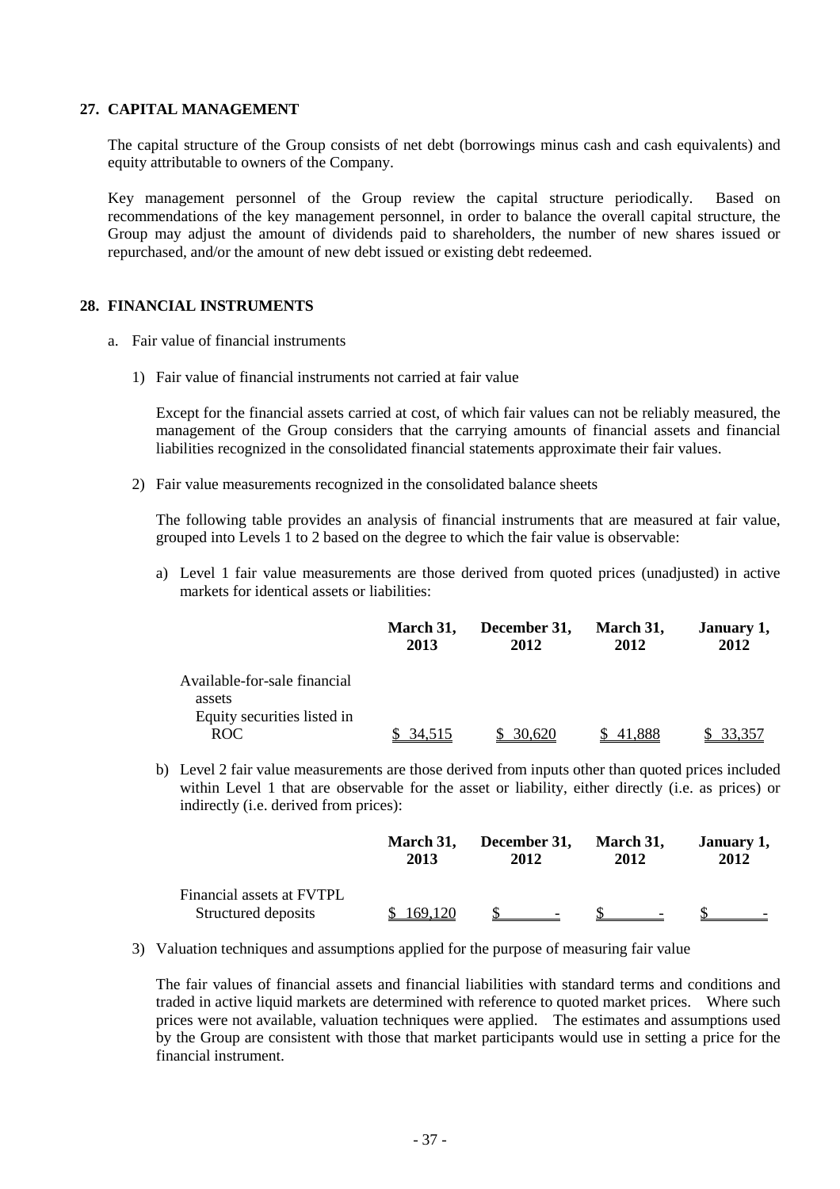## 27. CAPITAL MANAGEMENT

The capital structure of the Group consists of net debt (borrowings minus cash and cash equivalents) and equity attributable to owners of the Company.

Key management personnel of the Group review the capital structure periodically. Based on recommendations of the key management personnel, in order to balance the overall capital structure, the Group may adjust the amount of dividends paid to shareholders, the number of new shares issued or repurchased, and/or the amount of new debt issued or existing debt redeemed.

## 28. FINANCIAL INSTRUMENTS

a. Fair value of financial instruments

1) Fair value of financial instruments not carried at fair value

Except for the financial assets carried at cost, of which fair values can not be reliably measured, the management of the Group considers that the carrying amounts of financial assets and financial liabilities recognized in the consolidated financial statements approximate their fair values.

2) Fair value measurements recognized in the consolidated balance sheets

The following table provides an analysis of financial instruments that are measured at fair value, grouped into Levels 1 to 2 based on the degree to which the fair value is observable:

a) Level 1 fair value measurements are those derived from quoted prices (unadjusted) in active markets for identical assets or liabilities:

| | March 31, 2013 | December 31, 2012 | March 31, 2012 | January 1, 2012 |
|---|---|---|---|---|
| Available-for-sale financial assets | | | | |
| Equity securities listed in ROC | $ 34,515 | $ 30,620 | $ 41,888 | $ 33,357 |

b) Level 2 fair value measurements are those derived from inputs other than quoted prices included within Level 1 that are observable for the asset or liability, either directly (i.e. as prices) or indirectly (i.e. derived from prices):

| | March 31, 2013 | December 31, 2012 | March 31, 2012 | January 1, 2012 |
|---|---|---|---|---|
| Financial assets at FVTPL | | | | |
| Structured deposits | $ 169,120 | $ - | $ - | $ - |

3) Valuation techniques and assumptions applied for the purpose of measuring fair value

The fair values of financial assets and financial liabilities with standard terms and conditions and traded in active liquid markets are determined with reference to quoted market prices. Where such prices were not available, valuation techniques were applied. The estimates and assumptions used by the Group are consistent with those that market participants would use in setting a price for the financial instrument.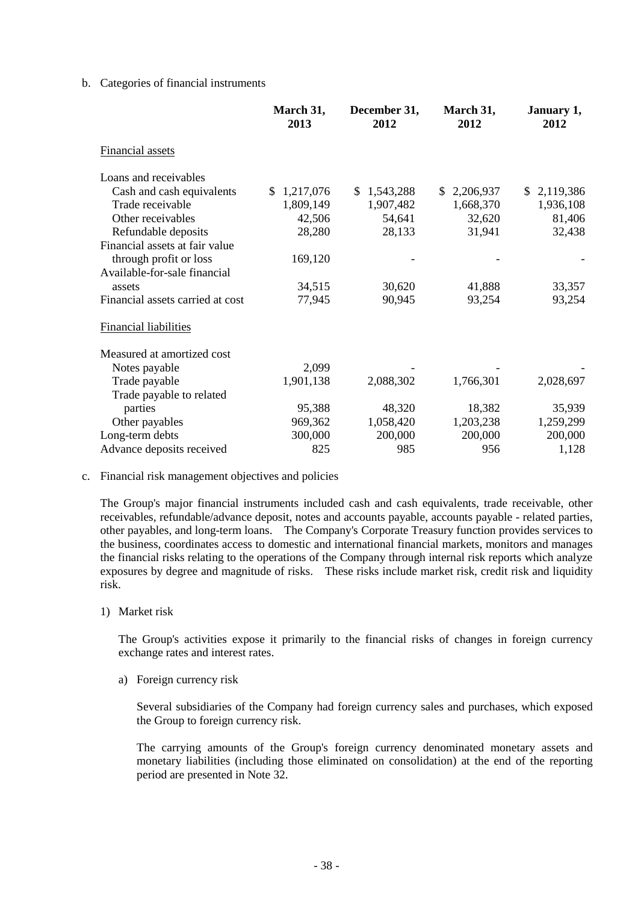b. Categories of financial instruments

| | March 31, 2013 | December 31, 2012 | March 31, 2012 | January 1, 2012 |
|---|---|---|---|---|
| Financial assets | | | | |
| Loans and receivables | | | | |
| Cash and cash equivalents | $ 1,217,076 | $ 1,543,288 | $ 2,206,937 | $ 2,119,386 |
| Trade receivable | 1,809,149 | 1,907,482 | 1,668,370 | 1,936,108 |
| Other receivables | 42,506 | 54,641 | 32,620 | 81,406 |
| Refundable deposits | 28,280 | 28,133 | 31,941 | 32,438 |
| Financial assets at fair value through profit or loss | 169,120 | - | - | - |
| Available-for-sale financial assets | 34,515 | 30,620 | 41,888 | 33,357 |
| Financial assets carried at cost | 77,945 | 90,945 | 93,254 | 93,254 |
| Financial liabilities | | | | |
| Measured at amortized cost | | | | |
| Notes payable | 2,099 | - | - | - |
| Trade payable | 1,901,138 | 2,088,302 | 1,766,301 | 2,028,697 |
| Trade payable to related parties | 95,388 | 48,320 | 18,382 | 35,939 |
| Other payables | 969,362 | 1,058,420 | 1,203,238 | 1,259,299 |
| Long-term debts | 300,000 | 200,000 | 200,000 | 200,000 |
| Advance deposits received | 825 | 985 | 956 | 1,128 |

c. Financial risk management objectives and policies

The Group's major financial instruments included cash and cash equivalents, trade receivable, other receivables, refundable/advance deposit, notes and accounts payable, accounts payable - related parties, other payables, and long-term loans. The Company's Corporate Treasury function provides services to the business, coordinates access to domestic and international financial markets, monitors and manages the financial risks relating to the operations of the Company through internal risk reports which analyze exposures by degree and magnitude of risks. These risks include market risk, credit risk and liquidity risk.

1) Market risk

The Group's activities expose it primarily to the financial risks of changes in foreign currency exchange rates and interest rates.

a) Foreign currency risk

Several subsidiaries of the Company had foreign currency sales and purchases, which exposed the Group to foreign currency risk.

The carrying amounts of the Group's foreign currency denominated monetary assets and monetary liabilities (including those eliminated on consolidation) at the end of the reporting period are presented in Note 32.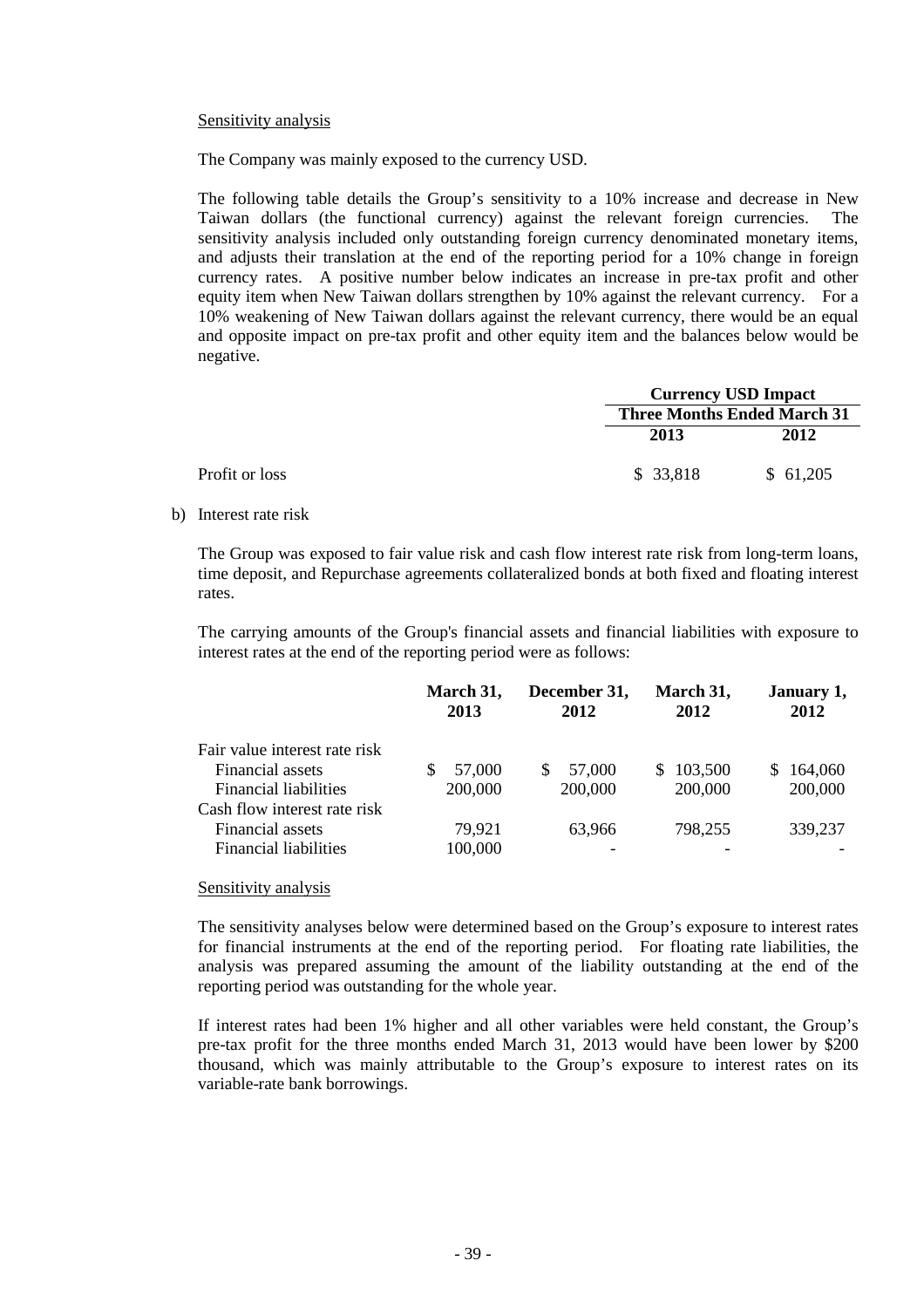Sensitivity analysis

The Company was mainly exposed to the currency USD.

The following table details the Group's sensitivity to a 10% increase and decrease in New Taiwan dollars (the functional currency) against the relevant foreign currencies. The sensitivity analysis included only outstanding foreign currency denominated monetary items, and adjusts their translation at the end of the reporting period for a 10% change in foreign currency rates. A positive number below indicates an increase in pre-tax profit and other equity item when New Taiwan dollars strengthen by 10% against the relevant currency. For a 10% weakening of New Taiwan dollars against the relevant currency, there would be an equal and opposite impact on pre-tax profit and other equity item and the balances below would be negative.

| | Currency USD Impact | |
|---|---|---|
| | Three Months Ended March 31 | |
| | 2013 | 2012 |
| Profit or loss | $ 33,818 | $ 61,205 |

b) Interest rate risk

The Group was exposed to fair value risk and cash flow interest rate risk from long-term loans, time deposit, and Repurchase agreements collateralized bonds at both fixed and floating interest rates.

The carrying amounts of the Group's financial assets and financial liabilities with exposure to interest rates at the end of the reporting period were as follows:

| | March 31, 2013 | December 31, 2012 | March 31, 2012 | January 1, 2012 |
|---|---|---|---|---|
| Fair value interest rate risk | | | | |
| Financial assets | $ 57,000 | $ 57,000 | $ 103,500 | $ 164,060 |
| Financial liabilities | 200,000 | 200,000 | 200,000 | 200,000 |
| Cash flow interest rate risk | | | | |
| Financial assets | 79,921 | 63,966 | 798,255 | 339,237 |
| Financial liabilities | 100,000 | - | - | - |

Sensitivity analysis

The sensitivity analyses below were determined based on the Group's exposure to interest rates for financial instruments at the end of the reporting period. For floating rate liabilities, the analysis was prepared assuming the amount of the liability outstanding at the end of the reporting period was outstanding for the whole year.

If interest rates had been 1% higher and all other variables were held constant, the Group's pre-tax profit for the three months ended March 31, 2013 would have been lower by $200 thousand, which was mainly attributable to the Group's exposure to interest rates on its variable-rate bank borrowings.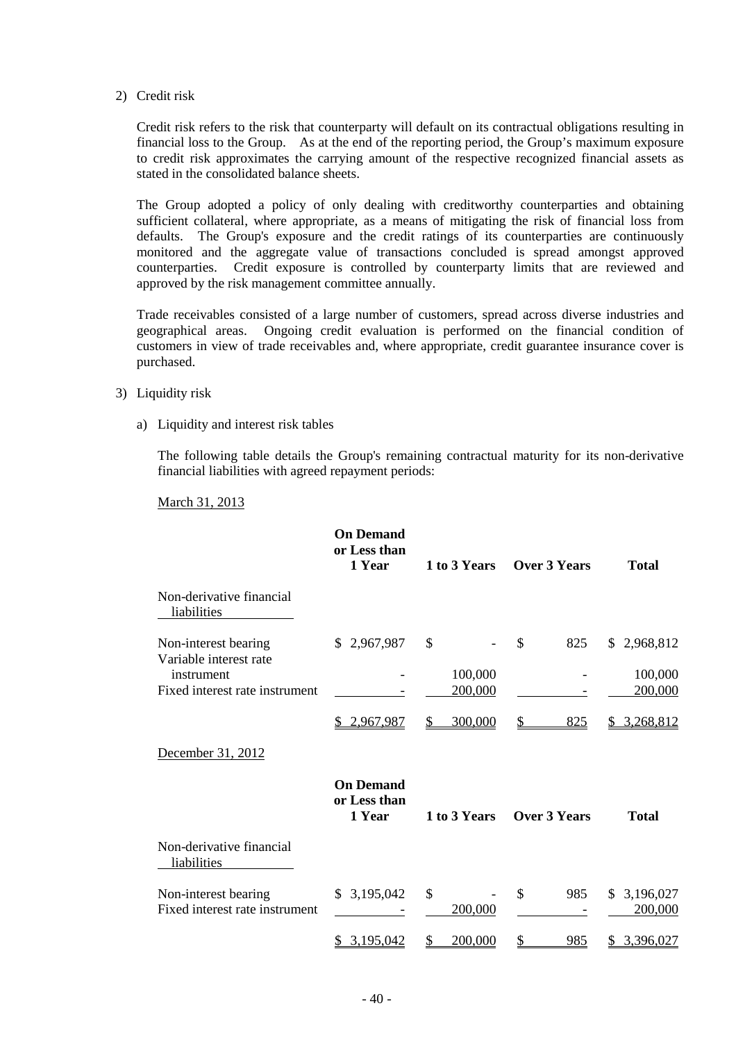2) Credit risk

Credit risk refers to the risk that counterparty will default on its contractual obligations resulting in financial loss to the Group. As at the end of the reporting period, the Group's maximum exposure to credit risk approximates the carrying amount of the respective recognized financial assets as stated in the consolidated balance sheets.

The Group adopted a policy of only dealing with creditworthy counterparties and obtaining sufficient collateral, where appropriate, as a means of mitigating the risk of financial loss from defaults. The Group's exposure and the credit ratings of its counterparties are continuously monitored and the aggregate value of transactions concluded is spread amongst approved counterparties. Credit exposure is controlled by counterparty limits that are reviewed and approved by the risk management committee annually.

Trade receivables consisted of a large number of customers, spread across diverse industries and geographical areas. Ongoing credit evaluation is performed on the financial condition of customers in view of trade receivables and, where appropriate, credit guarantee insurance cover is purchased.

3) Liquidity risk

a) Liquidity and interest risk tables

The following table details the Group's remaining contractual maturity for its non-derivative financial liabilities with agreed repayment periods:

March 31, 2013

| | On Demand or Less than 1 Year | 1 to 3 Years | Over 3 Years | Total |
|---|---|---|---|---|
| Non-derivative financial liabilities | | | | |
| Non-interest bearing | $ 2,967,987 | $ - | $ 825 | $ 2,968,812 |
| Variable interest rate instrument | - | 100,000 | - | 100,000 |
| Fixed interest rate instrument | - | 200,000 | - | 200,000 |
| | $ 2,967,987 | $ 300,000 | $ 825 | $ 3,268,812 |

December 31, 2012

| | On Demand or Less than 1 Year | 1 to 3 Years | Over 3 Years | Total |
|---|---|---|---|---|
| Non-derivative financial liabilities | | | | |
| Non-interest bearing | $ 3,195,042 | $ - | $ 985 | $ 3,196,027 |
| Fixed interest rate instrument | - | 200,000 | - | 200,000 |
| | $ 3,195,042 | $ 200,000 | $ 985 | $ 3,396,027 |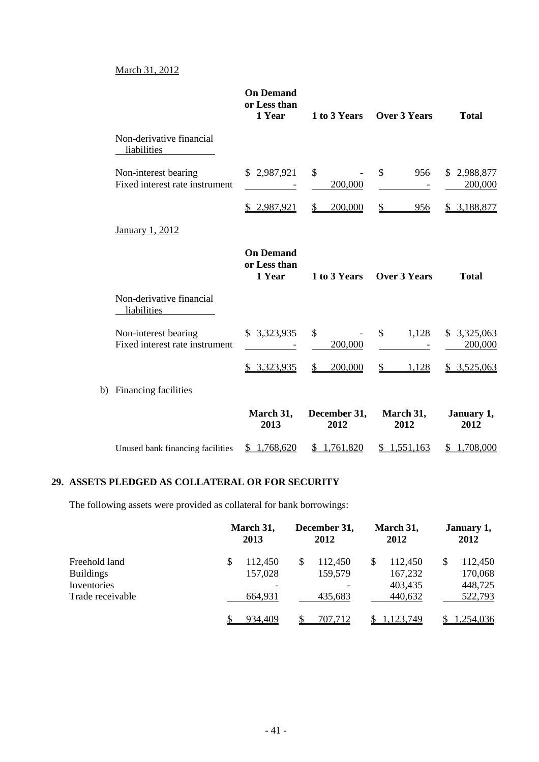March 31, 2012

| | On Demand or Less than 1 Year | 1 to 3 Years | Over 3 Years | Total |
|---|---|---|---|---|
| Non-derivative financial liabilities | | | | |
| Non-interest bearing | $ 2,987,921 | $ - | $ 956 | $ 2,988,877 |
| Fixed interest rate instrument | - | 200,000 | - | 200,000 |
| | $ 2,987,921 | $ 200,000 | $ 956 | $ 3,188,877 |

January 1, 2012

| | On Demand or Less than 1 Year | 1 to 3 Years | Over 3 Years | Total |
|---|---|---|---|---|
| Non-derivative financial liabilities | | | | |
| Non-interest bearing | $ 3,323,935 | $ - | $ 1,128 | $ 3,325,063 |
| Fixed interest rate instrument | - | 200,000 | - | 200,000 |
| | $ 3,323,935 | $ 200,000 | $ 1,128 | $ 3,525,063 |

b) Financing facilities

| | March 31, 2013 | December 31, 2012 | March 31, 2012 | January 1, 2012 |
|---|---|---|---|---|
| Unused bank financing facilities | $ 1,768,620 | $ 1,761,820 | $ 1,551,163 | $ 1,708,000 |

## 29. ASSETS PLEDGED AS COLLATERAL OR FOR SECURITY

The following assets were provided as collateral for bank borrowings:

| | March 31, 2013 | December 31, 2012 | March 31, 2012 | January 1, 2012 |
|---|---|---|---|---|
| Freehold land | $ 112,450 | $ 112,450 | $ 112,450 | $ 112,450 |
| Buildings | 157,028 | 159,579 | 167,232 | 170,068 |
| Inventories | - | - | 403,435 | 448,725 |
| Trade receivable | 664,931 | 435,683 | 440,632 | 522,793 |
| | $ 934,409 | $ 707,712 | $ 1,123,749 | $ 1,254,036 |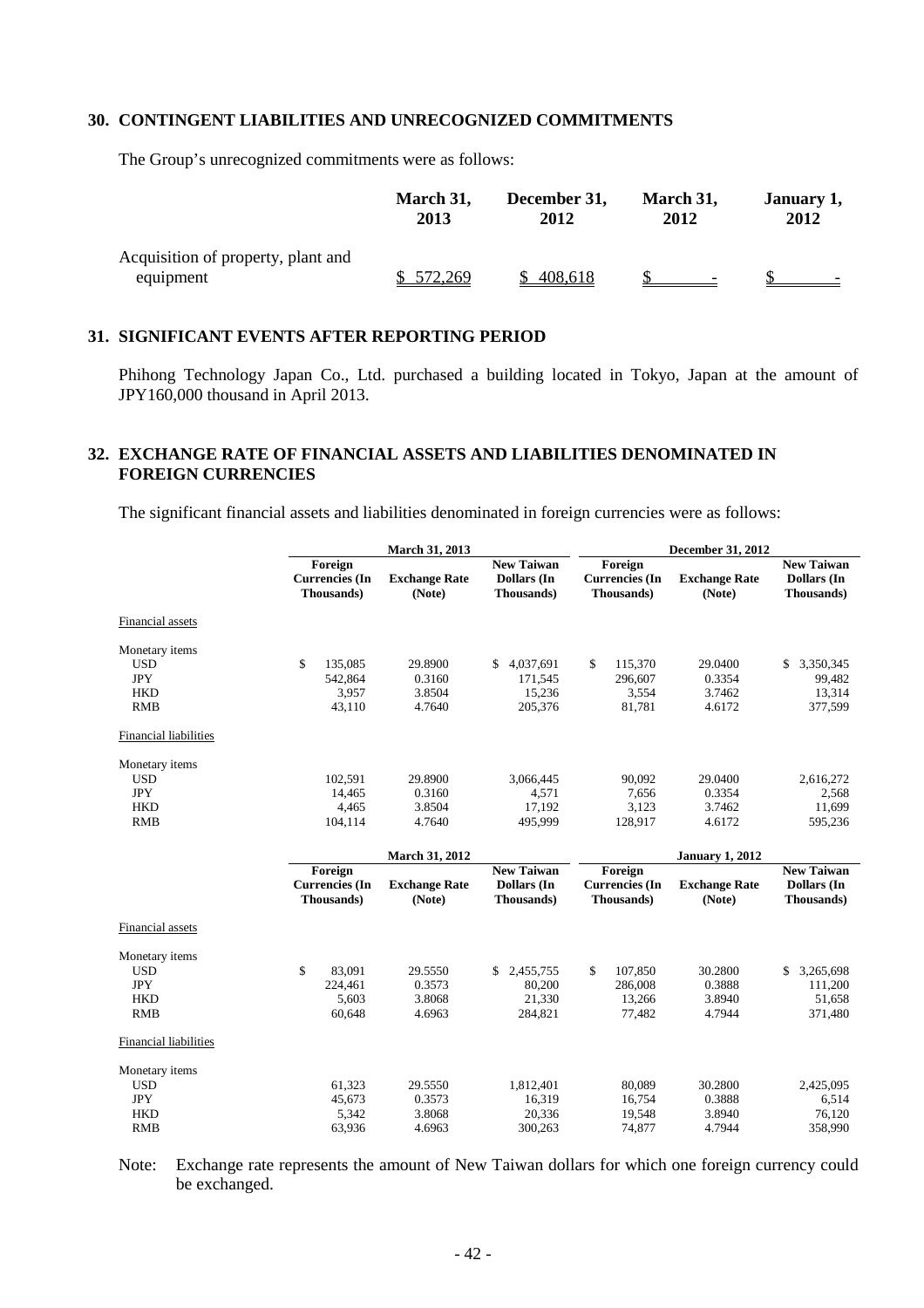## 30. CONTINGENT LIABILITIES AND UNRECOGNIZED COMMITMENTS

The Group's unrecognized commitments were as follows:

| | March 31, 2013 | December 31, 2012 | March 31, 2012 | January 1, 2012 |
|---|---|---|---|---|
| Acquisition of property, plant and equipment | $ 572,269 | $ 408,618 | $ - | $ - |

## 31. SIGNIFICANT EVENTS AFTER REPORTING PERIOD

Phihong Technology Japan Co., Ltd. purchased a building located in Tokyo, Japan at the amount of JPY160,000 thousand in April 2013.

## 32. EXCHANGE RATE OF FINANCIAL ASSETS AND LIABILITIES DENOMINATED IN FOREIGN CURRENCIES

The significant financial assets and liabilities denominated in foreign currencies were as follows:

| | March 31, 2013 | | | December 31, 2012 | | |
|---|---|---|---|---|---|---|
| | Foreign Currencies (In Thousands) | Exchange Rate (Note) | New Taiwan Dollars (In Thousands) | Foreign Currencies (In Thousands) | Exchange Rate (Note) | New Taiwan Dollars (In Thousands) |
| Financial assets | | | | | | |
| Monetary items | | | | | | |
| USD | $ 135,085 | 29.8900 | $ 4,037,691 | $ 115,370 | 29.0400 | $ 3,350,345 |
| JPY | 542,864 | 0.3160 | 171,545 | 296,607 | 0.3354 | 99,482 |
| HKD | 3,957 | 3.8504 | 15,236 | 3,554 | 3.7462 | 13,314 |
| RMB | 43,110 | 4.7640 | 205,376 | 81,781 | 4.6172 | 377,599 |
| Financial liabilities | | | | | | |
| Monetary items | | | | | | |
| USD | 102,591 | 29.8900 | 3,066,445 | 90,092 | 29.0400 | 2,616,272 |
| JPY | 14,465 | 0.3160 | 4,571 | 7,656 | 0.3354 | 2,568 |
| HKD | 4,465 | 3.8504 | 17,192 | 3,123 | 3.7462 | 11,699 |
| RMB | 104,114 | 4.7640 | 495,999 | 128,917 | 4.6172 | 595,236 |

| | March 31, 2012 | | | January 1, 2012 | | |
|---|---|---|---|---|---|---|
| | Foreign Currencies (In Thousands) | Exchange Rate (Note) | New Taiwan Dollars (In Thousands) | Foreign Currencies (In Thousands) | Exchange Rate (Note) | New Taiwan Dollars (In Thousands) |
| Financial assets | | | | | | |
| Monetary items | | | | | | |
| USD | $ 83,091 | 29.5550 | $ 2,455,755 | $ 107,850 | 30.2800 | $ 3,265,698 |
| JPY | 224,461 | 0.3573 | 80,200 | 286,008 | 0.3888 | 111,200 |
| HKD | 5,603 | 3.8068 | 21,330 | 13,266 | 3.8940 | 51,658 |
| RMB | 60,648 | 4.6963 | 284,821 | 77,482 | 4.7944 | 371,480 |
| Financial liabilities | | | | | | |
| Monetary items | | | | | | |
| USD | 61,323 | 29.5550 | 1,812,401 | 80,089 | 30.2800 | 2,425,095 |
| JPY | 45,673 | 0.3573 | 16,319 | 16,754 | 0.3888 | 6,514 |
| HKD | 5,342 | 3.8068 | 20,336 | 19,548 | 3.8940 | 76,120 |
| RMB | 63,936 | 4.6963 | 300,263 | 74,877 | 4.7944 | 358,990 |

Note: Exchange rate represents the amount of New Taiwan dollars for which one foreign currency could be exchanged.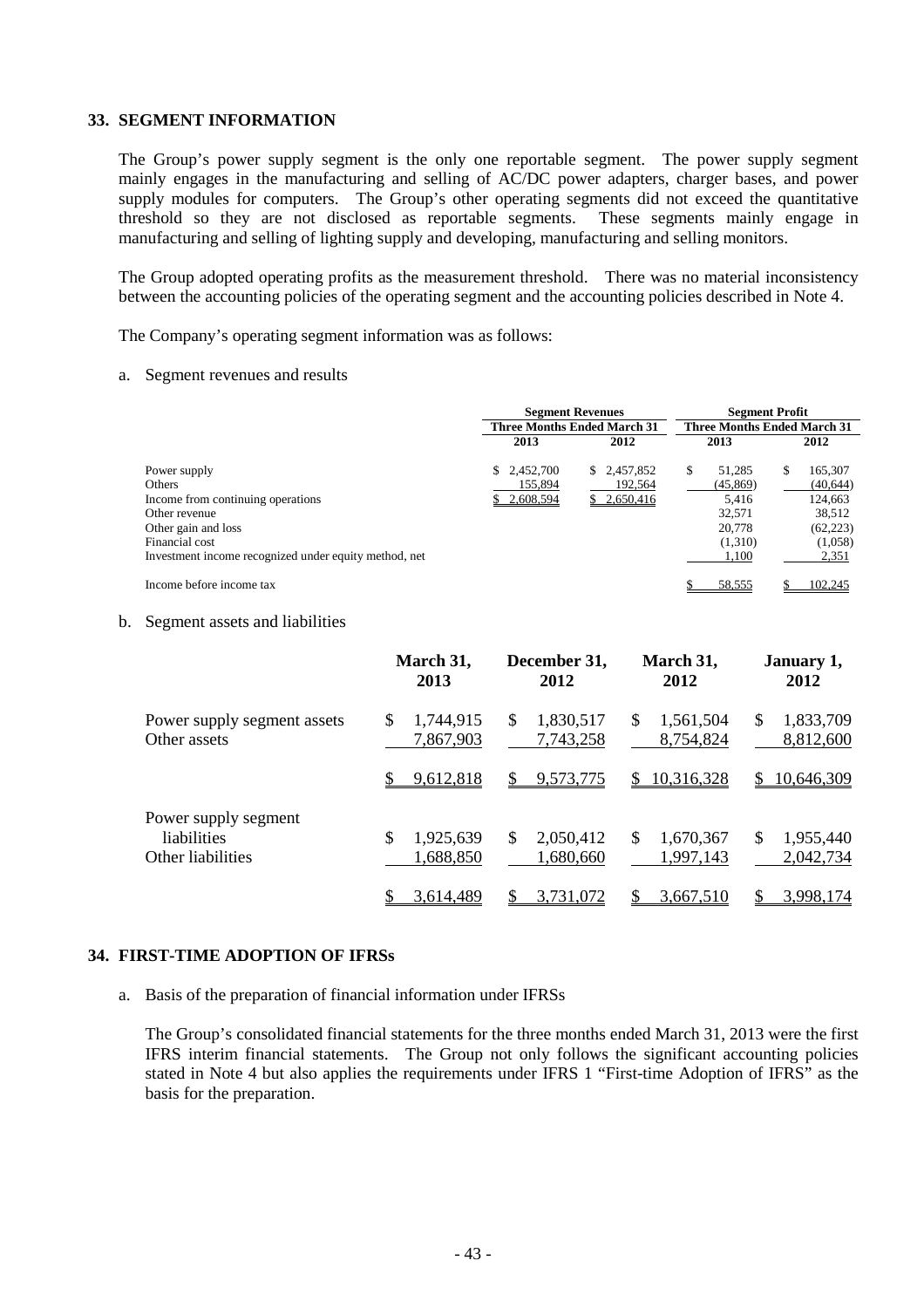## 33. SEGMENT INFORMATION

The Group's power supply segment is the only one reportable segment. The power supply segment mainly engages in the manufacturing and selling of AC/DC power adapters, charger bases, and power supply modules for computers. The Group's other operating segments did not exceed the quantitative threshold so they are not disclosed as reportable segments. These segments mainly engage in manufacturing and selling of lighting supply and developing, manufacturing and selling monitors.

The Group adopted operating profits as the measurement threshold. There was no material inconsistency between the accounting policies of the operating segment and the accounting policies described in Note 4.

The Company's operating segment information was as follows:

a. Segment revenues and results

| | Segment Revenues | | Segment Profit | |
|---|---|---|---|---|
| | Three Months Ended March 31 | | Three Months Ended March 31 | |
| | 2013 | 2012 | 2013 | 2012 |
| Power supply | $ 2,452,700 | $ 2,457,852 | $ 51,285 | $ 165,307 |
| Others | 155,894 | 192,564 | (45,869) | (40,644) |
| Income from continuing operations | $ 2,608,594 | $ 2,650,416 | 5,416 | 124,663 |
| Other revenue | | | 32,571 | 38,512 |
| Other gain and loss | | | 20,778 | (62,223) |
| Financial cost | | | (1,310) | (1,058) |
| Investment income recognized under equity method, net | | | 1,100 | 2,351 |
| Income before income tax | | | $ 58,555 | $ 102,245 |

b. Segment assets and liabilities

| | March 31, 2013 | December 31, 2012 | March 31, 2012 | January 1, 2012 |
|---|---|---|---|---|
| Power supply segment assets | $ 1,744,915 | $ 1,830,517 | $ 1,561,504 | $ 1,833,709 |
| Other assets | 7,867,903 | 7,743,258 | 8,754,824 | 8,812,600 |
| | $ 9,612,818 | $ 9,573,775 | $ 10,316,328 | $ 10,646,309 |
| Power supply segment liabilities | $ 1,925,639 | $ 2,050,412 | $ 1,670,367 | $ 1,955,440 |
| Other liabilities | 1,688,850 | 1,680,660 | 1,997,143 | 2,042,734 |
| | $ 3,614,489 | $ 3,731,072 | $ 3,667,510 | $ 3,998,174 |

## 34. FIRST-TIME ADOPTION OF IFRSs

a. Basis of the preparation of financial information under IFRSs

The Group's consolidated financial statements for the three months ended March 31, 2013 were the first IFRS interim financial statements. The Group not only follows the significant accounting policies stated in Note 4 but also applies the requirements under IFRS 1 "First-time Adoption of IFRS" as the basis for the preparation.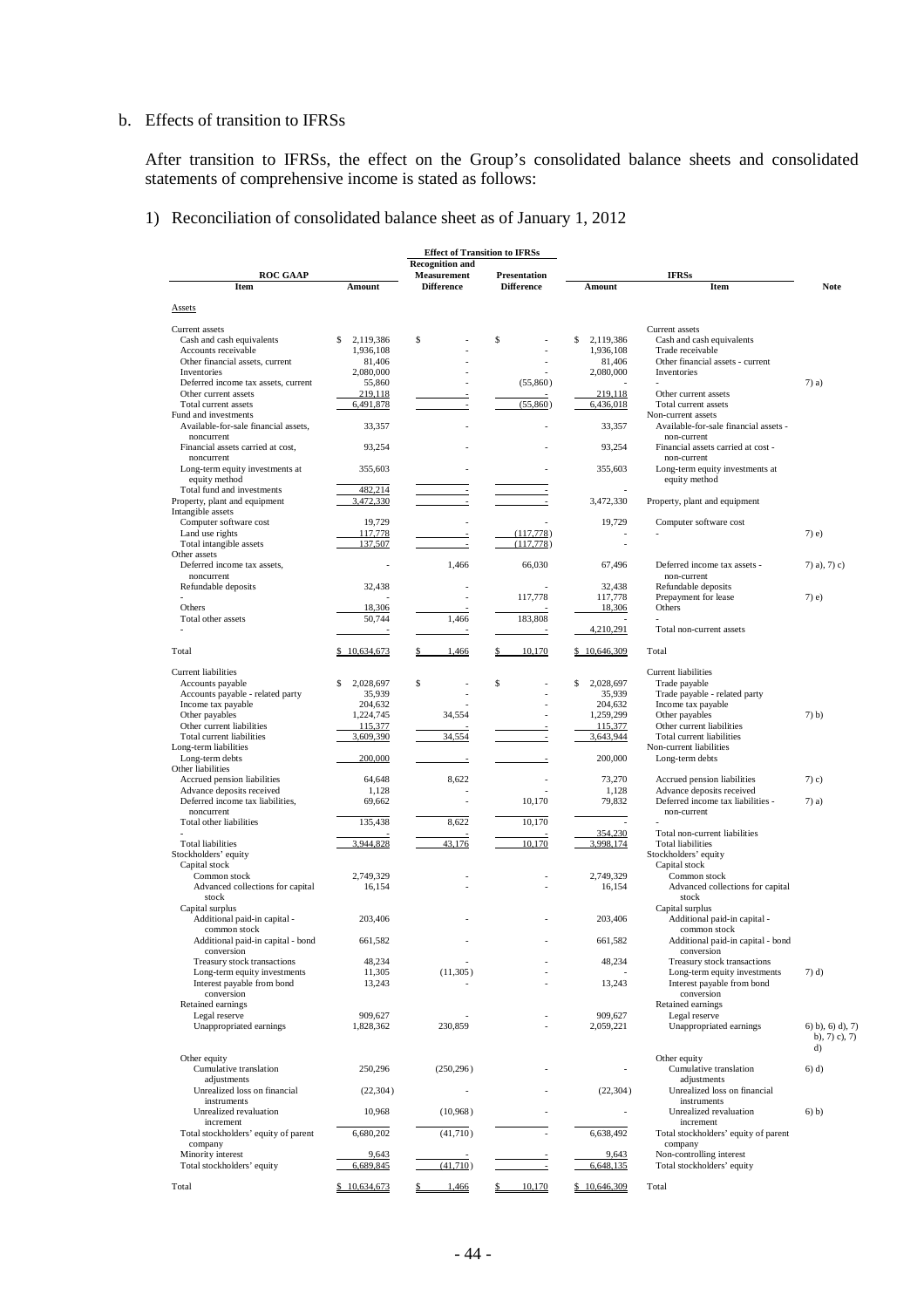b. Effects of transition to IFRSs

After transition to IFRSs, the effect on the Group's consolidated balance sheets and consolidated statements of comprehensive income is stated as follows:

1) Reconciliation of consolidated balance sheet as of January 1, 2012

| ROC GAAP | | Effect of Transition to IFRSs | | IFRSs | | |
|---|---|---|---|---|---|---|
| Item | Amount | Recognition and Measurement Difference | Presentation Difference | Amount | Item | Note |
| Assets | | | | | | |
| Current assets | | | | | Current assets | |
| Cash and cash equivalents | $ 2,119,386 | $ - | $ - | $ 2,119,386 | Cash and cash equivalents | |
| Accounts receivable | 1,936,108 | - | - | 1,936,108 | Trade receivable | |
| Other financial assets, current | 81,406 | - | - | 81,406 | Other financial assets - current | |
| Inventories | 2,080,000 | - | - | 2,080,000 | Inventories | |
| Deferred income tax assets, current | 55,860 | - | (55,860) | - | - | 7) a) |
| Other current assets | 219,118 | - | - | 219,118 | Other current assets | |
| Total current assets | 6,491,878 | - | (55,860) | 6,436,018 | Total current assets | |
| Fund and investments | | | | | Non-current assets | |
| Available-for-sale financial assets, noncurrent | 33,357 | - | - | 33,357 | Available-for-sale financial assets - non-current | |
| Financial assets carried at cost, noncurrent | 93,254 | - | - | 93,254 | Financial assets carried at cost - non-current | |
| Long-term equity investments at equity method | 355,603 | - | - | 355,603 | Long-term equity investments at equity method | |
| Total fund and investments | 482,214 | - | - | - | | |
| Property, plant and equipment | 3,472,330 | - | - | 3,472,330 | Property, plant and equipment | |
| Intangible assets | | | | | | |
| Computer software cost | 19,729 | - | - | 19,729 | Computer software cost | |
| Land use rights | 117,778 | - | (117,778) | - | - | 7) e) |
| Total intangible assets | 137,507 | - | (117,778) | - | | |
| Other assets | | | | | | |
| Deferred income tax assets, noncurrent | - | 1,466 | 66,030 | 67,496 | Deferred income tax assets - non-current | 7) a), 7) c) |
| Refundable deposits | 32,438 | - | - | 32,438 | Refundable deposits | |
| - | - | - | 117,778 | 117,778 | Prepayment for lease | 7) e) |
| Others | 18,306 | - | - | 18,306 | Others | |
| Total other assets | 50,744 | 1,466 | 183,808 | - | - | |
| - | - | - | - | 4,210,291 | Total non-current assets | |
| Total | $ 10,634,673 | $ 1,466 | $ 10,170 | $ 10,646,309 | Total | |
| Current liabilities | | | | | Current liabilities | |
| Accounts payable | $ 2,028,697 | $ - | $ - | $ 2,028,697 | Trade payable | |
| Accounts payable - related party | 35,939 | - | - | 35,939 | Trade payable - related party | |
| Income tax payable | 204,632 | - | - | 204,632 | Income tax payable | |
| Other payables | 1,224,745 | 34,554 | - | 1,259,299 | Other payables | 7) b) |
| Other current liabilities | 115,377 | - | - | 115,377 | Other current liabilities | |
| Total current liabilities | 3,609,390 | 34,554 | - | 3,643,944 | Total current liabilities | |
| Long-term liabilities | | | | | Non-current liabilities | |
| Long-term debts | 200,000 | - | - | 200,000 | Long-term debts | |
| Other liabilities | | | | | | |
| Accrued pension liabilities | 64,648 | 8,622 | - | 73,270 | Accrued pension liabilities | 7) c) |
| Advance deposits received | 1,128 | - | - | 1,128 | Advance deposits received | |
| Deferred income tax liabilities, noncurrent | 69,662 | - | 10,170 | 79,832 | Deferred income tax liabilities - non-current | 7) a) |
| Total other liabilities | 135,438 | 8,622 | 10,170 | - | - | |
| - | - | - | - | 354,230 | Total non-current liabilities | |
| Total liabilities | 3,944,828 | 43,176 | 10,170 | 3,998,174 | Total liabilities | |
| Stockholders' equity | | | | | Stockholders' equity | |
| Capital stock | | | | | Capital stock | |
| Common stock | 2,749,329 | - | - | 2,749,329 | Common stock | |
| Advanced collections for capital stock | 16,154 | - | - | 16,154 | Advanced collections for capital stock | |
| Capital surplus | | | | | Capital surplus | |
| Additional paid-in capital - common stock | 203,406 | - | - | 203,406 | Additional paid-in capital - common stock | |
| Additional paid-in capital - bond conversion | 661,582 | - | - | 661,582 | Additional paid-in capital - bond conversion | |
| Treasury stock transactions | 48,234 | - | - | 48,234 | Treasury stock transactions | |
| Long-term equity investments | 11,305 | (11,305) | - | - | Long-term equity investments | 7) d) |
| Interest payable from bond conversion | 13,243 | - | - | 13,243 | Interest payable from bond conversion | |
| Retained earnings | | | | | Retained earnings | |
| Legal reserve | 909,627 | - | - | 909,627 | Legal reserve | |
| Unappropriated earnings | 1,828,362 | 230,859 | - | 2,059,221 | Unappropriated earnings | 6) b), 6) d), 7) b), 7) c), 7) d) |
| Other equity | | | | | Other equity | |
| Cumulative translation adjustments | 250,296 | (250,296) | - | - | Cumulative translation adjustments | 6) d) |
| Unrealized loss on financial instruments | (22,304) | - | - | (22,304) | Unrealized loss on financial instruments | |
| Unrealized revaluation increment | 10,968 | (10,968) | - | - | Unrealized revaluation increment | 6) b) |
| Total stockholders' equity of parent company | 6,680,202 | (41,710) | - | 6,638,492 | Total stockholders' equity of parent company | |
| Minority interest | 9,643 | - | - | 9,643 | Non-controlling interest | |
| Total stockholders' equity | 6,689,845 | (41,710) | - | 6,648,135 | Total stockholders' equity | |
| Total | $ 10,634,673 | $ 1,466 | $ 10,170 | $ 10,646,309 | Total | |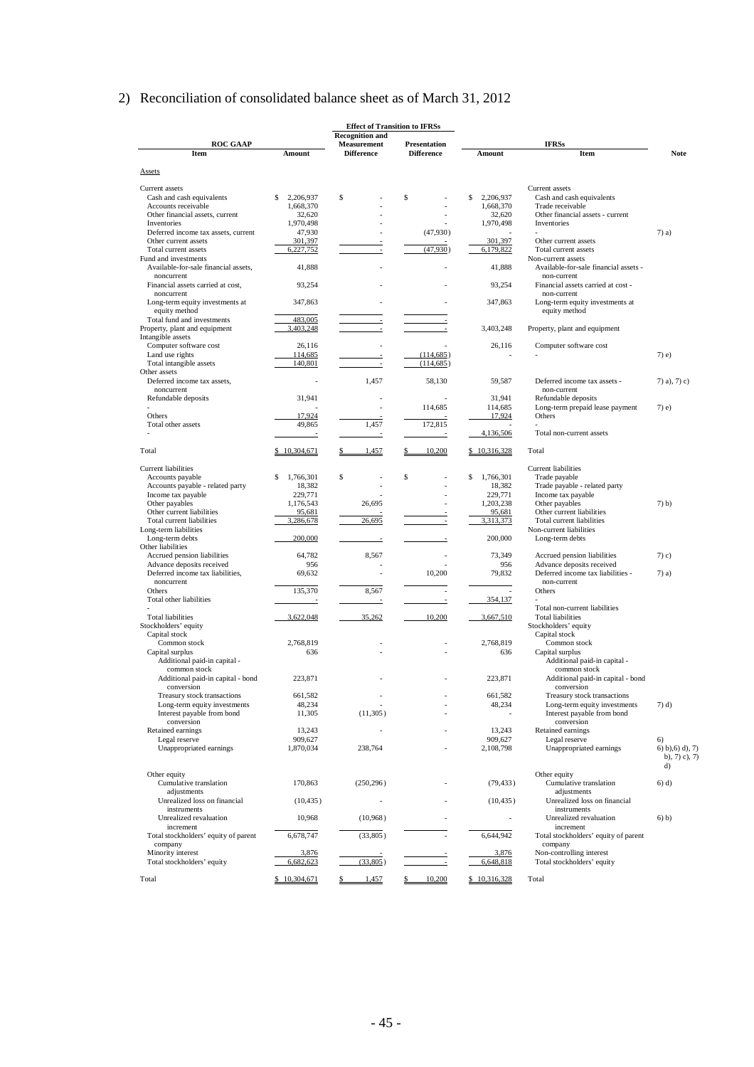## 2) Reconciliation of consolidated balance sheet as of March 31, 2012

| ROC GAAP | | Effect of Transition to IFRSs | | IFRSs | | |
|---|---|---|---|---|---|---|
| Item | Amount | Recognition and Measurement Difference | Presentation Difference | Amount | Item | Note |
| Assets | | | | | | |
| Current assets | | | | | Current assets | |
| Cash and cash equivalents | $ 2,206,937 | $ - | $ - | $ 2,206,937 | Cash and cash equivalents | |
| Accounts receivable | 1,668,370 | - | - | 1,668,370 | Trade receivable | |
| Other financial assets, current | 32,620 | - | - | 32,620 | Other financial assets - current | |
| Inventories | 1,970,498 | - | - | 1,970,498 | Inventories | |
| Deferred income tax assets, current | 47,930 | - | (47,930) | - | - | 7) a) |
| Other current assets | 301,397 | - | - | 301,397 | Other current assets | |
| Total current assets | 6,227,752 | - | (47,930) | 6,179,822 | Total current assets | |
| Fund and investments | | | | | Non-current assets | |
| Available-for-sale financial assets, noncurrent | 41,888 | - | - | 41,888 | Available-for-sale financial assets - non-current | |
| Financial assets carried at cost, noncurrent | 93,254 | - | - | 93,254 | Financial assets carried at cost - non-current | |
| Long-term equity investments at equity method | 347,863 | - | - | 347,863 | Long-term equity investments at equity method | |
| Total fund and investments | 483,005 | - | - | | | |
| Property, plant and equipment | 3,403,248 | - | - | 3,403,248 | Property, plant and equipment | |
| Intangible assets | | | | | | |
| Computer software cost | 26,116 | - | - | 26,116 | Computer software cost | |
| Land use rights | 114,685 | - | (114,685) | - | - | 7) e) |
| Total intangible assets | 140,801 | - | (114,685) | | | |
| Other assets | | | | | | |
| Deferred income tax assets, noncurrent | - | 1,457 | 58,130 | 59,587 | Deferred income tax assets - non-current | 7) a), 7) c) |
| Refundable deposits | 31,941 | - | - | 31,941 | Refundable deposits | |
| - | - | - | 114,685 | 114,685 | Long-term prepaid lease payment | 7) e) |
| Others | 17,924 | - | - | 17,924 | Others | |
| Total other assets | 49,865 | 1,457 | 172,815 | - | - | |
| - | - | - | - | 4,136,506 | Total non-current assets | |
| Total | $ 10,304,671 | $ 1,457 | $ 10,200 | $ 10,316,328 | Total | |
| Current liabilities | | | | | Current liabilities | |
| Accounts payable | $ 1,766,301 | $ - | $ - | $ 1,766,301 | Trade payable | |
| Accounts payable - related party | 18,382 | - | - | 18,382 | Trade payable - related party | |
| Income tax payable | 229,771 | - | - | 229,771 | Income tax payable | |
| Other payables | 1,176,543 | 26,695 | - | 1,203,238 | Other payables | 7) b) |
| Other current liabilities | 95,681 | - | - | 95,681 | Other current liabilities | |
| Total current liabilities | 3,286,678 | 26,695 | - | 3,313,373 | Total current liabilities | |
| Long-term liabilities | | | | | Non-current liabilities | |
| Long-term debts | 200,000 | - | - | 200,000 | Long-term debts | |
| Other liabilities | | | | | | |
| Accrued pension liabilities | 64,782 | 8,567 | - | 73,349 | Accrued pension liabilities | 7) c) |
| Advance deposits received | 956 | - | - | 956 | Advance deposits received | |
| Deferred income tax liabilities, noncurrent | 69,632 | - | 10,200 | 79,832 | Deferred income tax liabilities - non-current | 7) a) |
| Others | 135,370 | 8,567 | - | - | Others | |
| Total other liabilities | - | - | - | 354,137 | - | |
| - | | | | | Total non-current liabilities | |
| Total liabilities | 3,622,048 | 35,262 | 10,200 | 3,667,510 | Total liabilities | |
| Stockholders' equity | | | | | Stockholders' equity | |
| Capital stock | | | | | Capital stock | |
| Common stock | 2,768,819 | - | - | 2,768,819 | Common stock | |
| Capital surplus | 636 | - | - | 636 | Capital surplus | |
| Additional paid-in capital - common stock | | | | | Additional paid-in capital - common stock | |
| Additional paid-in capital - bond conversion | 223,871 | - | - | 223,871 | Additional paid-in capital - bond conversion | |
| Treasury stock transactions | 661,582 | - | - | 661,582 | Treasury stock transactions | |
| Long-term equity investments | 48,234 | - | - | 48,234 | Long-term equity investments | 7) d) |
| Interest payable from bond conversion | 11,305 | (11,305) | - | - | Interest payable from bond conversion | |
| Retained earnings | 13,243 | - | - | 13,243 | Retained earnings | |
| Legal reserve | 909,627 | - | - | 909,627 | Legal reserve | 6) |
| Unappropriated earnings | 1,870,034 | 238,764 | - | 2,108,798 | Unappropriated earnings | 6) b),6) d), 7) b), 7) c), 7) d) |
| Other equity | | | | | Other equity | |
| Cumulative translation adjustments | 170,863 | (250,296) | - | (79,433) | Cumulative translation adjustments | 6) d) |
| Unrealized loss on financial instruments | (10,435) | - | - | (10,435) | Unrealized loss on financial instruments | |
| Unrealized revaluation increment | 10,968 | (10,968) | - | - | Unrealized revaluation increment | 6) b) |
| Total stockholders' equity of parent company | 6,678,747 | (33,805) | - | 6,644,942 | Total stockholders' equity of parent company | |
| Minority interest | 3,876 | - | - | 3,876 | Non-controlling interest | |
| Total stockholders' equity | 6,682,623 | (33,805) | - | 6,648,818 | Total stockholders' equity | |
| Total | $ 10,304,671 | $ 1,457 | $ 10,200 | $ 10,316,328 | Total | |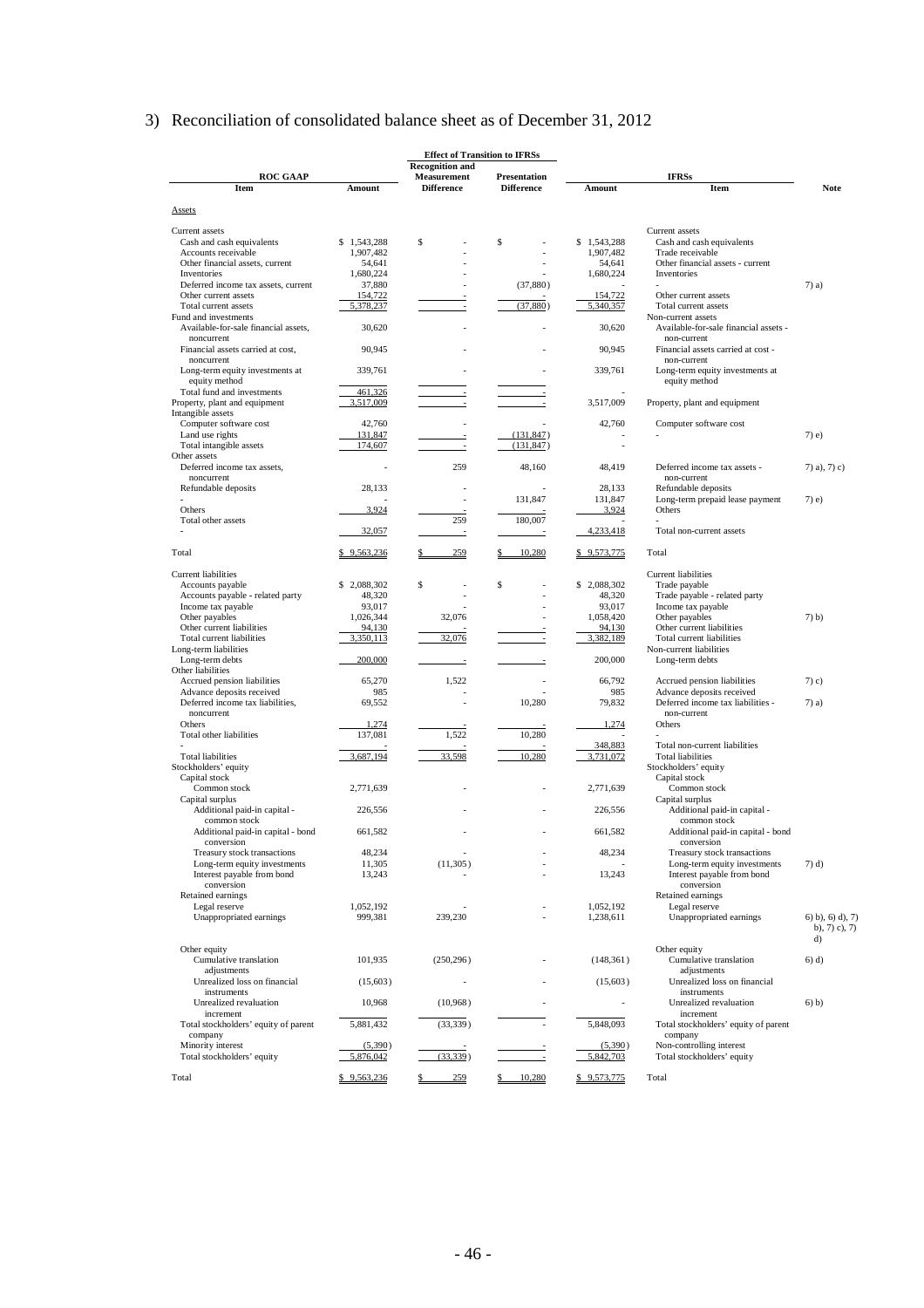## 3) Reconciliation of consolidated balance sheet as of December 31, 2012

| ROC GAAP Item | Amount | Effect of Transition to IFRSs: Recognition and Measurement Difference | Effect of Transition to IFRSs: Presentation Difference | IFRSs Amount | IFRSs Item | Note |
|---|---|---|---|---|---|---|
| **Assets** | | | | | | |
| Current assets | | | | | Current assets | |
| Cash and cash equivalents | $ 1,543,288 | $ - | $ - | $ 1,543,288 | Cash and cash equivalents | |
| Accounts receivable | 1,907,482 | - | - | 1,907,482 | Trade receivable | |
| Other financial assets, current | 54,641 | - | - | 54,641 | Other financial assets - current | |
| Inventories | 1,680,224 | - | - | 1,680,224 | Inventories | |
| Deferred income tax assets, current | 37,880 | - | (37,880) | - | - | 7) a) |
| Other current assets | 154,722 | - | - | 154,722 | Other current assets | |
| Total current assets | 5,378,237 | - | (37,880) | 5,340,357 | Total current assets | |
| Fund and investments | | | | | Non-current assets | |
| Available-for-sale financial assets, noncurrent | 30,620 | - | - | 30,620 | Available-for-sale financial assets - non-current | |
| Financial assets carried at cost, noncurrent | 90,945 | - | - | 90,945 | Financial assets carried at cost - non-current | |
| Long-term equity investments at equity method | 339,761 | - | - | 339,761 | Long-term equity investments at equity method | |
| Total fund and investments | 461,326 | - | - | - | | |
| Property, plant and equipment | 3,517,009 | - | - | 3,517,009 | Property, plant and equipment | |
| Intangible assets | | | | | | |
| Computer software cost | 42,760 | - | - | 42,760 | Computer software cost | |
| Land use rights | 131,847 | - | (131,847) | - | - | 7) e) |
| Total intangible assets | 174,607 | - | (131,847) | - | | |
| Other assets | | | | | | |
| Deferred income tax assets, noncurrent | - | 259 | 48,160 | 48,419 | Deferred income tax assets - non-current | 7) a), 7) c) |
| Refundable deposits | 28,133 | - | - | 28,133 | Refundable deposits | |
| - | - | - | 131,847 | 131,847 | Long-term prepaid lease payment | 7) e) |
| Others | 3,924 | - | - | 3,924 | Others | |
| Total other assets | | 259 | 180,007 | - | - | |
| - | 32,057 | - | - | 4,233,418 | Total non-current assets | |
| Total | $ 9,563,236 | $ 259 | $ 10,280 | $ 9,573,775 | Total | |
| Current liabilities | | | | | Current liabilities | |
| Accounts payable | $ 2,088,302 | $ - | $ - | $ 2,088,302 | Trade payable | |
| Accounts payable - related party | 48,320 | - | - | 48,320 | Trade payable - related party | |
| Income tax payable | 93,017 | - | - | 93,017 | Income tax payable | |
| Other payables | 1,026,344 | 32,076 | - | 1,058,420 | Other payables | 7) b) |
| Other current liabilities | 94,130 | - | - | 94,130 | Other current liabilities | |
| Total current liabilities | 3,350,113 | 32,076 | - | 3,382,189 | Total current liabilities | |
| Long-term liabilities | | | | | Non-current liabilities | |
| Long-term debts | 200,000 | - | - | 200,000 | Long-term debts | |
| Other liabilities | | | | | | |
| Accrued pension liabilities | 65,270 | 1,522 | - | 66,792 | Accrued pension liabilities | 7) c) |
| Advance deposits received | 985 | - | - | 985 | Advance deposits received | |
| Deferred income tax liabilities, noncurrent | 69,552 | - | 10,280 | 79,832 | Deferred income tax liabilities - non-current | 7) a) |
| Others | 1,274 | - | - | 1,274 | Others | |
| Total other liabilities | 137,081 | 1,522 | 10,280 | - | - | |
| - | - | - | - | 348,883 | Total non-current liabilities | |
| Total liabilities | 3,687,194 | 33,598 | 10,280 | 3,731,072 | Total liabilities | |
| Stockholders' equity | | | | | Stockholders' equity | |
| Capital stock | | | | | Capital stock | |
| Common stock | 2,771,639 | - | - | 2,771,639 | Common stock | |
| Capital surplus | | | | | Capital surplus | |
| Additional paid-in capital - common stock | 226,556 | - | - | 226,556 | Additional paid-in capital - common stock | |
| Additional paid-in capital - bond conversion | 661,582 | - | - | 661,582 | Additional paid-in capital - bond conversion | |
| Treasury stock transactions | 48,234 | - | - | 48,234 | Treasury stock transactions | |
| Long-term equity investments | 11,305 | (11,305) | - | - | Long-term equity investments | 7) d) |
| Interest payable from bond conversion | 13,243 | - | - | 13,243 | Interest payable from bond conversion | |
| Retained earnings | | | | | Retained earnings | |
| Legal reserve | 1,052,192 | - | - | 1,052,192 | Legal reserve | |
| Unappropriated earnings | 999,381 | 239,230 | - | 1,238,611 | Unappropriated earnings | 6) b), 6) d), 7) b), 7) c), 7) d) |
| Other equity | | | | | Other equity | |
| Cumulative translation adjustments | 101,935 | (250,296) | - | (148,361) | Cumulative translation adjustments | 6) d) |
| Unrealized loss on financial instruments | (15,603) | - | - | (15,603) | Unrealized loss on financial instruments | |
| Unrealized revaluation increment | 10,968 | (10,968) | - | - | Unrealized revaluation increment | 6) b) |
| Total stockholders' equity of parent company | 5,881,432 | (33,339) | - | 5,848,093 | Total stockholders' equity of parent company | |
| Minority interest | (5,390) | - | - | (5,390) | Non-controlling interest | |
| Total stockholders' equity | 5,876,042 | (33,339) | - | 5,842,703 | Total stockholders' equity | |
| Total | $ 9,563,236 | $ 259 | $ 10,280 | $ 9,573,775 | Total | |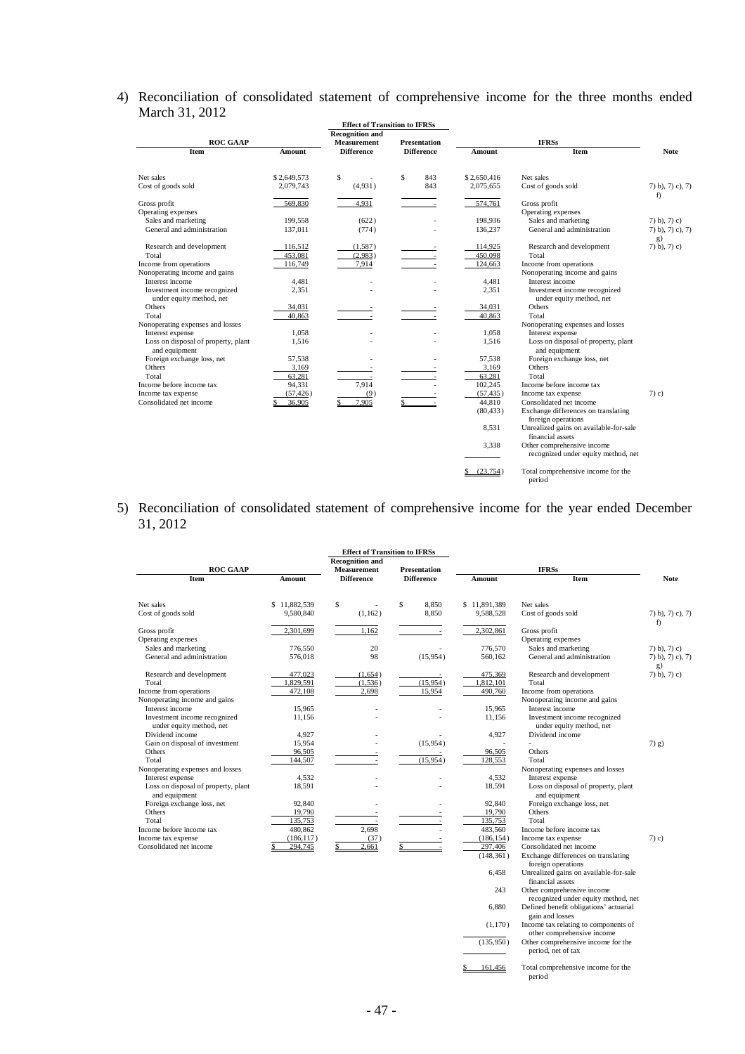4) Reconciliation of consolidated statement of comprehensive income for the three months ended March 31, 2012

| ROC GAAP | | Effect of Transition to IFRSs | | IFRSs | | |
|---|---|---|---|---|---|---|
| Item | Amount | Recognition and Measurement Difference | Presentation Difference | Amount | Item | Note |
| Net sales | $ 2,649,573 | $ - | $ 843 | $ 2,650,416 | Net sales | |
| Cost of goods sold | 2,079,743 | (4,931) | 843 | 2,075,655 | Cost of goods sold | 7) b), 7) c), 7) f) |
| Gross profit | 569,830 | 4,931 | - | 574,761 | Gross profit | |
| Operating expenses | | | | | Operating expenses | |
| Sales and marketing | 199,558 | (622) | - | 198,936 | Sales and marketing | 7) b), 7) c) |
| General and administration | 137,011 | (774) | - | 136,237 | General and administration | 7) b), 7) c), 7) g) |
| Research and development | 116,512 | (1,587) | - | 114,925 | Research and development | 7) b), 7) c) |
| Total | 453,081 | (2,983) | - | 450,098 | Total | |
| Income from operations | 116,749 | 7,914 | - | 124,663 | Income from operations | |
| Nonoperating income and gains | | | | | Nonoperating income and gains | |
| Interest income | 4,481 | - | - | 4,481 | Interest income | |
| Investment income recognized under equity method, net | 2,351 | - | - | 2,351 | Investment income recognized under equity method, net | |
| Others | 34,031 | - | - | 34,031 | Others | |
| Total | 40,863 | - | - | 40,863 | Total | |
| Nonoperating expenses and losses | | | | | Nonoperating expenses and losses | |
| Interest expense | 1,058 | - | - | 1,058 | Interest expense | |
| Loss on disposal of property, plant and equipment | 1,516 | - | - | 1,516 | Loss on disposal of property, plant and equipment | |
| Foreign exchange loss, net | 57,538 | - | - | 57,538 | Foreign exchange loss, net | |
| Others | 3,169 | - | - | 3,169 | Others | |
| Total | 63,281 | - | - | 63,281 | Total | |
| Income before income tax | 94,331 | 7,914 | - | 102,245 | Income before income tax | |
| Income tax expense | (57,426) | (9) | - | (57,435) | Income tax expense | 7) c) |
| Consolidated net income | $ 36,905 | $ 7,905 | $ - | 44,810 | Consolidated net income | |
| | | | | (80,433) | Exchange differences on translating foreign operations | |
| | | | | 8,531 | Unrealized gains on available-for-sale financial assets | |
| | | | | 3,338 | Other comprehensive income recognized under equity method, net | |
| | | | | $ (23,754) | Total comprehensive income for the period | |

5) Reconciliation of consolidated statement of comprehensive income for the year ended December 31, 2012

| ROC GAAP | | Effect of Transition to IFRSs | | IFRSs | | |
|---|---|---|---|---|---|---|
| Item | Amount | Recognition and Measurement Difference | Presentation Difference | Amount | Item | Note |
| Net sales | $ 11,882,539 | $ - | $ 8,850 | $ 11,891,389 | Net sales | |
| Cost of goods sold | 9,580,840 | (1,162) | 8,850 | 9,588,528 | Cost of goods sold | 7) b), 7) c), 7) f) |
| Gross profit | 2,301,699 | 1,162 | - | 2,302,861 | Gross profit | |
| Operating expenses | | | | | Operating expenses | |
| Sales and marketing | 776,550 | 20 | - | 776,570 | Sales and marketing | 7) b), 7) c) |
| General and administration | 576,018 | 98 | (15,954) | 560,162 | General and administration | 7) b), 7) c), 7) g) |
| Research and development | 477,023 | (1,654) | - | 475,369 | Research and development | 7) b), 7) c) |
| Total | 1,829,591 | (1,536) | (15,954) | 1,812,101 | Total | |
| Income from operations | 472,108 | 2,698 | 15,954 | 490,760 | Income from operations | |
| Nonoperating income and gains | | | | | Nonoperating income and gains | |
| Interest income | 15,965 | - | - | 15,965 | Interest income | |
| Investment income recognized under equity method, net | 11,156 | - | - | 11,156 | Investment income recognized under equity method, net | |
| Dividend income | 4,927 | - | - | 4,927 | Dividend income | |
| Gain on disposal of investment | 15,954 | - | (15,954) | - | - | 7) g) |
| Others | 96,505 | - | - | 96,505 | Others | |
| Total | 144,507 | - | (15,954) | 128,553 | Total | |
| Nonoperating expenses and losses | | | | | Nonoperating expenses and losses | |
| Interest expense | 4,532 | - | - | 4,532 | Interest expense | |
| Loss on disposal of property, plant and equipment | 18,591 | - | - | 18,591 | Loss on disposal of property, plant and equipment | |
| Foreign exchange loss, net | 92,840 | - | - | 92,840 | Foreign exchange loss, net | |
| Others | 19,790 | - | - | 19,790 | Others | |
| Total | 135,753 | - | - | 135,753 | Total | |
| Income before income tax | 480,862 | 2,698 | - | 483,560 | Income before income tax | |
| Income tax expense | (186,117) | (37) | - | (186,154) | Income tax expense | 7) c) |
| Consolidated net income | $ 294,745 | $ 2,661 | $ - | 297,406 | Consolidated net income | |
| | | | | (148,361) | Exchange differences on translating foreign operations | |
| | | | | 6,458 | Unrealized gains on available-for-sale financial assets | |
| | | | | 243 | Other comprehensive income recognized under equity method, net | |
| | | | | 6,880 | Defined benefit obligations' actuarial gain and losses | |
| | | | | (1,170) | Income tax relating to components of other comprehensive income | |
| | | | | (135,950) | Other comprehensive income for the period, net of tax | |
| | | | | $ 161,456 | Total comprehensive income for the period | |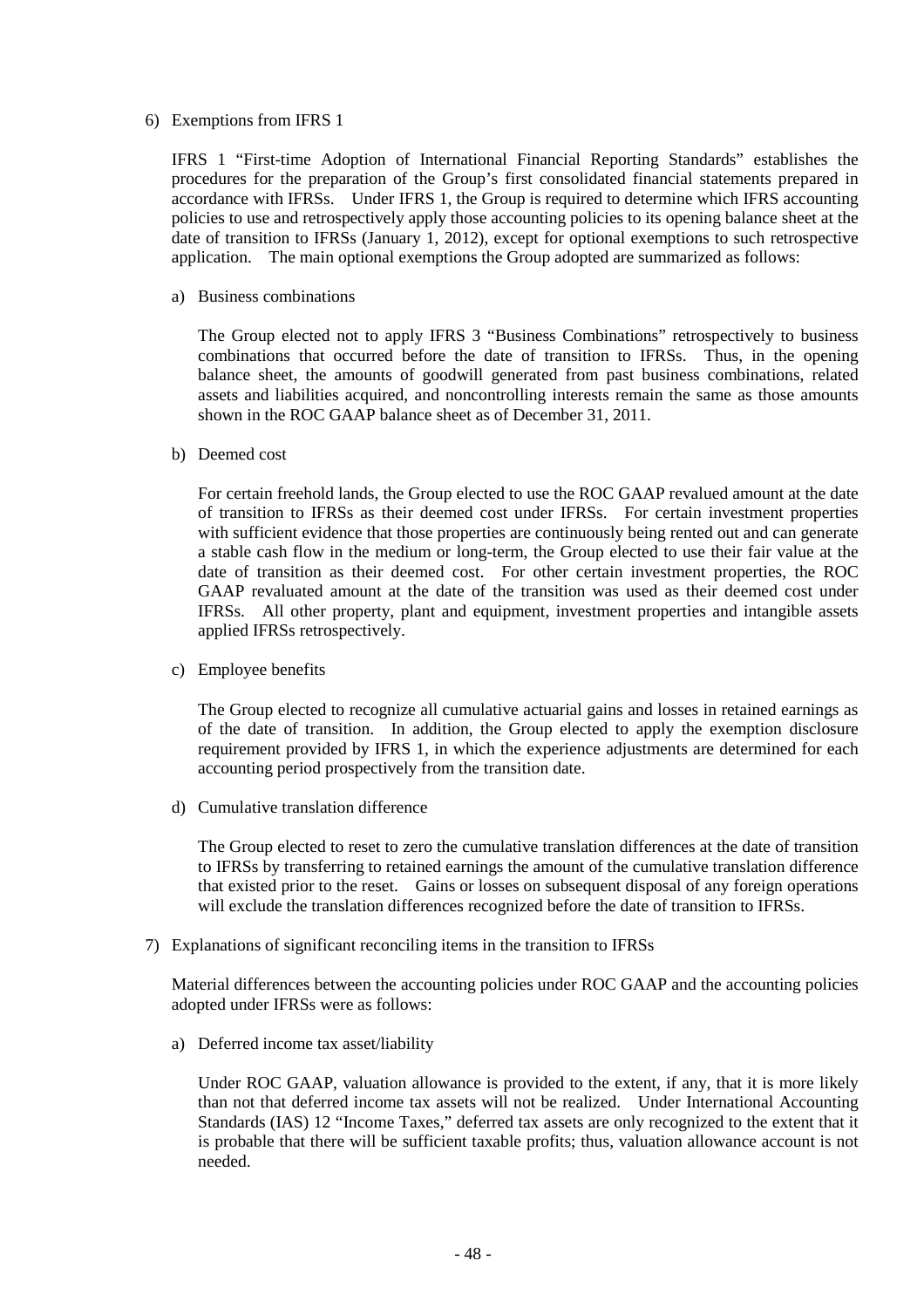6) Exemptions from IFRS 1

IFRS 1 "First-time Adoption of International Financial Reporting Standards" establishes the procedures for the preparation of the Group's first consolidated financial statements prepared in accordance with IFRSs. Under IFRS 1, the Group is required to determine which IFRS accounting policies to use and retrospectively apply those accounting policies to its opening balance sheet at the date of transition to IFRSs (January 1, 2012), except for optional exemptions to such retrospective application. The main optional exemptions the Group adopted are summarized as follows:

a) Business combinations

The Group elected not to apply IFRS 3 "Business Combinations" retrospectively to business combinations that occurred before the date of transition to IFRSs. Thus, in the opening balance sheet, the amounts of goodwill generated from past business combinations, related assets and liabilities acquired, and noncontrolling interests remain the same as those amounts shown in the ROC GAAP balance sheet as of December 31, 2011.

b) Deemed cost

For certain freehold lands, the Group elected to use the ROC GAAP revalued amount at the date of transition to IFRSs as their deemed cost under IFRSs. For certain investment properties with sufficient evidence that those properties are continuously being rented out and can generate a stable cash flow in the medium or long-term, the Group elected to use their fair value at the date of transition as their deemed cost. For other certain investment properties, the ROC GAAP revaluated amount at the date of the transition was used as their deemed cost under IFRSs. All other property, plant and equipment, investment properties and intangible assets applied IFRSs retrospectively.

c) Employee benefits

The Group elected to recognize all cumulative actuarial gains and losses in retained earnings as of the date of transition. In addition, the Group elected to apply the exemption disclosure requirement provided by IFRS 1, in which the experience adjustments are determined for each accounting period prospectively from the transition date.

d) Cumulative translation difference

The Group elected to reset to zero the cumulative translation differences at the date of transition to IFRSs by transferring to retained earnings the amount of the cumulative translation difference that existed prior to the reset. Gains or losses on subsequent disposal of any foreign operations will exclude the translation differences recognized before the date of transition to IFRSs.

7) Explanations of significant reconciling items in the transition to IFRSs

Material differences between the accounting policies under ROC GAAP and the accounting policies adopted under IFRSs were as follows:

a) Deferred income tax asset/liability

Under ROC GAAP, valuation allowance is provided to the extent, if any, that it is more likely than not that deferred income tax assets will not be realized. Under International Accounting Standards (IAS) 12 "Income Taxes," deferred tax assets are only recognized to the extent that it is probable that there will be sufficient taxable profits; thus, valuation allowance account is not needed.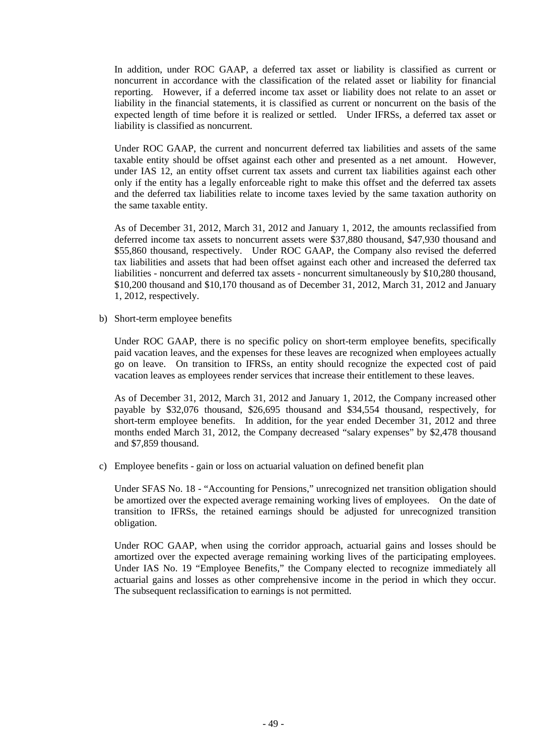In addition, under ROC GAAP, a deferred tax asset or liability is classified as current or noncurrent in accordance with the classification of the related asset or liability for financial reporting. However, if a deferred income tax asset or liability does not relate to an asset or liability in the financial statements, it is classified as current or noncurrent on the basis of the expected length of time before it is realized or settled. Under IFRSs, a deferred tax asset or liability is classified as noncurrent.

Under ROC GAAP, the current and noncurrent deferred tax liabilities and assets of the same taxable entity should be offset against each other and presented as a net amount. However, under IAS 12, an entity offset current tax assets and current tax liabilities against each other only if the entity has a legally enforceable right to make this offset and the deferred tax assets and the deferred tax liabilities relate to income taxes levied by the same taxation authority on the same taxable entity.

As of December 31, 2012, March 31, 2012 and January 1, 2012, the amounts reclassified from deferred income tax assets to noncurrent assets were $37,880 thousand, $47,930 thousand and $55,860 thousand, respectively. Under ROC GAAP, the Company also revised the deferred tax liabilities and assets that had been offset against each other and increased the deferred tax liabilities - noncurrent and deferred tax assets - noncurrent simultaneously by $10,280 thousand, $10,200 thousand and $10,170 thousand as of December 31, 2012, March 31, 2012 and January 1, 2012, respectively.

b) Short-term employee benefits

Under ROC GAAP, there is no specific policy on short-term employee benefits, specifically paid vacation leaves, and the expenses for these leaves are recognized when employees actually go on leave. On transition to IFRSs, an entity should recognize the expected cost of paid vacation leaves as employees render services that increase their entitlement to these leaves.

As of December 31, 2012, March 31, 2012 and January 1, 2012, the Company increased other payable by $32,076 thousand, $26,695 thousand and $34,554 thousand, respectively, for short-term employee benefits. In addition, for the year ended December 31, 2012 and three months ended March 31, 2012, the Company decreased "salary expenses" by $2,478 thousand and $7,859 thousand.

c) Employee benefits - gain or loss on actuarial valuation on defined benefit plan

Under SFAS No. 18 - "Accounting for Pensions," unrecognized net transition obligation should be amortized over the expected average remaining working lives of employees. On the date of transition to IFRSs, the retained earnings should be adjusted for unrecognized transition obligation.

Under ROC GAAP, when using the corridor approach, actuarial gains and losses should be amortized over the expected average remaining working lives of the participating employees. Under IAS No. 19 "Employee Benefits," the Company elected to recognize immediately all actuarial gains and losses as other comprehensive income in the period in which they occur. The subsequent reclassification to earnings is not permitted.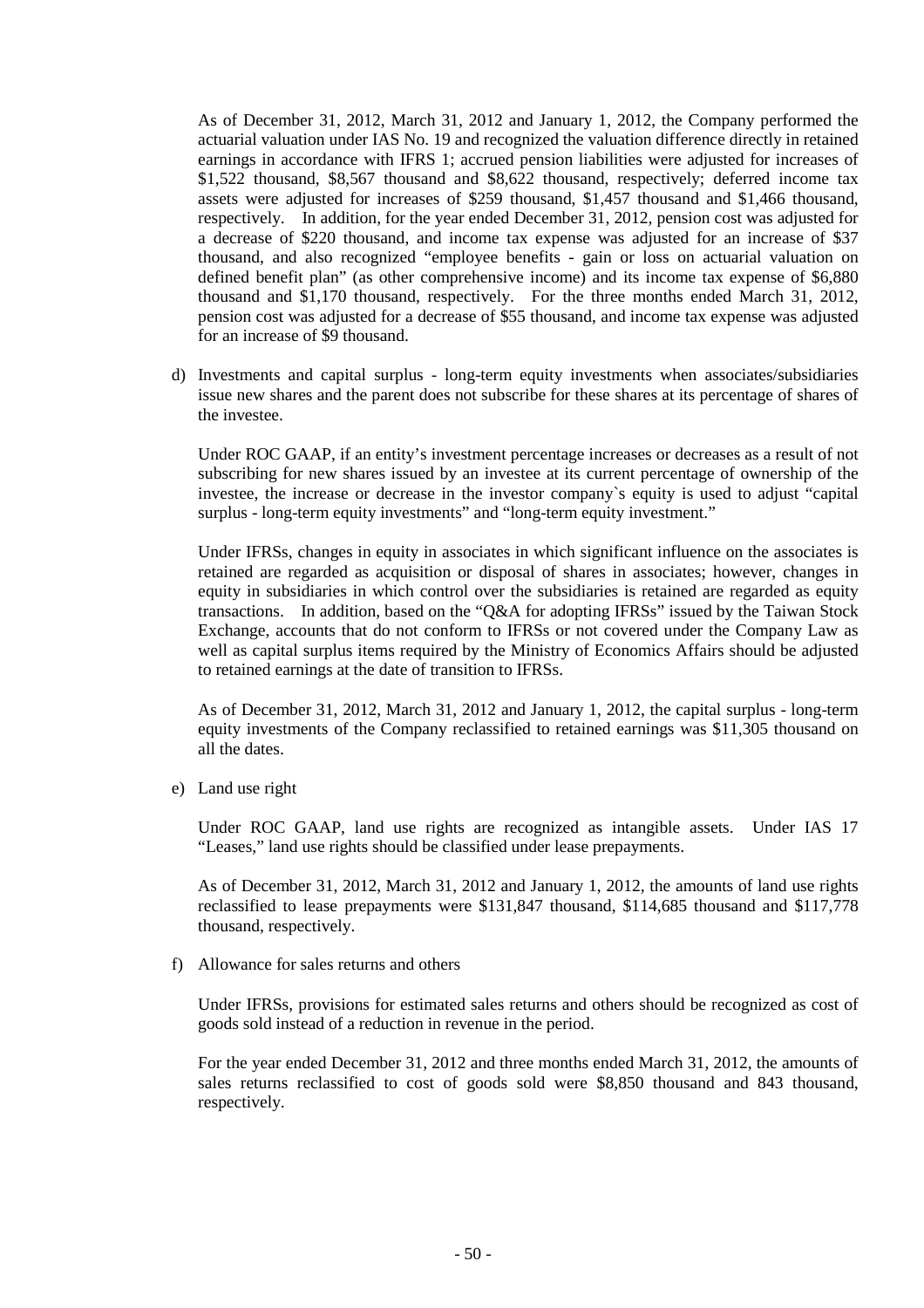As of December 31, 2012, March 31, 2012 and January 1, 2012, the Company performed the actuarial valuation under IAS No. 19 and recognized the valuation difference directly in retained earnings in accordance with IFRS 1; accrued pension liabilities were adjusted for increases of $1,522 thousand, $8,567 thousand and $8,622 thousand, respectively; deferred income tax assets were adjusted for increases of $259 thousand, $1,457 thousand and $1,466 thousand, respectively. In addition, for the year ended December 31, 2012, pension cost was adjusted for a decrease of $220 thousand, and income tax expense was adjusted for an increase of $37 thousand, and also recognized "employee benefits - gain or loss on actuarial valuation on defined benefit plan" (as other comprehensive income) and its income tax expense of $6,880 thousand and $1,170 thousand, respectively. For the three months ended March 31, 2012, pension cost was adjusted for a decrease of $55 thousand, and income tax expense was adjusted for an increase of $9 thousand.

d) Investments and capital surplus - long-term equity investments when associates/subsidiaries issue new shares and the parent does not subscribe for these shares at its percentage of shares of the investee.

   Under ROC GAAP, if an entity's investment percentage increases or decreases as a result of not subscribing for new shares issued by an investee at its current percentage of ownership of the investee, the increase or decrease in the investor company`s equity is used to adjust "capital surplus - long-term equity investments" and "long-term equity investment."

   Under IFRSs, changes in equity in associates in which significant influence on the associates is retained are regarded as acquisition or disposal of shares in associates; however, changes in equity in subsidiaries in which control over the subsidiaries is retained are regarded as equity transactions. In addition, based on the "Q&A for adopting IFRSs" issued by the Taiwan Stock Exchange, accounts that do not conform to IFRSs or not covered under the Company Law as well as capital surplus items required by the Ministry of Economics Affairs should be adjusted to retained earnings at the date of transition to IFRSs.

   As of December 31, 2012, March 31, 2012 and January 1, 2012, the capital surplus - long-term equity investments of the Company reclassified to retained earnings was $11,305 thousand on all the dates.

e) Land use right

   Under ROC GAAP, land use rights are recognized as intangible assets. Under IAS 17 "Leases," land use rights should be classified under lease prepayments.

   As of December 31, 2012, March 31, 2012 and January 1, 2012, the amounts of land use rights reclassified to lease prepayments were $131,847 thousand, $114,685 thousand and $117,778 thousand, respectively.

f) Allowance for sales returns and others

   Under IFRSs, provisions for estimated sales returns and others should be recognized as cost of goods sold instead of a reduction in revenue in the period.

   For the year ended December 31, 2012 and three months ended March 31, 2012, the amounts of sales returns reclassified to cost of goods sold were $8,850 thousand and 843 thousand, respectively.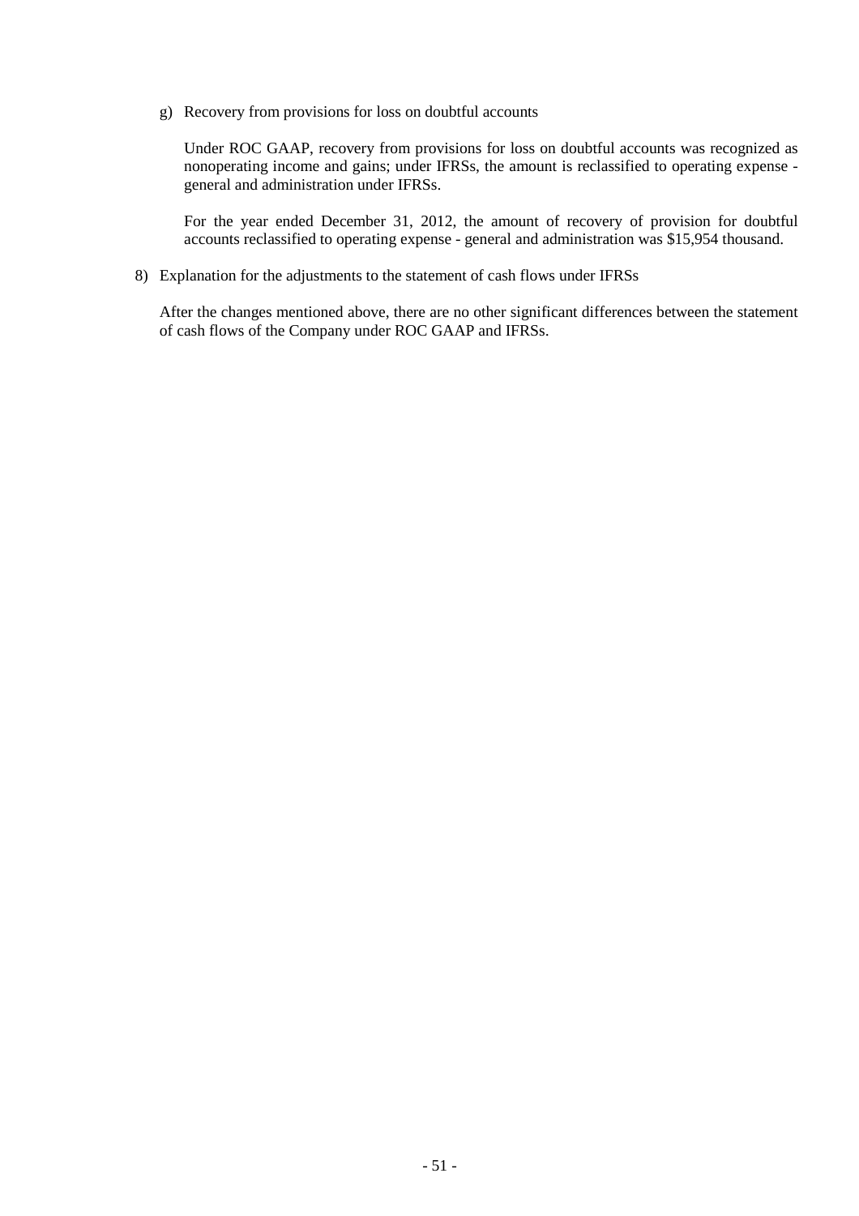g) Recovery from provisions for loss on doubtful accounts

Under ROC GAAP, recovery from provisions for loss on doubtful accounts was recognized as nonoperating income and gains; under IFRSs, the amount is reclassified to operating expense - general and administration under IFRSs.

For the year ended December 31, 2012, the amount of recovery of provision for doubtful accounts reclassified to operating expense - general and administration was $15,954 thousand.

8) Explanation for the adjustments to the statement of cash flows under IFRSs

After the changes mentioned above, there are no other significant differences between the statement of cash flows of the Company under ROC GAAP and IFRSs.